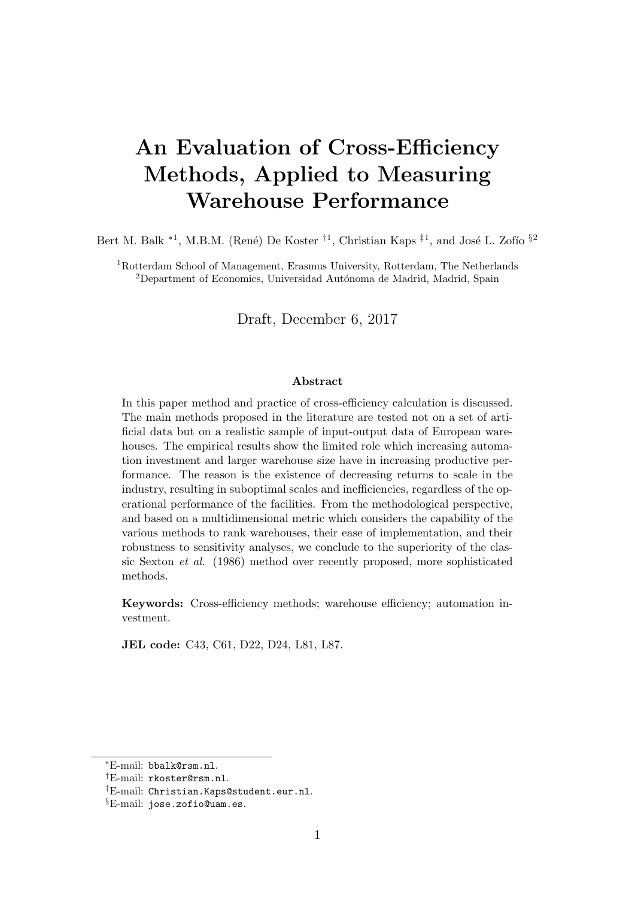# An Evaluation of Cross-Efficiency Methods, Applied to Measuring Warehouse Performance

Bert M. Balk [*1], M.B.M. (René) De Koster [†1], Christian Kaps [‡1], and José L. Zofío [§2]

[1] Rotterdam School of Management, Erasmus University, Rotterdam, The Netherlands
[2] Department of Economics, Universidad Autónoma de Madrid, Madrid, Spain

Draft, December 6, 2017

## Abstract

In this paper method and practice of cross-efficiency calculation is discussed. The main methods proposed in the literature are tested not on a set of artificial data but on a realistic sample of input-output data of European warehouses. The empirical results show the limited role which increasing automation investment and larger warehouse size have in increasing productive performance. The reason is the existence of decreasing returns to scale in the industry, resulting in suboptimal scales and inefficiencies, regardless of the operational performance of the facilities. From the methodological perspective, and based on a multidimensional metric which considers the capability of the various methods to rank warehouses, their ease of implementation, and their robustness to sensitivity analyses, we conclude to the superiority of the classic Sexton *et al.* (1986) method over recently proposed, more sophisticated methods.

**Keywords:** Cross-efficiency methods; warehouse efficiency; automation investment.

**JEL code:** C43, C61, D22, D24, L81, L87.

---

[*] E-mail: bbalk@rsm.nl.
[†] E-mail: rkoster@rsm.nl.
[‡] E-mail: Christian.Kaps@student.eur.nl.
[§] E-mail: jose.zofio@uam.es.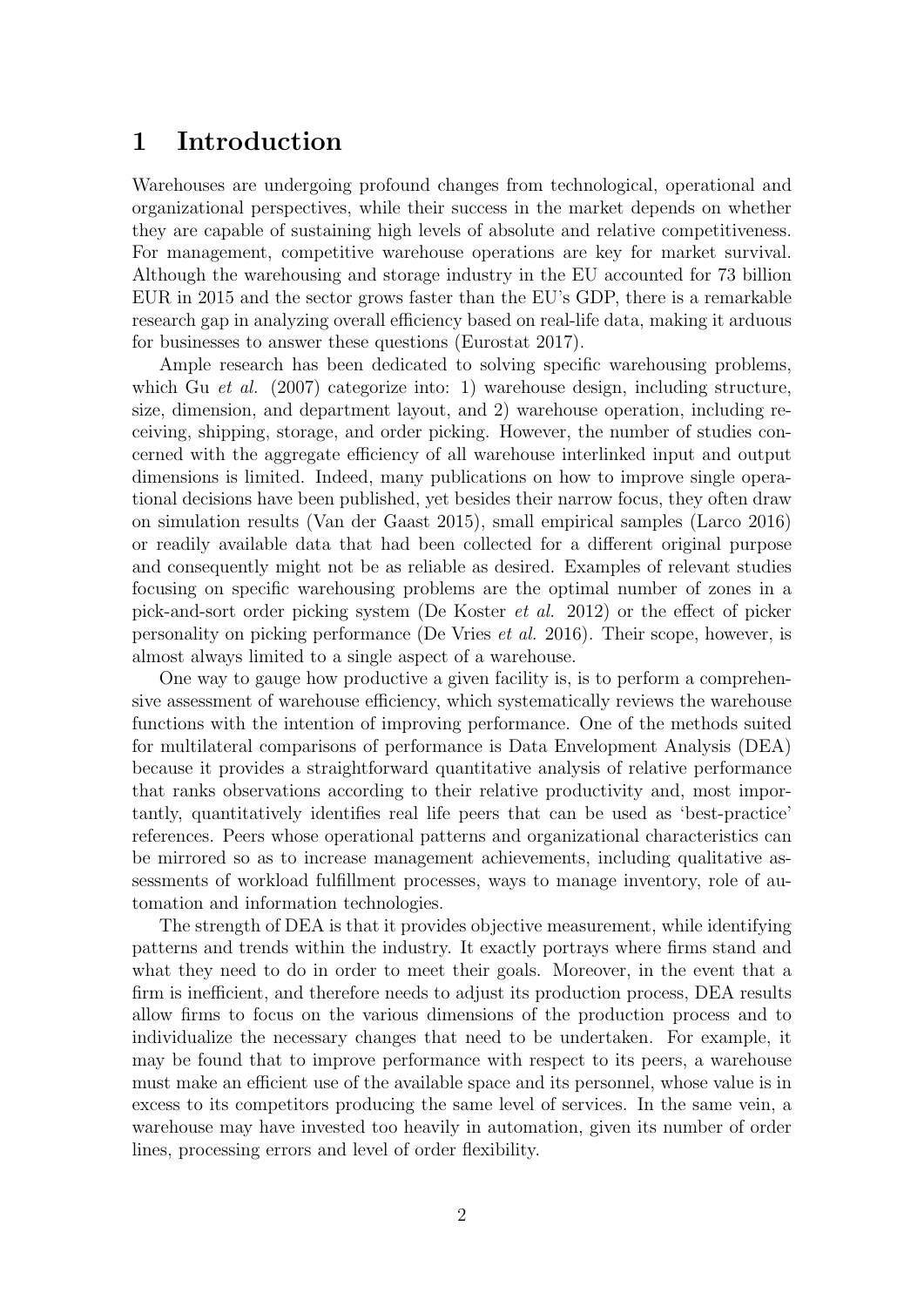# 1 Introduction

Warehouses are undergoing profound changes from technological, operational and organizational perspectives, while their success in the market depends on whether they are capable of sustaining high levels of absolute and relative competitiveness. For management, competitive warehouse operations are key for market survival. Although the warehousing and storage industry in the EU accounted for 73 billion EUR in 2015 and the sector grows faster than the EU's GDP, there is a remarkable research gap in analyzing overall efficiency based on real-life data, making it arduous for businesses to answer these questions (Eurostat 2017).

Ample research has been dedicated to solving specific warehousing problems, which Gu *et al.* (2007) categorize into: 1) warehouse design, including structure, size, dimension, and department layout, and 2) warehouse operation, including receiving, shipping, storage, and order picking. However, the number of studies concerned with the aggregate efficiency of all warehouse interlinked input and output dimensions is limited. Indeed, many publications on how to improve single operational decisions have been published, yet besides their narrow focus, they often draw on simulation results (Van der Gaast 2015), small empirical samples (Larco 2016) or readily available data that had been collected for a different original purpose and consequently might not be as reliable as desired. Examples of relevant studies focusing on specific warehousing problems are the optimal number of zones in a pick-and-sort order picking system (De Koster *et al.* 2012) or the effect of picker personality on picking performance (De Vries *et al.* 2016). Their scope, however, is almost always limited to a single aspect of a warehouse.

One way to gauge how productive a given facility is, is to perform a comprehensive assessment of warehouse efficiency, which systematically reviews the warehouse functions with the intention of improving performance. One of the methods suited for multilateral comparisons of performance is Data Envelopment Analysis (DEA) because it provides a straightforward quantitative analysis of relative performance that ranks observations according to their relative productivity and, most importantly, quantitatively identifies real life peers that can be used as 'best-practice' references. Peers whose operational patterns and organizational characteristics can be mirrored so as to increase management achievements, including qualitative assessments of workload fulfillment processes, ways to manage inventory, role of automation and information technologies.

The strength of DEA is that it provides objective measurement, while identifying patterns and trends within the industry. It exactly portrays where firms stand and what they need to do in order to meet their goals. Moreover, in the event that a firm is inefficient, and therefore needs to adjust its production process, DEA results allow firms to focus on the various dimensions of the production process and to individualize the necessary changes that need to be undertaken. For example, it may be found that to improve performance with respect to its peers, a warehouse must make an efficient use of the available space and its personnel, whose value is in excess to its competitors producing the same level of services. In the same vein, a warehouse may have invested too heavily in automation, given its number of order lines, processing errors and level of order flexibility.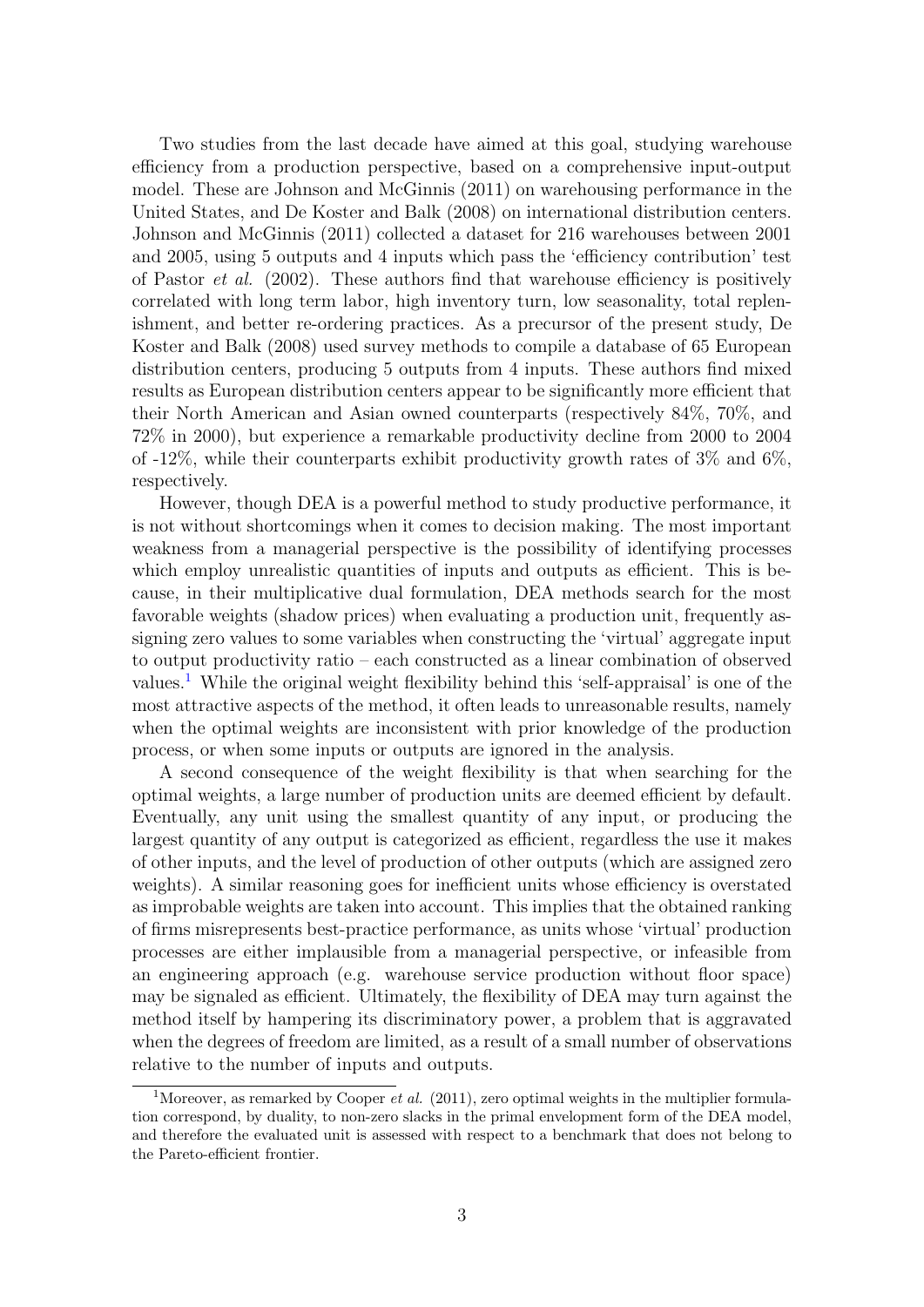Two studies from the last decade have aimed at this goal, studying warehouse efficiency from a production perspective, based on a comprehensive input-output model. These are Johnson and McGinnis (2011) on warehousing performance in the United States, and De Koster and Balk (2008) on international distribution centers. Johnson and McGinnis (2011) collected a dataset for 216 warehouses between 2001 and 2005, using 5 outputs and 4 inputs which pass the 'efficiency contribution' test of Pastor *et al.* (2002). These authors find that warehouse efficiency is positively correlated with long term labor, high inventory turn, low seasonality, total replenishment, and better re-ordering practices. As a precursor of the present study, De Koster and Balk (2008) used survey methods to compile a database of 65 European distribution centers, producing 5 outputs from 4 inputs. These authors find mixed results as European distribution centers appear to be significantly more efficient that their North American and Asian owned counterparts (respectively 84%, 70%, and 72% in 2000), but experience a remarkable productivity decline from 2000 to 2004 of -12%, while their counterparts exhibit productivity growth rates of 3% and 6%, respectively.

However, though DEA is a powerful method to study productive performance, it is not without shortcomings when it comes to decision making. The most important weakness from a managerial perspective is the possibility of identifying processes which employ unrealistic quantities of inputs and outputs as efficient. This is because, in their multiplicative dual formulation, DEA methods search for the most favorable weights (shadow prices) when evaluating a production unit, frequently assigning zero values to some variables when constructing the 'virtual' aggregate input to output productivity ratio – each constructed as a linear combination of observed values.[1] While the original weight flexibility behind this 'self-appraisal' is one of the most attractive aspects of the method, it often leads to unreasonable results, namely when the optimal weights are inconsistent with prior knowledge of the production process, or when some inputs or outputs are ignored in the analysis.

A second consequence of the weight flexibility is that when searching for the optimal weights, a large number of production units are deemed efficient by default. Eventually, any unit using the smallest quantity of any input, or producing the largest quantity of any output is categorized as efficient, regardless the use it makes of other inputs, and the level of production of other outputs (which are assigned zero weights). A similar reasoning goes for inefficient units whose efficiency is overstated as improbable weights are taken into account. This implies that the obtained ranking of firms misrepresents best-practice performance, as units whose 'virtual' production processes are either implausible from a managerial perspective, or infeasible from an engineering approach (e.g. warehouse service production without floor space) may be signaled as efficient. Ultimately, the flexibility of DEA may turn against the method itself by hampering its discriminatory power, a problem that is aggravated when the degrees of freedom are limited, as a result of a small number of observations relative to the number of inputs and outputs.

[1] Moreover, as remarked by Cooper *et al.* (2011), zero optimal weights in the multiplier formulation correspond, by duality, to non-zero slacks in the primal envelopment form of the DEA model, and therefore the evaluated unit is assessed with respect to a benchmark that does not belong to the Pareto-efficient frontier.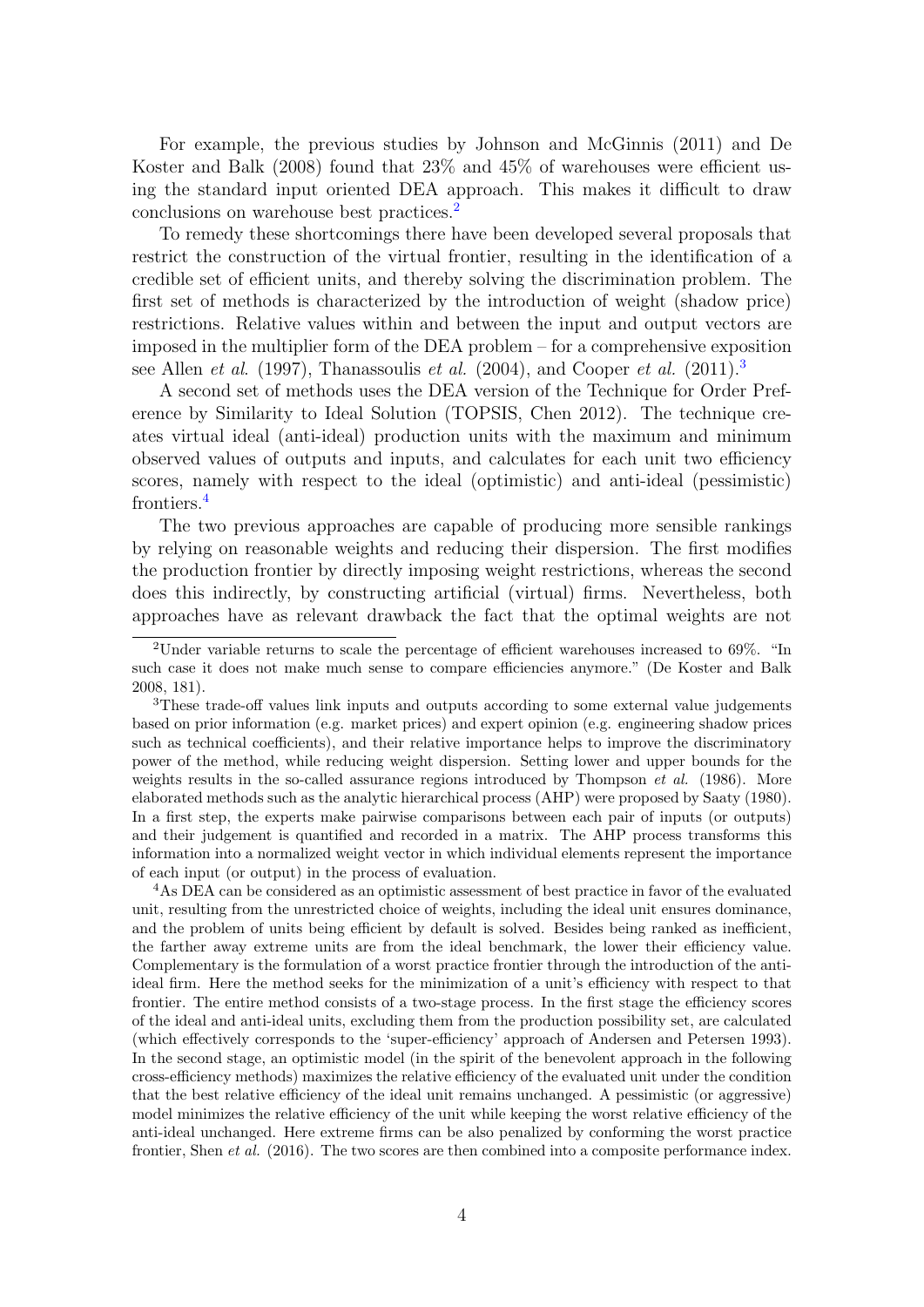For example, the previous studies by Johnson and McGinnis (2011) and De Koster and Balk (2008) found that 23% and 45% of warehouses were efficient using the standard input oriented DEA approach. This makes it difficult to draw conclusions on warehouse best practices.[2]

To remedy these shortcomings there have been developed several proposals that restrict the construction of the virtual frontier, resulting in the identification of a credible set of efficient units, and thereby solving the discrimination problem. The first set of methods is characterized by the introduction of weight (shadow price) restrictions. Relative values within and between the input and output vectors are imposed in the multiplier form of the DEA problem – for a comprehensive exposition see Allen *et al.* (1997), Thanassoulis *et al.* (2004), and Cooper *et al.* (2011).[3]

A second set of methods uses the DEA version of the Technique for Order Preference by Similarity to Ideal Solution (TOPSIS, Chen 2012). The technique creates virtual ideal (anti-ideal) production units with the maximum and minimum observed values of outputs and inputs, and calculates for each unit two efficiency scores, namely with respect to the ideal (optimistic) and anti-ideal (pessimistic) frontiers.[4]

The two previous approaches are capable of producing more sensible rankings by relying on reasonable weights and reducing their dispersion. The first modifies the production frontier by directly imposing weight restrictions, whereas the second does this indirectly, by constructing artificial (virtual) firms. Nevertheless, both approaches have as relevant drawback the fact that the optimal weights are not

---

[2] Under variable returns to scale the percentage of efficient warehouses increased to 69%. "In such case it does not make much sense to compare efficiencies anymore." (De Koster and Balk 2008, 181).

[3] These trade-off values link inputs and outputs according to some external value judgements based on prior information (e.g. market prices) and expert opinion (e.g. engineering shadow prices such as technical coefficients), and their relative importance helps to improve the discriminatory power of the method, while reducing weight dispersion. Setting lower and upper bounds for the weights results in the so-called assurance regions introduced by Thompson *et al.* (1986). More elaborated methods such as the analytic hierarchical process (AHP) were proposed by Saaty (1980). In a first step, the experts make pairwise comparisons between each pair of inputs (or outputs) and their judgement is quantified and recorded in a matrix. The AHP process transforms this information into a normalized weight vector in which individual elements represent the importance of each input (or output) in the process of evaluation.

[4] As DEA can be considered as an optimistic assessment of best practice in favor of the evaluated unit, resulting from the unrestricted choice of weights, including the ideal unit ensures dominance, and the problem of units being efficient by default is solved. Besides being ranked as inefficient, the farther away extreme units are from the ideal benchmark, the lower their efficiency value. Complementary is the formulation of a worst practice frontier through the introduction of the anti-ideal firm. Here the method seeks for the minimization of a unit's efficiency with respect to that frontier. The entire method consists of a two-stage process. In the first stage the efficiency scores of the ideal and anti-ideal units, excluding them from the production possibility set, are calculated (which effectively corresponds to the 'super-efficiency' approach of Andersen and Petersen 1993). In the second stage, an optimistic model (in the spirit of the benevolent approach in the following cross-efficiency methods) maximizes the relative efficiency of the evaluated unit under the condition that the best relative efficiency of the ideal unit remains unchanged. A pessimistic (or aggressive) model minimizes the relative efficiency of the unit while keeping the worst relative efficiency of the anti-ideal unchanged. Here extreme firms can be also penalized by conforming the worst practice frontier, Shen *et al.* (2016). The two scores are then combined into a composite performance index.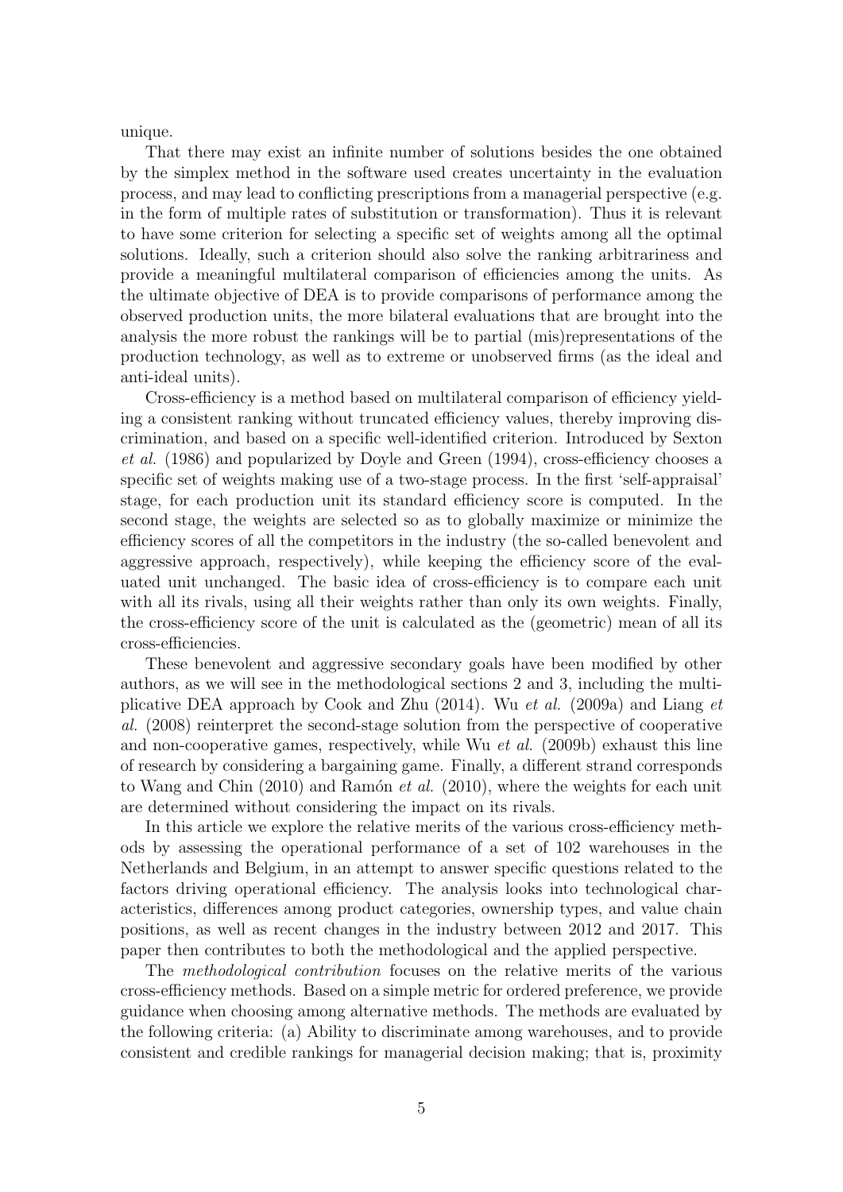unique.

That there may exist an infinite number of solutions besides the one obtained by the simplex method in the software used creates uncertainty in the evaluation process, and may lead to conflicting prescriptions from a managerial perspective (e.g. in the form of multiple rates of substitution or transformation). Thus it is relevant to have some criterion for selecting a specific set of weights among all the optimal solutions. Ideally, such a criterion should also solve the ranking arbitrariness and provide a meaningful multilateral comparison of efficiencies among the units. As the ultimate objective of DEA is to provide comparisons of performance among the observed production units, the more bilateral evaluations that are brought into the analysis the more robust the rankings will be to partial (mis)representations of the production technology, as well as to extreme or unobserved firms (as the ideal and anti-ideal units).

Cross-efficiency is a method based on multilateral comparison of efficiency yielding a consistent ranking without truncated efficiency values, thereby improving discrimination, and based on a specific well-identified criterion. Introduced by Sexton *et al.* (1986) and popularized by Doyle and Green (1994), cross-efficiency chooses a specific set of weights making use of a two-stage process. In the first 'self-appraisal' stage, for each production unit its standard efficiency score is computed. In the second stage, the weights are selected so as to globally maximize or minimize the efficiency scores of all the competitors in the industry (the so-called benevolent and aggressive approach, respectively), while keeping the efficiency score of the evaluated unit unchanged. The basic idea of cross-efficiency is to compare each unit with all its rivals, using all their weights rather than only its own weights. Finally, the cross-efficiency score of the unit is calculated as the (geometric) mean of all its cross-efficiencies.

These benevolent and aggressive secondary goals have been modified by other authors, as we will see in the methodological sections 2 and 3, including the multiplicative DEA approach by Cook and Zhu (2014). Wu *et al.* (2009a) and Liang *et al.* (2008) reinterpret the second-stage solution from the perspective of cooperative and non-cooperative games, respectively, while Wu *et al.* (2009b) exhaust this line of research by considering a bargaining game. Finally, a different strand corresponds to Wang and Chin (2010) and Ramón *et al.* (2010), where the weights for each unit are determined without considering the impact on its rivals.

In this article we explore the relative merits of the various cross-efficiency methods by assessing the operational performance of a set of 102 warehouses in the Netherlands and Belgium, in an attempt to answer specific questions related to the factors driving operational efficiency. The analysis looks into technological characteristics, differences among product categories, ownership types, and value chain positions, as well as recent changes in the industry between 2012 and 2017. This paper then contributes to both the methodological and the applied perspective.

The *methodological contribution* focuses on the relative merits of the various cross-efficiency methods. Based on a simple metric for ordered preference, we provide guidance when choosing among alternative methods. The methods are evaluated by the following criteria: (a) Ability to discriminate among warehouses, and to provide consistent and credible rankings for managerial decision making; that is, proximity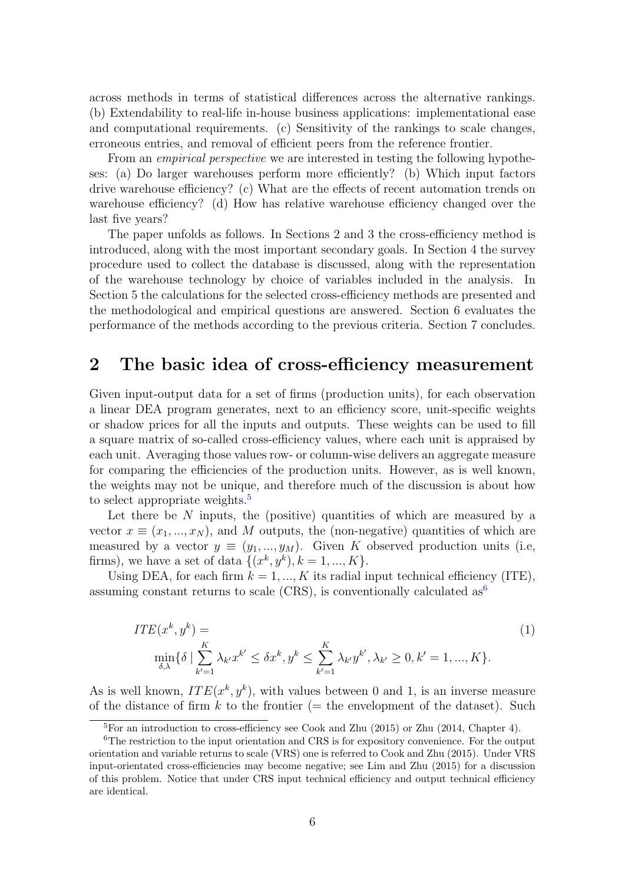across methods in terms of statistical differences across the alternative rankings. (b) Extendability to real-life in-house business applications: implementational ease and computational requirements. (c) Sensitivity of the rankings to scale changes, erroneous entries, and removal of efficient peers from the reference frontier.

From an *empirical perspective* we are interested in testing the following hypotheses: (a) Do larger warehouses perform more efficiently? (b) Which input factors drive warehouse efficiency? (c) What are the effects of recent automation trends on warehouse efficiency? (d) How has relative warehouse efficiency changed over the last five years?

The paper unfolds as follows. In Sections 2 and 3 the cross-efficiency method is introduced, along with the most important secondary goals. In Section 4 the survey procedure used to collect the database is discussed, along with the representation of the warehouse technology by choice of variables included in the analysis. In Section 5 the calculations for the selected cross-efficiency methods are presented and the methodological and empirical questions are answered. Section 6 evaluates the performance of the methods according to the previous criteria. Section 7 concludes.

## 2 The basic idea of cross-efficiency measurement

Given input-output data for a set of firms (production units), for each observation a linear DEA program generates, next to an efficiency score, unit-specific weights or shadow prices for all the inputs and outputs. These weights can be used to fill a square matrix of so-called cross-efficiency values, where each unit is appraised by each unit. Averaging those values row- or column-wise delivers an aggregate measure for comparing the efficiencies of the production units. However, as is well known, the weights may not be unique, and therefore much of the discussion is about how to select appropriate weights.[5]

Let there be $N$ inputs, the (positive) quantities of which are measured by a vector $x \equiv (x_1, ..., x_N)$, and $M$ outputs, the (non-negative) quantities of which are measured by a vector $y \equiv (y_1, ..., y_M)$. Given $K$ observed production units (i.e, firms), we have a set of data $\{(x^k, y^k), k = 1, ..., K\}$.

Using DEA, for each firm $k = 1, ..., K$ its radial input technical efficiency (ITE), assuming constant returns to scale (CRS), is conventionally calculated as[6]

$$ITE(x^k, y^k) = \min_{\delta,\lambda}\{\delta \mid \sum_{k'=1}^{K} \lambda_{k'} x^{k'} \leq \delta x^k, y^k \leq \sum_{k'=1}^{K} \lambda_{k'} y^{k'}, \lambda_{k'} \geq 0, k' = 1, ..., K\}. \tag{1}$$

As is well known, $ITE(x^k, y^k)$, with values between 0 and 1, is an inverse measure of the distance of firm $k$ to the frontier (= the envelopment of the dataset). Such

[5] For an introduction to cross-efficiency see Cook and Zhu (2015) or Zhu (2014, Chapter 4).

[6] The restriction to the input orientation and CRS is for expository convenience. For the output orientation and variable returns to scale (VRS) one is referred to Cook and Zhu (2015). Under VRS input-orientated cross-efficiencies may become negative; see Lim and Zhu (2015) for a discussion of this problem. Notice that under CRS input technical efficiency and output technical efficiency are identical.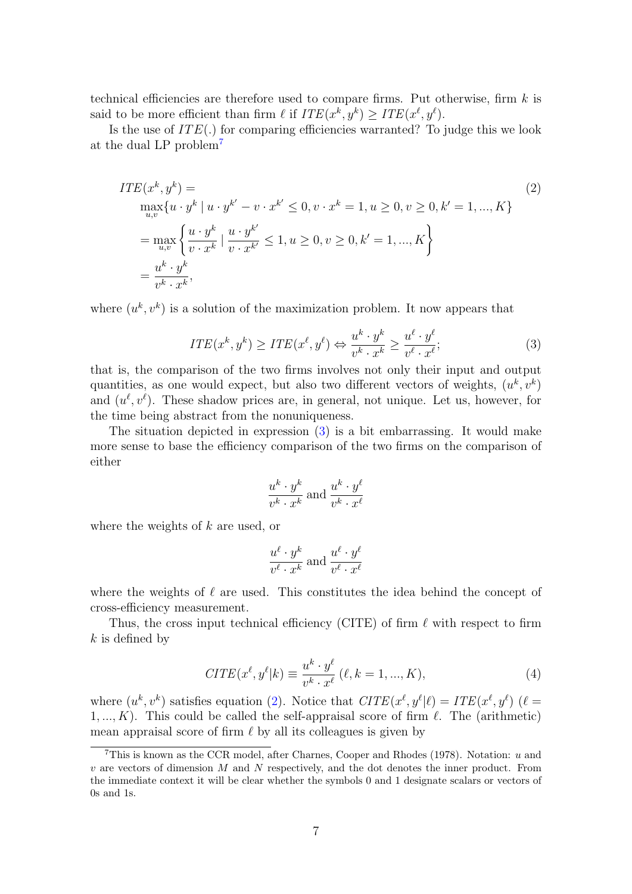technical efficiencies are therefore used to compare firms. Put otherwise, firm $k$ is said to be more efficient than firm $\ell$ if $ITE(x^k, y^k) \geq ITE(x^\ell, y^\ell)$.

Is the use of $ITE(.)$ for comparing efficiencies warranted? To judge this we look at the dual LP problem[7]

$$
\begin{aligned}
& ITE(x^k, y^k) = \\
& \quad \max_{u,v} \{u \cdot y^k \mid u \cdot y^{k'} - v \cdot x^{k'} \leq 0, v \cdot x^k = 1, u \geq 0, v \geq 0, k' = 1, ..., K\} \\
& \quad = \max_{u,v} \left\{ \frac{u \cdot y^k}{v \cdot x^k} \mid \frac{u \cdot y^{k'}}{v \cdot x^{k'}} \leq 1, u \geq 0, v \geq 0, k' = 1, ..., K \right\} \\
& \quad = \frac{u^k \cdot y^k}{v^k \cdot x^k},
\end{aligned} \tag{2}
$$

where $(u^k, v^k)$ is a solution of the maximization problem. It now appears that

$$
ITE(x^k, y^k) \geq ITE(x^\ell, y^\ell) \Leftrightarrow \frac{u^k \cdot y^k}{v^k \cdot x^k} \geq \frac{u^\ell \cdot y^\ell}{v^\ell \cdot x^\ell}; \tag{3}
$$

that is, the comparison of the two firms involves not only their input and output quantities, as one would expect, but also two different vectors of weights, $(u^k, v^k)$ and $(u^\ell, v^\ell)$. These shadow prices are, in general, not unique. Let us, however, for the time being abstract from the nonuniqueness.

The situation depicted in expression (3) is a bit embarrassing. It would make more sense to base the efficiency comparison of the two firms on the comparison of either

$$
\frac{u^k \cdot y^k}{v^k \cdot x^k} \text{ and } \frac{u^k \cdot y^\ell}{v^k \cdot x^\ell}
$$

where the weights of $k$ are used, or

$$
\frac{u^\ell \cdot y^k}{v^\ell \cdot x^k} \text{ and } \frac{u^\ell \cdot y^\ell}{v^\ell \cdot x^\ell}
$$

where the weights of $\ell$ are used. This constitutes the idea behind the concept of cross-efficiency measurement.

Thus, the cross input technical efficiency (CITE) of firm $\ell$ with respect to firm $k$ is defined by

$$
CITE(x^\ell, y^\ell | k) \equiv \frac{u^k \cdot y^\ell}{v^k \cdot x^\ell} \; (\ell, k = 1, ..., K), \tag{4}
$$

where $(u^k, v^k)$ satisfies equation (2). Notice that $CITE(x^\ell, y^\ell | \ell) = ITE(x^\ell, y^\ell)$ ($\ell = 1, ..., K$). This could be called the self-appraisal score of firm $\ell$. The (arithmetic) mean appraisal score of firm $\ell$ by all its colleagues is given by

[7] This is known as the CCR model, after Charnes, Cooper and Rhodes (1978). Notation: $u$ and $v$ are vectors of dimension $M$ and $N$ respectively, and the dot denotes the inner product. From the immediate context it will be clear whether the symbols 0 and 1 designate scalars or vectors of 0s and 1s.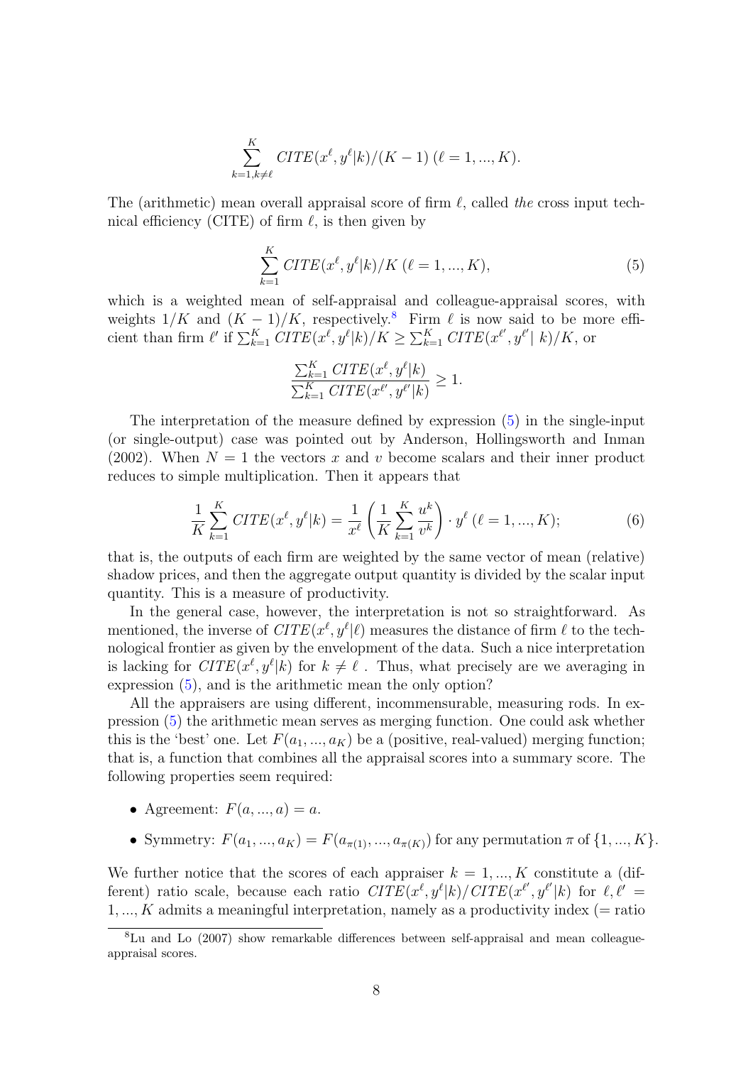$$\sum_{k=1,k\neq\ell}^{K} CITE(x^\ell, y^\ell|k)/(K-1) \; (\ell = 1, ..., K).$$

The (arithmetic) mean overall appraisal score of firm $\ell$, called *the* cross input technical efficiency (CITE) of firm $\ell$, is then given by

$$\sum_{k=1}^{K} CITE(x^\ell, y^\ell|k)/K \; (\ell = 1, ..., K), \tag{5}$$

which is a weighted mean of self-appraisal and colleague-appraisal scores, with weights $1/K$ and $(K-1)/K$, respectively.[8] Firm $\ell$ is now said to be more efficient than firm $\ell'$ if $\sum_{k=1}^{K} CITE(x^\ell, y^\ell|k)/K \geq \sum_{k=1}^{K} CITE(x^{\ell'}, y^{\ell'}|\,k)/K$, or

$$\frac{\sum_{k=1}^{K} CITE(x^\ell, y^\ell|k)}{\sum_{k=1}^{K} CITE(x^{\ell'}, y^{\ell'}|k)} \geq 1.$$

The interpretation of the measure defined by expression (5) in the single-input (or single-output) case was pointed out by Anderson, Hollingsworth and Inman (2002). When $N = 1$ the vectors $x$ and $v$ become scalars and their inner product reduces to simple multiplication. Then it appears that

$$\frac{1}{K}\sum_{k=1}^{K} CITE(x^\ell, y^\ell|k) = \frac{1}{x^\ell}\left(\frac{1}{K}\sum_{k=1}^{K}\frac{u^k}{v^k}\right)\cdot y^\ell \; (\ell = 1, ..., K); \tag{6}$$

that is, the outputs of each firm are weighted by the same vector of mean (relative) shadow prices, and then the aggregate output quantity is divided by the scalar input quantity. This is a measure of productivity.

In the general case, however, the interpretation is not so straightforward. As mentioned, the inverse of $CITE(x^\ell, y^\ell|\ell)$ measures the distance of firm $\ell$ to the technological frontier as given by the envelopment of the data. Such a nice interpretation is lacking for $CITE(x^\ell, y^\ell|k)$ for $k \neq \ell$ . Thus, what precisely are we averaging in expression (5), and is the arithmetic mean the only option?

All the appraisers are using different, incommensurable, measuring rods. In expression (5) the arithmetic mean serves as merging function. One could ask whether this is the 'best' one. Let $F(a_1, ..., a_K)$ be a (positive, real-valued) merging function; that is, a function that combines all the appraisal scores into a summary score. The following properties seem required:

- Agreement: $F(a, ..., a) = a$.
- Symmetry: $F(a_1, ..., a_K) = F(a_{\pi(1)}, ..., a_{\pi(K)})$ for any permutation $\pi$ of $\{1, ..., K\}$.

We further notice that the scores of each appraiser $k = 1, ..., K$ constitute a (different) ratio scale, because each ratio $CITE(x^\ell, y^\ell|k)/CITE(x^{\ell'}, y^{\ell'}|k)$ for $\ell, \ell' = 1, ..., K$ admits a meaningful interpretation, namely as a productivity index (= ratio

[8] Lu and Lo (2007) show remarkable differences between self-appraisal and mean colleague-appraisal scores.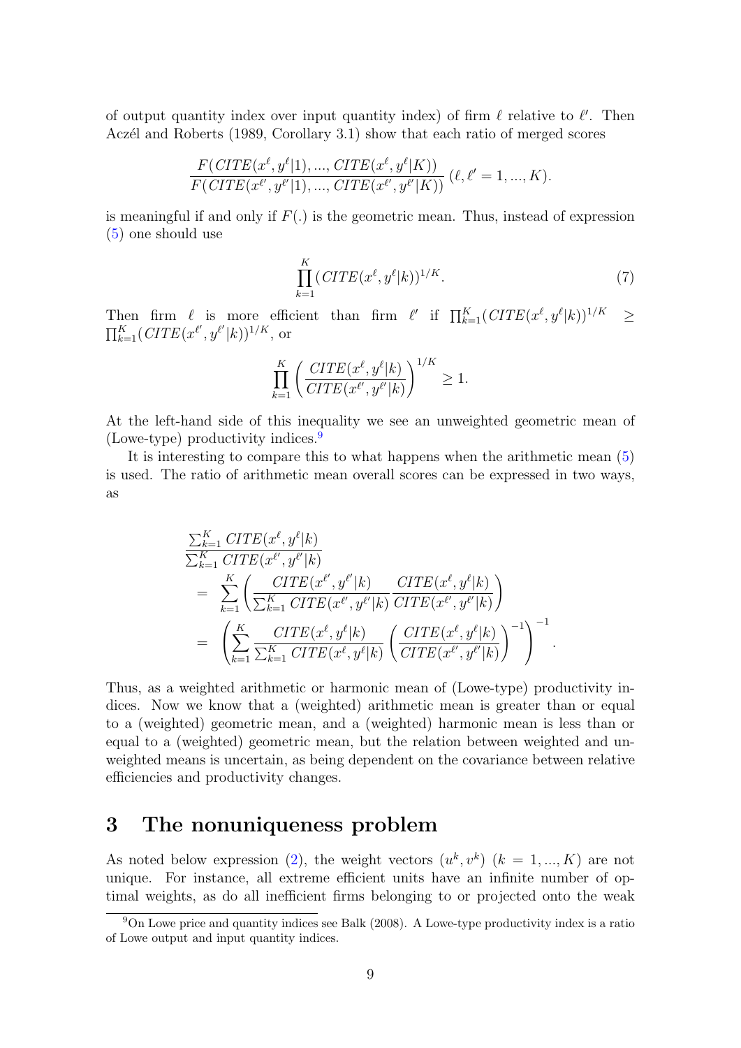of output quantity index over input quantity index) of firm $\ell$ relative to $\ell'$. Then Aczél and Roberts (1989, Corollary 3.1) show that each ratio of merged scores

$$\frac{F(CITE(x^{\ell}, y^{\ell}|1), ..., CITE(x^{\ell}, y^{\ell}|K))}{F(CITE(x^{\ell'}, y^{\ell'}|1), ..., CITE(x^{\ell'}, y^{\ell'}|K))} \; (\ell, \ell' = 1, ..., K).$$

is meaningful if and only if $F(.)$ is the geometric mean. Thus, instead of expression (5) one should use

$$\prod_{k=1}^{K} (CITE(x^{\ell}, y^{\ell}|k))^{1/K}. \tag{7}$$

Then firm $\ell$ is more efficient than firm $\ell'$ if $\prod_{k=1}^{K} (CITE(x^{\ell}, y^{\ell}|k))^{1/K} \geq \prod_{k=1}^{K} (CITE(x^{\ell'}, y^{\ell'}|k))^{1/K}$, or

$$\prod_{k=1}^{K} \left( \frac{CITE(x^{\ell}, y^{\ell}|k)}{CITE(x^{\ell'}, y^{\ell'}|k)} \right)^{1/K} \geq 1.$$

At the left-hand side of this inequality we see an unweighted geometric mean of (Lowe-type) productivity indices.[9]

It is interesting to compare this to what happens when the arithmetic mean (5) is used. The ratio of arithmetic mean overall scores can be expressed in two ways, as

$$\begin{aligned}
&\frac{\sum_{k=1}^{K} CITE(x^{\ell}, y^{\ell}|k)}{\sum_{k=1}^{K} CITE(x^{\ell'}, y^{\ell'}|k)} \\
&= \sum_{k=1}^{K} \left( \frac{CITE(x^{\ell'}, y^{\ell'}|k)}{\sum_{k=1}^{K} CITE(x^{\ell'}, y^{\ell'}|k)} \frac{CITE(x^{\ell}, y^{\ell}|k)}{CITE(x^{\ell'}, y^{\ell'}|k)} \right) \\
&= \left( \sum_{k=1}^{K} \frac{CITE(x^{\ell}, y^{\ell}|k)}{\sum_{k=1}^{K} CITE(x^{\ell}, y^{\ell}|k)} \left( \frac{CITE(x^{\ell}, y^{\ell}|k)}{CITE(x^{\ell'}, y^{\ell'}|k)} \right)^{-1} \right)^{-1}.
\end{aligned}$$

Thus, as a weighted arithmetic or harmonic mean of (Lowe-type) productivity indices. Now we know that a (weighted) arithmetic mean is greater than or equal to a (weighted) geometric mean, and a (weighted) harmonic mean is less than or equal to a (weighted) geometric mean, but the relation between weighted and unweighted means is uncertain, as being dependent on the covariance between relative efficiencies and productivity changes.

## 3 The nonuniqueness problem

As noted below expression (2), the weight vectors $(u^k, v^k)$ $(k = 1, ..., K)$ are not unique. For instance, all extreme efficient units have an infinite number of optimal weights, as do all inefficient firms belonging to or projected onto the weak

[9] On Lowe price and quantity indices see Balk (2008). A Lowe-type productivity index is a ratio of Lowe output and input quantity indices.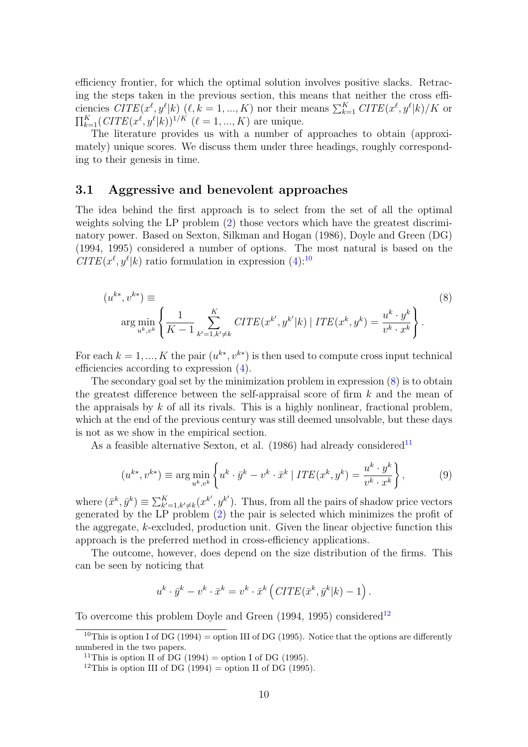efficiency frontier, for which the optimal solution involves positive slacks. Retracing the steps taken in the previous section, this means that neither the cross efficiencies $CITE(x^\ell, y^\ell|k)$ $(\ell, k = 1, ..., K)$ nor their means $\sum_{k=1}^{K} CITE(x^\ell, y^\ell|k)/K$ or $\prod_{k=1}^{K}(CITE(x^\ell, y^\ell|k))^{1/K}$ $(\ell = 1, ..., K)$ are unique.

The literature provides us with a number of approaches to obtain (approximately) unique scores. We discuss them under three headings, roughly corresponding to their genesis in time.

### 3.1 Aggressive and benevolent approaches

The idea behind the first approach is to select from the set of all the optimal weights solving the LP problem (2) those vectors which have the greatest discriminatory power. Based on Sexton, Silkman and Hogan (1986), Doyle and Green (DG) (1994, 1995) considered a number of options. The most natural is based on the $CITE(x^\ell, y^\ell|k)$ ratio formulation in expression (4):[10]

$$
\begin{aligned}
&(u^{k*}, v^{k*}) \equiv \\
&\qquad \arg\min_{u^k, v^k} \left\{ \frac{1}{K-1} \sum_{k'=1, k' \neq k}^{K} CITE(x^{k'}, y^{k'}|k) \mid ITE(x^k, y^k) = \frac{u^k \cdot y^k}{v^k \cdot x^k} \right\}.
\end{aligned}
\tag{8}
$$

For each $k = 1, ..., K$ the pair $(u^{k*}, v^{k*})$ is then used to compute cross input technical efficiencies according to expression (4).

The secondary goal set by the minimization problem in expression (8) is to obtain the greatest difference between the self-appraisal score of firm $k$ and the mean of the appraisals by $k$ of all its rivals. This is a highly nonlinear, fractional problem, which at the end of the previous century was still deemed unsolvable, but these days is not as we show in the empirical section.

As a feasible alternative Sexton, et al. (1986) had already considered[11]

$$
(u^{k*}, v^{k*}) \equiv \arg\min_{u^k, v^k} \left\{ u^k \cdot \bar{y}^k - v^k \cdot \bar{x}^k \mid ITE(x^k, y^k) = \frac{u^k \cdot y^k}{v^k \cdot x^k} \right\},
\tag{9}
$$

where $(\bar{x}^k, \bar{y}^k) \equiv \sum_{k'=1, k' \neq k}^{K}(x^{k'}, y^{k'})$. Thus, from all the pairs of shadow price vectors generated by the LP problem (2) the pair is selected which minimizes the profit of the aggregate, $k$-excluded, production unit. Given the linear objective function this approach is the preferred method in cross-efficiency applications.

The outcome, however, does depend on the size distribution of the firms. This can be seen by noticing that

$$
u^k \cdot \bar{y}^k - v^k \cdot \bar{x}^k = v^k \cdot \bar{x}^k \left( CITE(\bar{x}^k, \bar{y}^k|k) - 1 \right).
$$

To overcome this problem Doyle and Green (1994, 1995) considered[12]

[10] This is option I of DG (1994) = option III of DG (1995). Notice that the options are differently numbered in the two papers.

[11] This is option II of DG (1994) = option I of DG (1995).

[12] This is option III of DG (1994) = option II of DG (1995).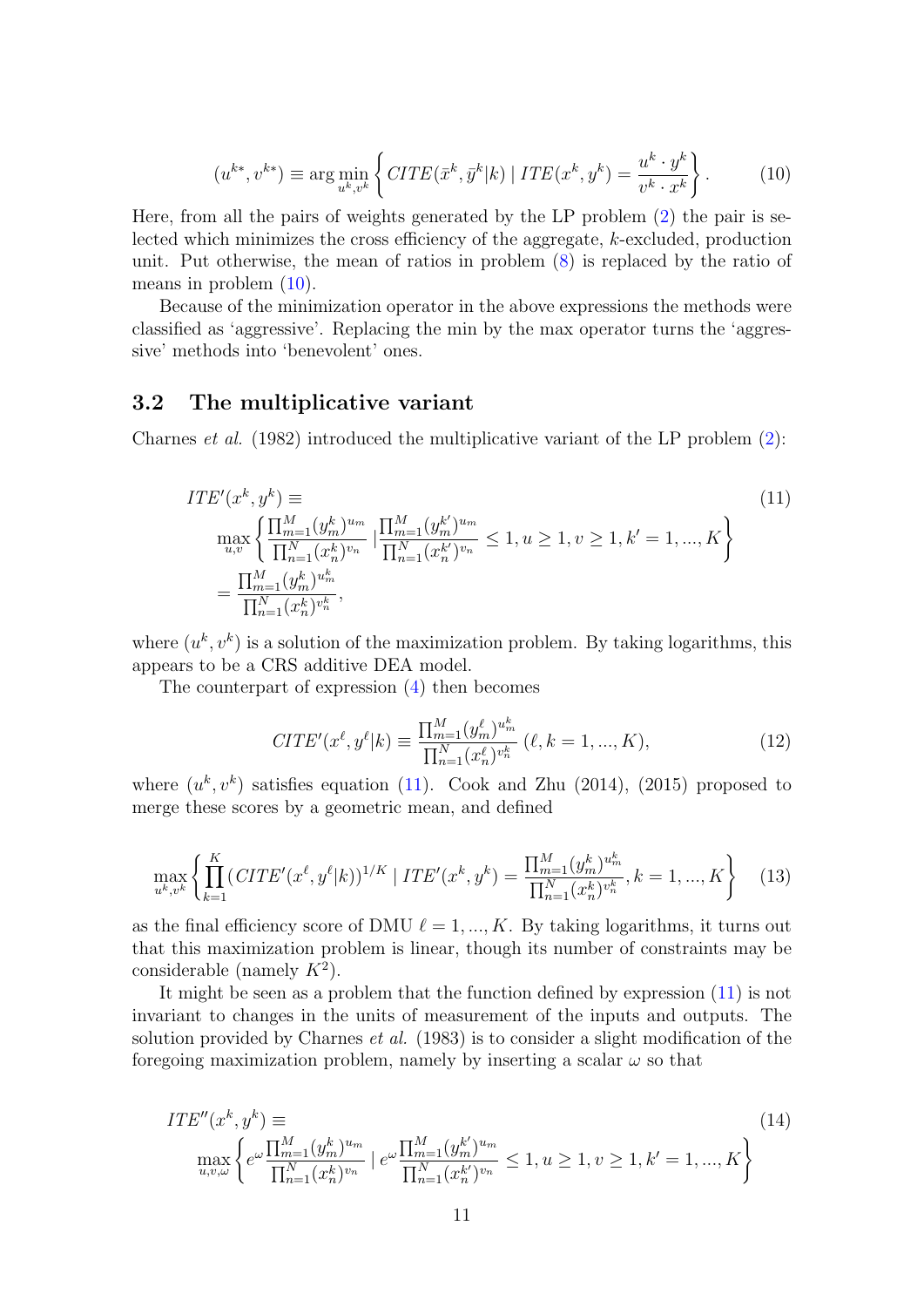$$(u^{k*}, v^{k*}) \equiv \arg\min_{u^k, v^k} \left\{ CITE(\bar{x}^k, \bar{y}^k|k) \mid ITE(x^k, y^k) = \frac{u^k \cdot y^k}{v^k \cdot x^k} \right\}. \tag{10}$$

Here, from all the pairs of weights generated by the LP problem (2) the pair is selected which minimizes the cross efficiency of the aggregate, $k$-excluded, production unit. Put otherwise, the mean of ratios in problem (8) is replaced by the ratio of means in problem (10).

Because of the minimization operator in the above expressions the methods were classified as 'aggressive'. Replacing the min by the max operator turns the 'aggressive' methods into 'benevolent' ones.

## 3.2 The multiplicative variant

Charnes *et al.* (1982) introduced the multiplicative variant of the LP problem (2):

$$\begin{aligned} &ITE'(x^k, y^k) \equiv \\ &\quad \max_{u,v} \left\{ \frac{\prod_{m=1}^{M} (y_m^k)^{u_m}}{\prod_{n=1}^{N} (x_n^k)^{v_n}} \mid \frac{\prod_{m=1}^{M} (y_m^{k'})^{u_m}}{\prod_{n=1}^{N} (x_n^{k'})^{v_n}} \leq 1, u \geq 1, v \geq 1, k' = 1, ..., K \right\} \\ &\quad = \frac{\prod_{m=1}^{M} (y_m^k)^{u_m^k}}{\prod_{n=1}^{N} (x_n^k)^{v_n^k}}, \end{aligned} \tag{11}$$

where $(u^k, v^k)$ is a solution of the maximization problem. By taking logarithms, this appears to be a CRS additive DEA model.

The counterpart of expression (4) then becomes

$$CITE'(x^\ell, y^\ell|k) \equiv \frac{\prod_{m=1}^{M} (y_m^\ell)^{u_m^k}}{\prod_{n=1}^{N} (x_n^\ell)^{v_n^k}} \ (\ell, k = 1, ..., K), \tag{12}$$

where $(u^k, v^k)$ satisfies equation (11). Cook and Zhu (2014), (2015) proposed to merge these scores by a geometric mean, and defined

$$\max_{u^k, v^k} \left\{ \prod_{k=1}^{K} (CITE'(x^\ell, y^\ell|k))^{1/K} \mid ITE'(x^k, y^k) = \frac{\prod_{m=1}^{M} (y_m^k)^{u_m^k}}{\prod_{n=1}^{N} (x_n^k)^{v_n^k}}, k = 1, ..., K \right\} \tag{13}$$

as the final efficiency score of DMU $\ell = 1, ..., K$. By taking logarithms, it turns out that this maximization problem is linear, though its number of constraints may be considerable (namely $K^2$).

It might be seen as a problem that the function defined by expression (11) is not invariant to changes in the units of measurement of the inputs and outputs. The solution provided by Charnes *et al.* (1983) is to consider a slight modification of the foregoing maximization problem, namely by inserting a scalar $\omega$ so that

$$\begin{aligned} &ITE''(x^k, y^k) \equiv \\ &\quad \max_{u,v,\omega} \left\{ e^{\omega} \frac{\prod_{m=1}^{M} (y_m^k)^{u_m}}{\prod_{n=1}^{N} (x_n^k)^{v_n}} \mid e^{\omega} \frac{\prod_{m=1}^{M} (y_m^{k'})^{u_m}}{\prod_{n=1}^{N} (x_n^{k'})^{v_n}} \leq 1, u \geq 1, v \geq 1, k' = 1, ..., K \right\} \end{aligned} \tag{14}$$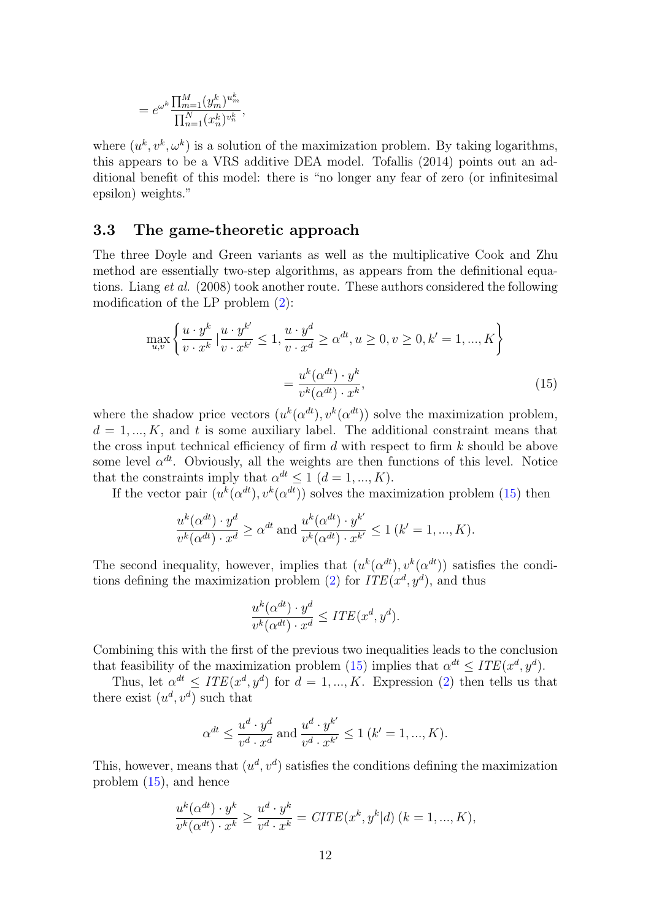$$= e^{\omega^k} \frac{\prod_{m=1}^{M} (y_m^k)^{u_m^k}}{\prod_{n=1}^{N} (x_n^k)^{v_n^k}},$$

where $(u^k, v^k, \omega^k)$ is a solution of the maximization problem. By taking logarithms, this appears to be a VRS additive DEA model. Tofallis (2014) points out an additional benefit of this model: there is "no longer any fear of zero (or infinitesimal epsilon) weights."

### 3.3 The game-theoretic approach

The three Doyle and Green variants as well as the multiplicative Cook and Zhu method are essentially two-step algorithms, as appears from the definitional equations. Liang *et al.* (2008) took another route. These authors considered the following modification of the LP problem (2):

$$\max_{u,v} \left\{ \frac{u \cdot y^k}{v \cdot x^k} \,|\, \frac{u \cdot y^{k'}}{v \cdot x^{k'}} \leq 1, \frac{u \cdot y^d}{v \cdot x^d} \geq \alpha^{dt}, u \geq 0, v \geq 0, k' = 1, ..., K \right\}$$
$$= \frac{u^k(\alpha^{dt}) \cdot y^k}{v^k(\alpha^{dt}) \cdot x^k}, \tag{15}$$

where the shadow price vectors $(u^k(\alpha^{dt}), v^k(\alpha^{dt}))$ solve the maximization problem, $d = 1, ..., K$, and $t$ is some auxiliary label. The additional constraint means that the cross input technical efficiency of firm $d$ with respect to firm $k$ should be above some level $\alpha^{dt}$. Obviously, all the weights are then functions of this level. Notice that the constraints imply that $\alpha^{dt} \leq 1$ $(d = 1, ..., K)$.

If the vector pair $(u^k(\alpha^{dt}), v^k(\alpha^{dt}))$ solves the maximization problem (15) then

$$\frac{u^k(\alpha^{dt}) \cdot y^d}{v^k(\alpha^{dt}) \cdot x^d} \geq \alpha^{dt} \text{ and } \frac{u^k(\alpha^{dt}) \cdot y^{k'}}{v^k(\alpha^{dt}) \cdot x^{k'}} \leq 1 \; (k' = 1, ..., K).$$

The second inequality, however, implies that $(u^k(\alpha^{dt}), v^k(\alpha^{dt}))$ satisfies the conditions defining the maximization problem (2) for $ITE(x^d, y^d)$, and thus

$$\frac{u^k(\alpha^{dt}) \cdot y^d}{v^k(\alpha^{dt}) \cdot x^d} \leq ITE(x^d, y^d).$$

Combining this with the first of the previous two inequalities leads to the conclusion that feasibility of the maximization problem (15) implies that $\alpha^{dt} \leq ITE(x^d, y^d)$.

Thus, let $\alpha^{dt} \leq ITE(x^d, y^d)$ for $d = 1, ..., K$. Expression (2) then tells us that there exist $(u^d, v^d)$ such that

$$\alpha^{dt} \leq \frac{u^d \cdot y^d}{v^d \cdot x^d} \text{ and } \frac{u^d \cdot y^{k'}}{v^d \cdot x^{k'}} \leq 1 \; (k' = 1, ..., K).$$

This, however, means that $(u^d, v^d)$ satisfies the conditions defining the maximization problem (15), and hence

$$\frac{u^k(\alpha^{dt}) \cdot y^k}{v^k(\alpha^{dt}) \cdot x^k} \geq \frac{u^d \cdot y^k}{v^d \cdot x^k} = CITE(x^k, y^k|d) \; (k = 1, ..., K),$$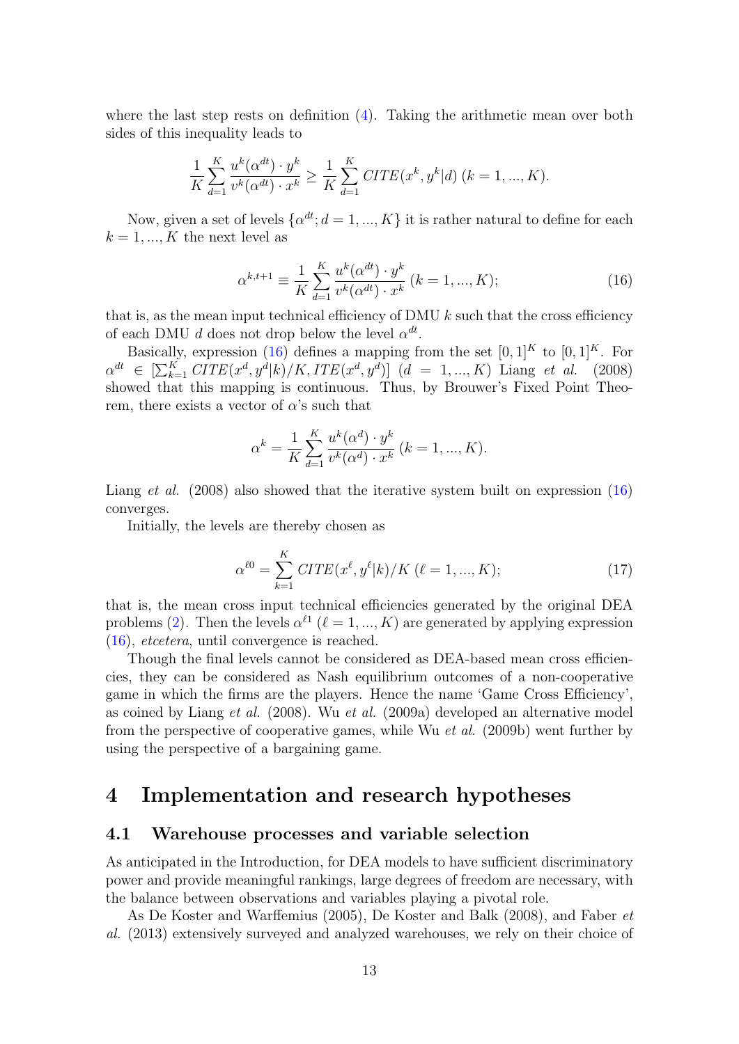where the last step rests on definition (4). Taking the arithmetic mean over both sides of this inequality leads to

$$\frac{1}{K}\sum_{d=1}^{K}\frac{u^k(\alpha^{dt})\cdot y^k}{v^k(\alpha^{dt})\cdot x^k} \geq \frac{1}{K}\sum_{d=1}^{K} CITE(x^k, y^k|d)\ (k=1,...,K).$$

Now, given a set of levels $\{\alpha^{dt}; d=1,...,K\}$ it is rather natural to define for each $k=1,...,K$ the next level as

$$\alpha^{k,t+1} \equiv \frac{1}{K}\sum_{d=1}^{K}\frac{u^k(\alpha^{dt})\cdot y^k}{v^k(\alpha^{dt})\cdot x^k}\ (k=1,...,K); \tag{16}$$

that is, as the mean input technical efficiency of DMU $k$ such that the cross efficiency of each DMU $d$ does not drop below the level $\alpha^{dt}$.

Basically, expression (16) defines a mapping from the set $[0,1]^K$ to $[0,1]^K$. For $\alpha^{dt} \in [\sum_{k=1}^{K} CITE(x^d, y^d|k)/K, ITE(x^d, y^d)]$ $(d=1,...,K)$ Liang *et al.* (2008) showed that this mapping is continuous. Thus, by Brouwer's Fixed Point Theorem, there exists a vector of $\alpha$'s such that

$$\alpha^k = \frac{1}{K}\sum_{d=1}^{K}\frac{u^k(\alpha^{d})\cdot y^k}{v^k(\alpha^{d})\cdot x^k}\ (k=1,...,K).$$

Liang *et al.* (2008) also showed that the iterative system built on expression (16) converges.

Initially, the levels are thereby chosen as

$$\alpha^{\ell 0} = \sum_{k=1}^{K} CITE(x^\ell, y^\ell|k)/K\ (\ell=1,...,K); \tag{17}$$

that is, the mean cross input technical efficiencies generated by the original DEA problems (2). Then the levels $\alpha^{\ell 1}$ $(\ell=1,...,K)$ are generated by applying expression (16), *etcetera*, until convergence is reached.

Though the final levels cannot be considered as DEA-based mean cross efficiencies, they can be considered as Nash equilibrium outcomes of a non-cooperative game in which the firms are the players. Hence the name 'Game Cross Efficiency', as coined by Liang *et al.* (2008). Wu *et al.* (2009a) developed an alternative model from the perspective of cooperative games, while Wu *et al.* (2009b) went further by using the perspective of a bargaining game.

# 4 Implementation and research hypotheses

## 4.1 Warehouse processes and variable selection

As anticipated in the Introduction, for DEA models to have sufficient discriminatory power and provide meaningful rankings, large degrees of freedom are necessary, with the balance between observations and variables playing a pivotal role.

As De Koster and Warffemius (2005), De Koster and Balk (2008), and Faber *et al.* (2013) extensively surveyed and analyzed warehouses, we rely on their choice of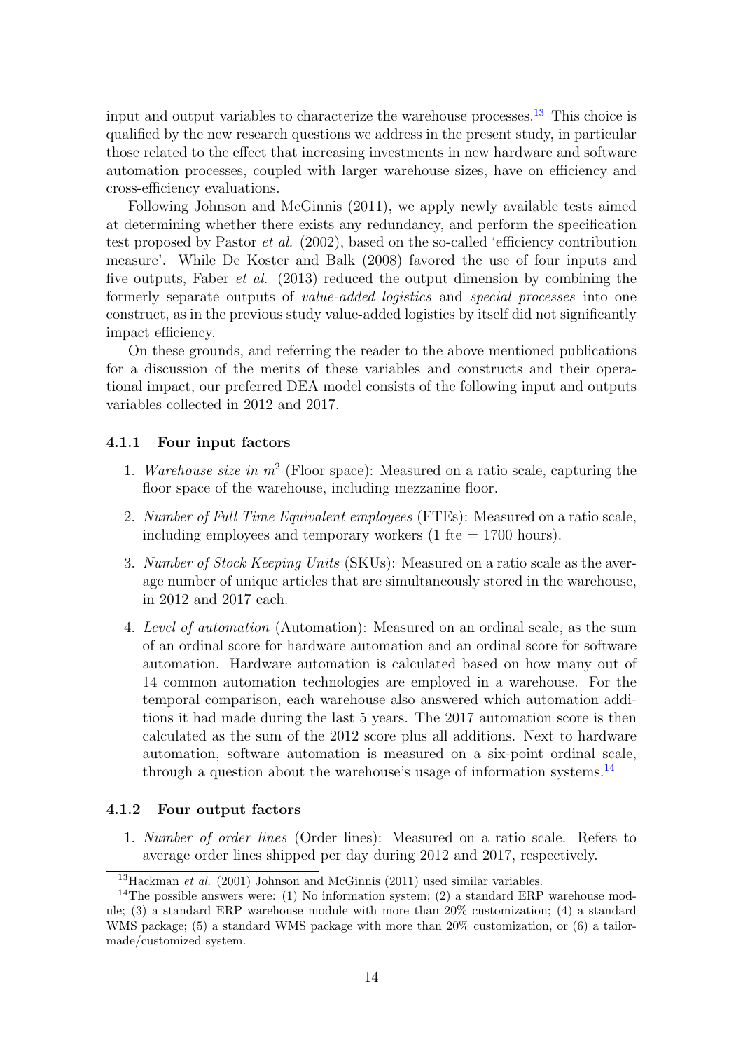input and output variables to characterize the warehouse processes.[13] This choice is qualified by the new research questions we address in the present study, in particular those related to the effect that increasing investments in new hardware and software automation processes, coupled with larger warehouse sizes, have on efficiency and cross-efficiency evaluations.

Following Johnson and McGinnis (2011), we apply newly available tests aimed at determining whether there exists any redundancy, and perform the specification test proposed by Pastor *et al.* (2002), based on the so-called 'efficiency contribution measure'. While De Koster and Balk (2008) favored the use of four inputs and five outputs, Faber *et al.* (2013) reduced the output dimension by combining the formerly separate outputs of *value-added logistics* and *special processes* into one construct, as in the previous study value-added logistics by itself did not significantly impact efficiency.

On these grounds, and referring the reader to the above mentioned publications for a discussion of the merits of these variables and constructs and their operational impact, our preferred DEA model consists of the following input and outputs variables collected in 2012 and 2017.

### 4.1.1 Four input factors

1. *Warehouse size in* $m^2$ (Floor space): Measured on a ratio scale, capturing the floor space of the warehouse, including mezzanine floor.
2. *Number of Full Time Equivalent employees* (FTEs): Measured on a ratio scale, including employees and temporary workers (1 fte = 1700 hours).
3. *Number of Stock Keeping Units* (SKUs): Measured on a ratio scale as the average number of unique articles that are simultaneously stored in the warehouse, in 2012 and 2017 each.
4. *Level of automation* (Automation): Measured on an ordinal scale, as the sum of an ordinal score for hardware automation and an ordinal score for software automation. Hardware automation is calculated based on how many out of 14 common automation technologies are employed in a warehouse. For the temporal comparison, each warehouse also answered which automation additions it had made during the last 5 years. The 2017 automation score is then calculated as the sum of the 2012 score plus all additions. Next to hardware automation, software automation is measured on a six-point ordinal scale, through a question about the warehouse's usage of information systems.[14]

### 4.1.2 Four output factors

1. *Number of order lines* (Order lines): Measured on a ratio scale. Refers to average order lines shipped per day during 2012 and 2017, respectively.

---

[13] Hackman *et al.* (2001) Johnson and McGinnis (2011) used similar variables.

[14] The possible answers were: (1) No information system; (2) a standard ERP warehouse module; (3) a standard ERP warehouse module with more than 20% customization; (4) a standard WMS package; (5) a standard WMS package with more than 20% customization, or (6) a tailor-made/customized system.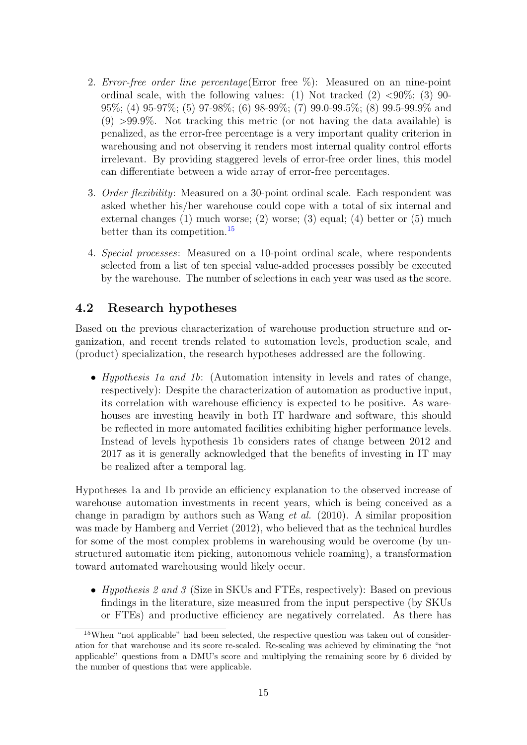2. *Error-free order line percentage*(Error free %): Measured on an nine-point ordinal scale, with the following values: (1) Not tracked (2) <90%; (3) 90-95%; (4) 95-97%; (5) 97-98%; (6) 98-99%; (7) 99.0-99.5%; (8) 99.5-99.9% and (9) >99.9%. Not tracking this metric (or not having the data available) is penalized, as the error-free percentage is a very important quality criterion in warehousing and not observing it renders most internal quality control efforts irrelevant. By providing staggered levels of error-free order lines, this model can differentiate between a wide array of error-free percentages.

3. *Order flexibility*: Measured on a 30-point ordinal scale. Each respondent was asked whether his/her warehouse could cope with a total of six internal and external changes (1) much worse; (2) worse; (3) equal; (4) better or (5) much better than its competition.[15]

4. *Special processes*: Measured on a 10-point ordinal scale, where respondents selected from a list of ten special value-added processes possibly be executed by the warehouse. The number of selections in each year was used as the score.

## 4.2 Research hypotheses

Based on the previous characterization of warehouse production structure and organization, and recent trends related to automation levels, production scale, and (product) specialization, the research hypotheses addressed are the following.

- *Hypothesis 1a and 1b*: (Automation intensity in levels and rates of change, respectively): Despite the characterization of automation as productive input, its correlation with warehouse efficiency is expected to be positive. As warehouses are investing heavily in both IT hardware and software, this should be reflected in more automated facilities exhibiting higher performance levels. Instead of levels hypothesis 1b considers rates of change between 2012 and 2017 as it is generally acknowledged that the benefits of investing in IT may be realized after a temporal lag.

Hypotheses 1a and 1b provide an efficiency explanation to the observed increase of warehouse automation investments in recent years, which is being conceived as a change in paradigm by authors such as Wang *et al.* (2010). A similar proposition was made by Hamberg and Verriet (2012), who believed that as the technical hurdles for some of the most complex problems in warehousing would be overcome (by unstructured automatic item picking, autonomous vehicle roaming), a transformation toward automated warehousing would likely occur.

- *Hypothesis 2 and 3* (Size in SKUs and FTEs, respectively): Based on previous findings in the literature, size measured from the input perspective (by SKUs or FTEs) and productive efficiency are negatively correlated. As there has

[15] When "not applicable" had been selected, the respective question was taken out of consideration for that warehouse and its score re-scaled. Re-scaling was achieved by eliminating the "not applicable" questions from a DMU's score and multiplying the remaining score by 6 divided by the number of questions that were applicable.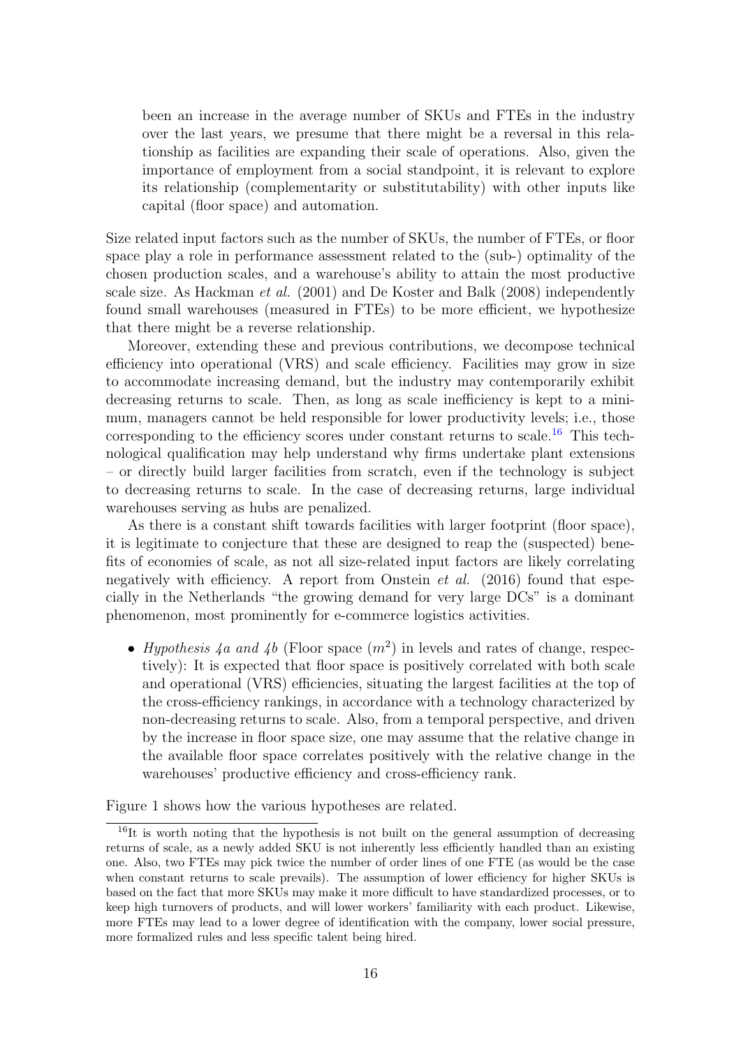been an increase in the average number of SKUs and FTEs in the industry over the last years, we presume that there might be a reversal in this relationship as facilities are expanding their scale of operations. Also, given the importance of employment from a social standpoint, it is relevant to explore its relationship (complementarity or substitutability) with other inputs like capital (floor space) and automation.

Size related input factors such as the number of SKUs, the number of FTEs, or floor space play a role in performance assessment related to the (sub-) optimality of the chosen production scales, and a warehouse's ability to attain the most productive scale size. As Hackman *et al.* (2001) and De Koster and Balk (2008) independently found small warehouses (measured in FTEs) to be more efficient, we hypothesize that there might be a reverse relationship.

Moreover, extending these and previous contributions, we decompose technical efficiency into operational (VRS) and scale efficiency. Facilities may grow in size to accommodate increasing demand, but the industry may contemporarily exhibit decreasing returns to scale. Then, as long as scale inefficiency is kept to a minimum, managers cannot be held responsible for lower productivity levels; i.e., those corresponding to the efficiency scores under constant returns to scale.[16] This technological qualification may help understand why firms undertake plant extensions – or directly build larger facilities from scratch, even if the technology is subject to decreasing returns to scale. In the case of decreasing returns, large individual warehouses serving as hubs are penalized.

As there is a constant shift towards facilities with larger footprint (floor space), it is legitimate to conjecture that these are designed to reap the (suspected) benefits of economies of scale, as not all size-related input factors are likely correlating negatively with efficiency. A report from Onstein *et al.* (2016) found that especially in the Netherlands "the growing demand for very large DCs" is a dominant phenomenon, most prominently for e-commerce logistics activities.

- *Hypothesis 4a and 4b* (Floor space ($m^2$) in levels and rates of change, respectively): It is expected that floor space is positively correlated with both scale and operational (VRS) efficiencies, situating the largest facilities at the top of the cross-efficiency rankings, in accordance with a technology characterized by non-decreasing returns to scale. Also, from a temporal perspective, and driven by the increase in floor space size, one may assume that the relative change in the available floor space correlates positively with the relative change in the warehouses' productive efficiency and cross-efficiency rank.

Figure 1 shows how the various hypotheses are related.

[16] It is worth noting that the hypothesis is not built on the general assumption of decreasing returns of scale, as a newly added SKU is not inherently less efficiently handled than an existing one. Also, two FTEs may pick twice the number of order lines of one FTE (as would be the case when constant returns to scale prevails). The assumption of lower efficiency for higher SKUs is based on the fact that more SKUs may make it more difficult to have standardized processes, or to keep high turnovers of products, and will lower workers' familiarity with each product. Likewise, more FTEs may lead to a lower degree of identification with the company, lower social pressure, more formalized rules and less specific talent being hired.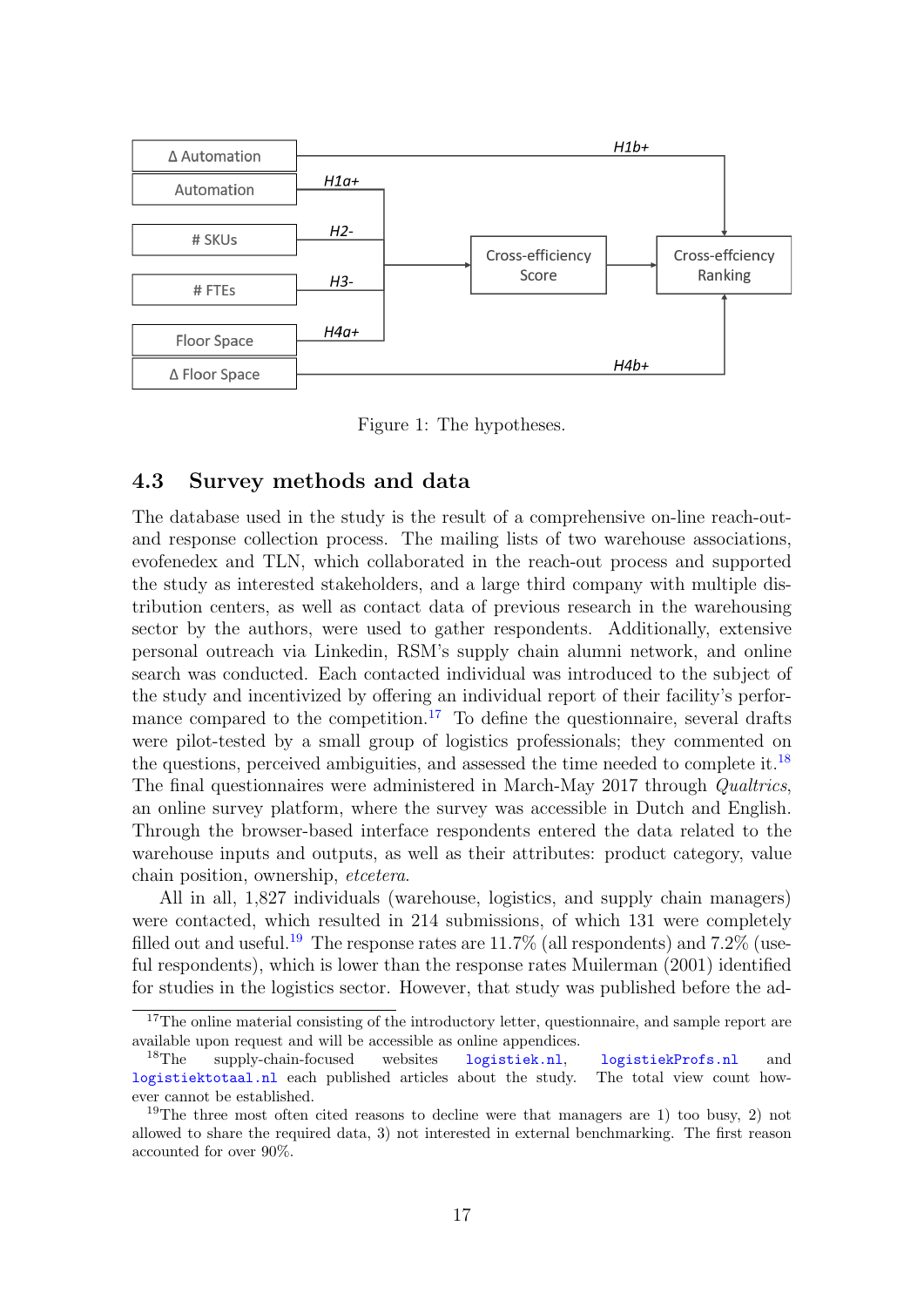Figure 1: The hypotheses.

## 4.3 Survey methods and data

The database used in the study is the result of a comprehensive on-line reach-out-and response collection process. The mailing lists of two warehouse associations, evofenedex and TLN, which collaborated in the reach-out process and supported the study as interested stakeholders, and a large third company with multiple distribution centers, as well as contact data of previous research in the warehousing sector by the authors, were used to gather respondents. Additionally, extensive personal outreach via Linkedin, RSM's supply chain alumni network, and online search was conducted. Each contacted individual was introduced to the subject of the study and incentivized by offering an individual report of their facility's performance compared to the competition.[17] To define the questionnaire, several drafts were pilot-tested by a small group of logistics professionals; they commented on the questions, perceived ambiguities, and assessed the time needed to complete it.[18] The final questionnaires were administered in March-May 2017 through *Qualtrics*, an online survey platform, where the survey was accessible in Dutch and English. Through the browser-based interface respondents entered the data related to the warehouse inputs and outputs, as well as their attributes: product category, value chain position, ownership, *etcetera*.

All in all, 1,827 individuals (warehouse, logistics, and supply chain managers) were contacted, which resulted in 214 submissions, of which 131 were completely filled out and useful.[19] The response rates are 11.7% (all respondents) and 7.2% (useful respondents), which is lower than the response rates Muilerman (2001) identified for studies in the logistics sector. However, that study was published before the ad-

[17] The online material consisting of the introductory letter, questionnaire, and sample report are available upon request and will be accessible as online appendices.

[18] The supply-chain-focused websites logistiek.nl, logistiekProfs.nl and logistiektotaal.nl each published articles about the study. The total view count however cannot be established.

[19] The three most often cited reasons to decline were that managers are 1) too busy, 2) not allowed to share the required data, 3) not interested in external benchmarking. The first reason accounted for over 90%.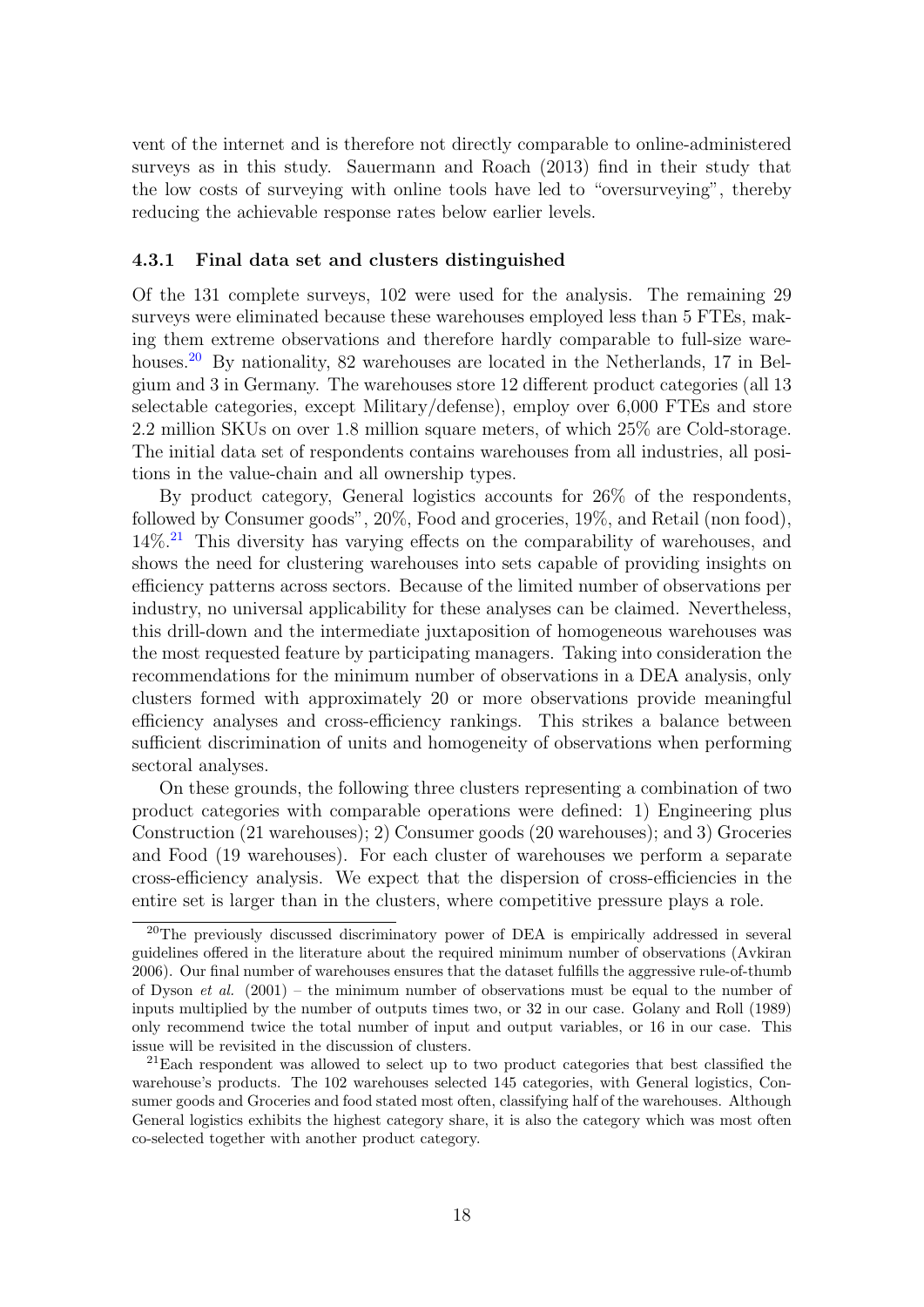vent of the internet and is therefore not directly comparable to online-administered surveys as in this study. Sauermann and Roach (2013) find in their study that the low costs of surveying with online tools have led to "oversurveying", thereby reducing the achievable response rates below earlier levels.

### 4.3.1 Final data set and clusters distinguished

Of the 131 complete surveys, 102 were used for the analysis. The remaining 29 surveys were eliminated because these warehouses employed less than 5 FTEs, making them extreme observations and therefore hardly comparable to full-size warehouses.[20] By nationality, 82 warehouses are located in the Netherlands, 17 in Belgium and 3 in Germany. The warehouses store 12 different product categories (all 13 selectable categories, except Military/defense), employ over 6,000 FTEs and store 2.2 million SKUs on over 1.8 million square meters, of which 25% are Cold-storage. The initial data set of respondents contains warehouses from all industries, all positions in the value-chain and all ownership types.

By product category, General logistics accounts for 26% of the respondents, followed by Consumer goods", 20%, Food and groceries, 19%, and Retail (non food), 14%.[21] This diversity has varying effects on the comparability of warehouses, and shows the need for clustering warehouses into sets capable of providing insights on efficiency patterns across sectors. Because of the limited number of observations per industry, no universal applicability for these analyses can be claimed. Nevertheless, this drill-down and the intermediate juxtaposition of homogeneous warehouses was the most requested feature by participating managers. Taking into consideration the recommendations for the minimum number of observations in a DEA analysis, only clusters formed with approximately 20 or more observations provide meaningful efficiency analyses and cross-efficiency rankings. This strikes a balance between sufficient discrimination of units and homogeneity of observations when performing sectoral analyses.

On these grounds, the following three clusters representing a combination of two product categories with comparable operations were defined: 1) Engineering plus Construction (21 warehouses); 2) Consumer goods (20 warehouses); and 3) Groceries and Food (19 warehouses). For each cluster of warehouses we perform a separate cross-efficiency analysis. We expect that the dispersion of cross-efficiencies in the entire set is larger than in the clusters, where competitive pressure plays a role.

---

[20] The previously discussed discriminatory power of DEA is empirically addressed in several guidelines offered in the literature about the required minimum number of observations (Avkiran 2006). Our final number of warehouses ensures that the dataset fulfills the aggressive rule-of-thumb of Dyson *et al.* (2001) – the minimum number of observations must be equal to the number of inputs multiplied by the number of outputs times two, or 32 in our case. Golany and Roll (1989) only recommend twice the total number of input and output variables, or 16 in our case. This issue will be revisited in the discussion of clusters.

[21] Each respondent was allowed to select up to two product categories that best classified the warehouse's products. The 102 warehouses selected 145 categories, with General logistics, Consumer goods and Groceries and food stated most often, classifying half of the warehouses. Although General logistics exhibits the highest category share, it is also the category which was most often co-selected together with another product category.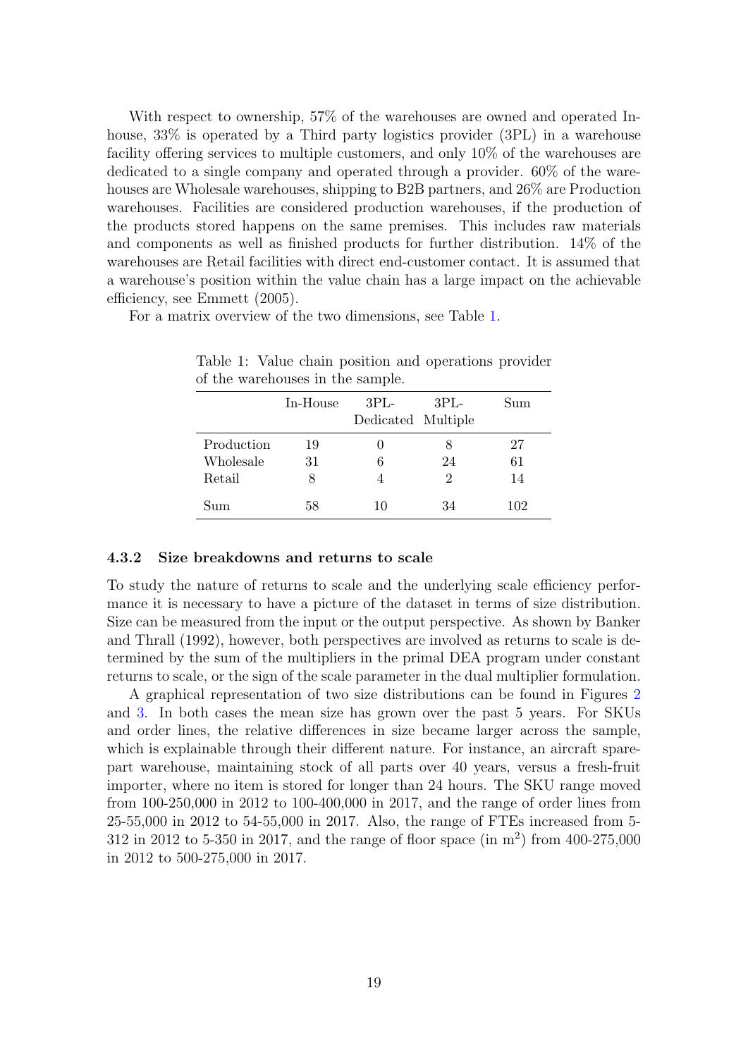With respect to ownership, 57% of the warehouses are owned and operated In-house, 33% is operated by a Third party logistics provider (3PL) in a warehouse facility offering services to multiple customers, and only 10% of the warehouses are dedicated to a single company and operated through a provider. 60% of the warehouses are Wholesale warehouses, shipping to B2B partners, and 26% are Production warehouses. Facilities are considered production warehouses, if the production of the products stored happens on the same premises. This includes raw materials and components as well as finished products for further distribution. 14% of the warehouses are Retail facilities with direct end-customer contact. It is assumed that a warehouse's position within the value chain has a large impact on the achievable efficiency, see Emmett (2005).

For a matrix overview of the two dimensions, see Table 1.

Table 1: Value chain position and operations provider of the warehouses in the sample.

| | In-House | 3PL-Dedicated | 3PL-Multiple | Sum |
|---|---|---|---|---|
| Production | 19 | 0 | 8 | 27 |
| Wholesale | 31 | 6 | 24 | 61 |
| Retail | 8 | 4 | 2 | 14 |
| Sum | 58 | 10 | 34 | 102 |

### 4.3.2 Size breakdowns and returns to scale

To study the nature of returns to scale and the underlying scale efficiency performance it is necessary to have a picture of the dataset in terms of size distribution. Size can be measured from the input or the output perspective. As shown by Banker and Thrall (1992), however, both perspectives are involved as returns to scale is determined by the sum of the multipliers in the primal DEA program under constant returns to scale, or the sign of the scale parameter in the dual multiplier formulation.

A graphical representation of two size distributions can be found in Figures 2 and 3. In both cases the mean size has grown over the past 5 years. For SKUs and order lines, the relative differences in size became larger across the sample, which is explainable through their different nature. For instance, an aircraft spare-part warehouse, maintaining stock of all parts over 40 years, versus a fresh-fruit importer, where no item is stored for longer than 24 hours. The SKU range moved from 100-250,000 in 2012 to 100-400,000 in 2017, and the range of order lines from 25-55,000 in 2012 to 54-55,000 in 2017. Also, the range of FTEs increased from 5-312 in 2012 to 5-350 in 2017, and the range of floor space (in $m^2$) from 400-275,000 in 2012 to 500-275,000 in 2017.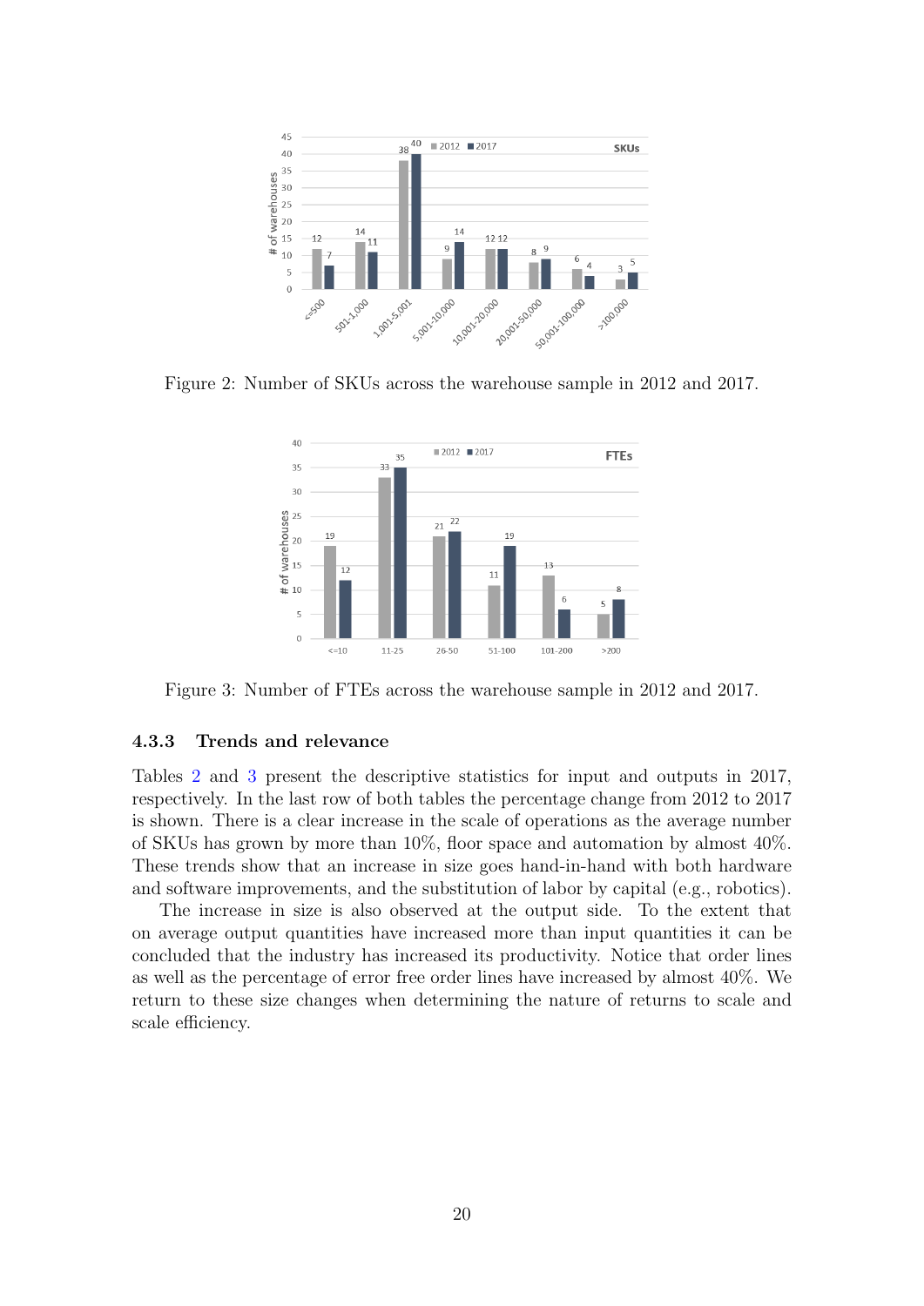Figure 2: Number of SKUs across the warehouse sample in 2012 and 2017.

Figure 3: Number of FTEs across the warehouse sample in 2012 and 2017.

#### 4.3.3 Trends and relevance

Tables 2 and 3 present the descriptive statistics for input and outputs in 2017, respectively. In the last row of both tables the percentage change from 2012 to 2017 is shown. There is a clear increase in the scale of operations as the average number of SKUs has grown by more than 10%, floor space and automation by almost 40%. These trends show that an increase in size goes hand-in-hand with both hardware and software improvements, and the substitution of labor by capital (e.g., robotics).

The increase in size is also observed at the output side. To the extent that on average output quantities have increased more than input quantities it can be concluded that the industry has increased its productivity. Notice that order lines as well as the percentage of error free order lines have increased by almost 40%. We return to these size changes when determining the nature of returns to scale and scale efficiency.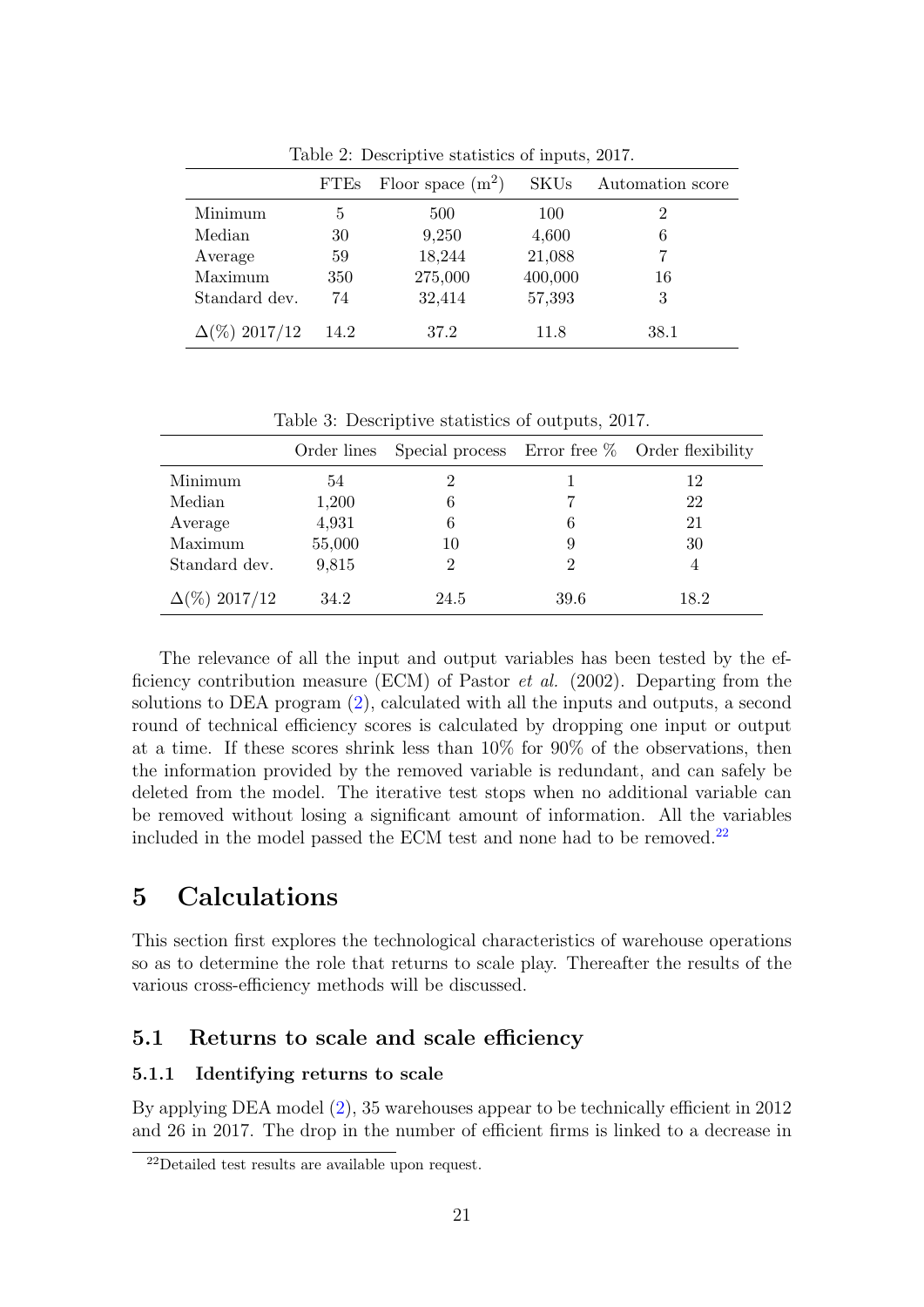Table 2: Descriptive statistics of inputs, 2017.

| | FTEs | Floor space ($m^2$) | SKUs | Automation score |
|---|---|---|---|---|
| Minimum | 5 | 500 | 100 | 2 |
| Median | 30 | 9,250 | 4,600 | 6 |
| Average | 59 | 18,244 | 21,088 | 7 |
| Maximum | 350 | 275,000 | 400,000 | 16 |
| Standard dev. | 74 | 32,414 | 57,393 | 3 |
| $\Delta$(%) 2017/12 | 14.2 | 37.2 | 11.8 | 38.1 |

Table 3: Descriptive statistics of outputs, 2017.

| | Order lines | Special process | Error free % | Order flexibility |
|---|---|---|---|---|
| Minimum | 54 | 2 | 1 | 12 |
| Median | 1,200 | 6 | 7 | 22 |
| Average | 4,931 | 6 | 6 | 21 |
| Maximum | 55,000 | 10 | 9 | 30 |
| Standard dev. | 9,815 | 2 | 2 | 4 |
| $\Delta$(%) 2017/12 | 34.2 | 24.5 | 39.6 | 18.2 |

The relevance of all the input and output variables has been tested by the efficiency contribution measure (ECM) of Pastor *et al.* (2002). Departing from the solutions to DEA program (2), calculated with all the inputs and outputs, a second round of technical efficiency scores is calculated by dropping one input or output at a time. If these scores shrink less than 10% for 90% of the observations, then the information provided by the removed variable is redundant, and can safely be deleted from the model. The iterative test stops when no additional variable can be removed without losing a significant amount of information. All the variables included in the model passed the ECM test and none had to be removed.[22]

# 5 Calculations

This section first explores the technological characteristics of warehouse operations so as to determine the role that returns to scale play. Thereafter the results of the various cross-efficiency methods will be discussed.

## 5.1 Returns to scale and scale efficiency

### 5.1.1 Identifying returns to scale

By applying DEA model (2), 35 warehouses appear to be technically efficient in 2012 and 26 in 2017. The drop in the number of efficient firms is linked to a decrease in

[22] Detailed test results are available upon request.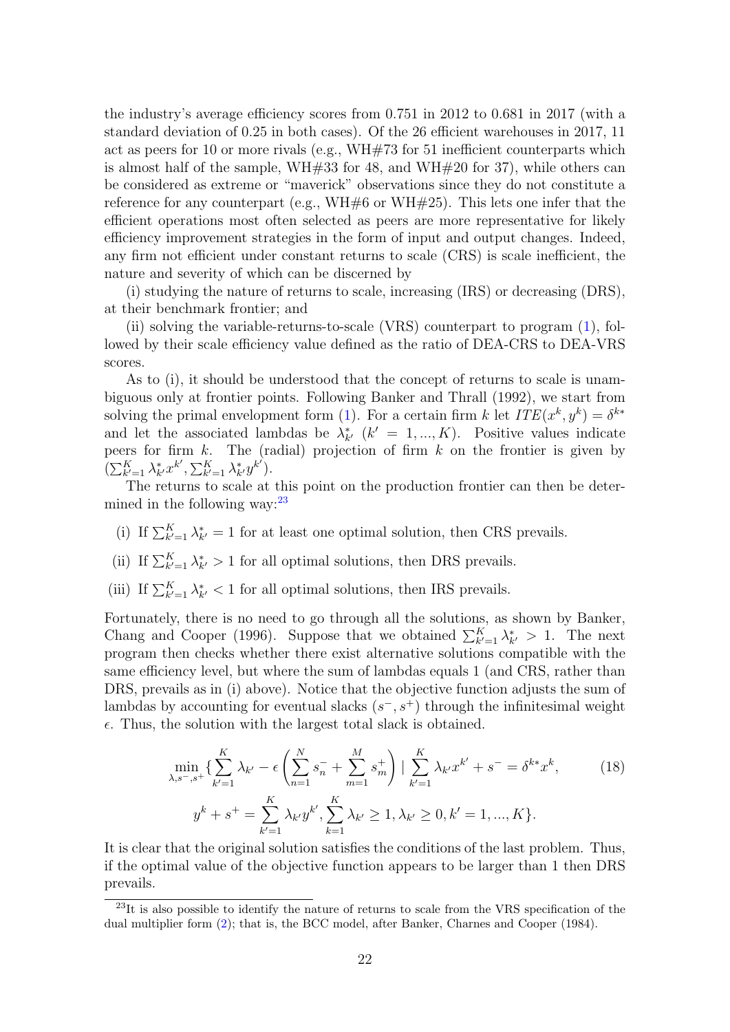the industry's average efficiency scores from 0.751 in 2012 to 0.681 in 2017 (with a standard deviation of 0.25 in both cases). Of the 26 efficient warehouses in 2017, 11 act as peers for 10 or more rivals (e.g., WH#73 for 51 inefficient counterparts which is almost half of the sample, WH#33 for 48, and WH#20 for 37), while others can be considered as extreme or "maverick" observations since they do not constitute a reference for any counterpart (e.g., WH#6 or WH#25). This lets one infer that the efficient operations most often selected as peers are more representative for likely efficiency improvement strategies in the form of input and output changes. Indeed, any firm not efficient under constant returns to scale (CRS) is scale inefficient, the nature and severity of which can be discerned by

(i) studying the nature of returns to scale, increasing (IRS) or decreasing (DRS), at their benchmark frontier; and

(ii) solving the variable-returns-to-scale (VRS) counterpart to program (1), followed by their scale efficiency value defined as the ratio of DEA-CRS to DEA-VRS scores.

As to (i), it should be understood that the concept of returns to scale is unambiguous only at frontier points. Following Banker and Thrall (1992), we start from solving the primal envelopment form (1). For a certain firm $k$ let $ITE(x^k, y^k) = \delta^{k*}$ and let the associated lambdas be $\lambda^*_{k'}$ $(k' = 1, ..., K)$. Positive values indicate peers for firm $k$. The (radial) projection of firm $k$ on the frontier is given by $(\sum_{k'=1}^{K} \lambda^*_{k'} x^{k'}, \sum_{k'=1}^{K} \lambda^*_{k'} y^{k'})$.

The returns to scale at this point on the production frontier can then be determined in the following way:[23]

(i) If $\sum_{k'=1}^{K} \lambda^*_{k'} = 1$ for at least one optimal solution, then CRS prevails.

(ii) If $\sum_{k'=1}^{K} \lambda^*_{k'} > 1$ for all optimal solutions, then DRS prevails.

(iii) If $\sum_{k'=1}^{K} \lambda^*_{k'} < 1$ for all optimal solutions, then IRS prevails.

Fortunately, there is no need to go through all the solutions, as shown by Banker, Chang and Cooper (1996). Suppose that we obtained $\sum_{k'=1}^{K} \lambda^*_{k'} > 1$. The next program then checks whether there exist alternative solutions compatible with the same efficiency level, but where the sum of lambdas equals 1 (and CRS, rather than DRS, prevails as in (i) above). Notice that the objective function adjusts the sum of lambdas by accounting for eventual slacks $(s^-, s^+)$ through the infinitesimal weight $\epsilon$. Thus, the solution with the largest total slack is obtained.

$$\min_{\lambda, s^-, s^+} \{\sum_{k'=1}^{K} \lambda_{k'} - \epsilon \left( \sum_{n=1}^{N} s_n^- + \sum_{m=1}^{M} s_m^+ \right) \mid \sum_{k'=1}^{K} \lambda_{k'} x^{k'} + s^- = \delta^{k*} x^k, \tag{18}$$

$$y^k + s^+ = \sum_{k'=1}^{K} \lambda_{k'} y^{k'}, \sum_{k=1}^{K} \lambda_{k'} \geq 1, \lambda_{k'} \geq 0, k' = 1, ..., K\}.$$

It is clear that the original solution satisfies the conditions of the last problem. Thus, if the optimal value of the objective function appears to be larger than 1 then DRS prevails.

[23] It is also possible to identify the nature of returns to scale from the VRS specification of the dual multiplier form (2); that is, the BCC model, after Banker, Charnes and Cooper (1984).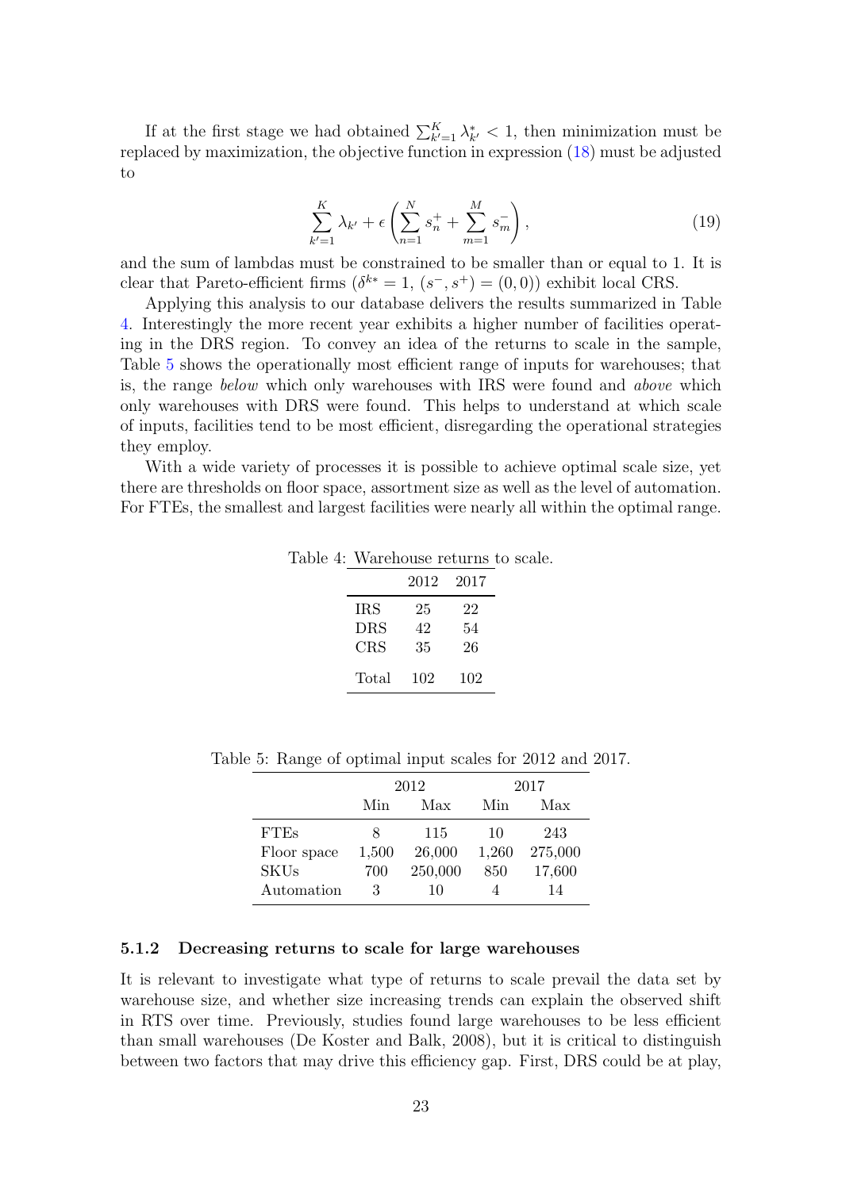If at the first stage we had obtained $\sum_{k'=1}^{K} \lambda_{k'}^* < 1$, then minimization must be replaced by maximization, the objective function in expression (18) must be adjusted to

$$\sum_{k'=1}^{K} \lambda_{k'} + \epsilon \left( \sum_{n=1}^{N} s_n^+ + \sum_{m=1}^{M} s_m^- \right), \tag{19}$$

and the sum of lambdas must be constrained to be smaller than or equal to 1. It is clear that Pareto-efficient firms ($\delta^{k*} = 1$, $(s^-, s^+) = (0, 0)$) exhibit local CRS.

Applying this analysis to our database delivers the results summarized in Table 4. Interestingly the more recent year exhibits a higher number of facilities operating in the DRS region. To convey an idea of the returns to scale in the sample, Table 5 shows the operationally most efficient range of inputs for warehouses; that is, the range *below* which only warehouses with IRS were found and *above* which only warehouses with DRS were found. This helps to understand at which scale of inputs, facilities tend to be most efficient, disregarding the operational strategies they employ.

With a wide variety of processes it is possible to achieve optimal scale size, yet there are thresholds on floor space, assortment size as well as the level of automation. For FTEs, the smallest and largest facilities were nearly all within the optimal range.

Table 4: Warehouse returns to scale.

| | 2012 | 2017 |
|---|---|---|
| IRS | 25 | 22 |
| DRS | 42 | 54 |
| CRS | 35 | 26 |
| Total | 102 | 102 |

Table 5: Range of optimal input scales for 2012 and 2017.

| | 2012 | | 2017 | |
|---|---|---|---|---|
| | Min | Max | Min | Max |
| FTEs | 8 | 115 | 10 | 243 |
| Floor space | 1,500 | 26,000 | 1,260 | 275,000 |
| SKUs | 700 | 250,000 | 850 | 17,600 |
| Automation | 3 | 10 | 4 | 14 |

#### 5.1.2 Decreasing returns to scale for large warehouses

It is relevant to investigate what type of returns to scale prevail the data set by warehouse size, and whether size increasing trends can explain the observed shift in RTS over time. Previously, studies found large warehouses to be less efficient than small warehouses (De Koster and Balk, 2008), but it is critical to distinguish between two factors that may drive this efficiency gap. First, DRS could be at play,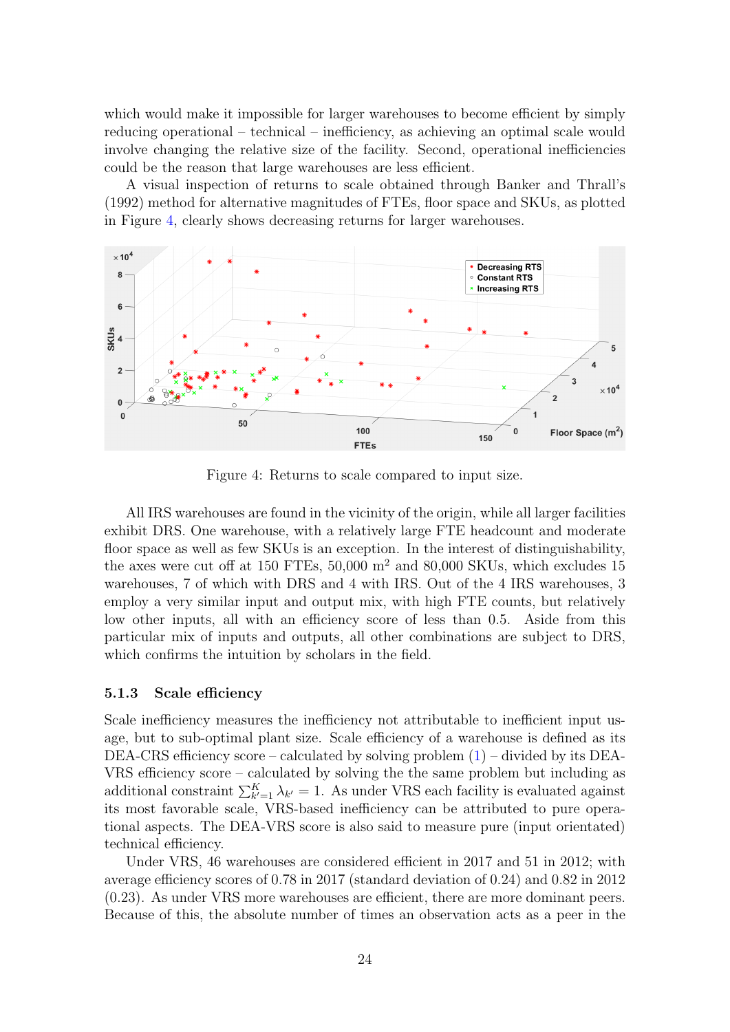which would make it impossible for larger warehouses to become efficient by simply reducing operational – technical – inefficiency, as achieving an optimal scale would involve changing the relative size of the facility. Second, operational inefficiencies could be the reason that large warehouses are less efficient.

A visual inspection of returns to scale obtained through Banker and Thrall's (1992) method for alternative magnitudes of FTEs, floor space and SKUs, as plotted in Figure 4, clearly shows decreasing returns for larger warehouses.

Figure 4: Returns to scale compared to input size.

All IRS warehouses are found in the vicinity of the origin, while all larger facilities exhibit DRS. One warehouse, with a relatively large FTE headcount and moderate floor space as well as few SKUs is an exception. In the interest of distinguishability, the axes were cut off at 150 FTEs, 50,000 m$^2$ and 80,000 SKUs, which excludes 15 warehouses, 7 of which with DRS and 4 with IRS. Out of the 4 IRS warehouses, 3 employ a very similar input and output mix, with high FTE counts, but relatively low other inputs, all with an efficiency score of less than 0.5. Aside from this particular mix of inputs and outputs, all other combinations are subject to DRS, which confirms the intuition by scholars in the field.

### 5.1.3 Scale efficiency

Scale inefficiency measures the inefficiency not attributable to inefficient input usage, but to sub-optimal plant size. Scale efficiency of a warehouse is defined as its DEA-CRS efficiency score – calculated by solving problem (1) – divided by its DEA-VRS efficiency score – calculated by solving the the same problem but including as additional constraint $\sum_{k'=1}^{K} \lambda_{k'} = 1$. As under VRS each facility is evaluated against its most favorable scale, VRS-based inefficiency can be attributed to pure operational aspects. The DEA-VRS score is also said to measure pure (input orientated) technical efficiency.

Under VRS, 46 warehouses are considered efficient in 2017 and 51 in 2012; with average efficiency scores of 0.78 in 2017 (standard deviation of 0.24) and 0.82 in 2012 (0.23). As under VRS more warehouses are efficient, there are more dominant peers. Because of this, the absolute number of times an observation acts as a peer in the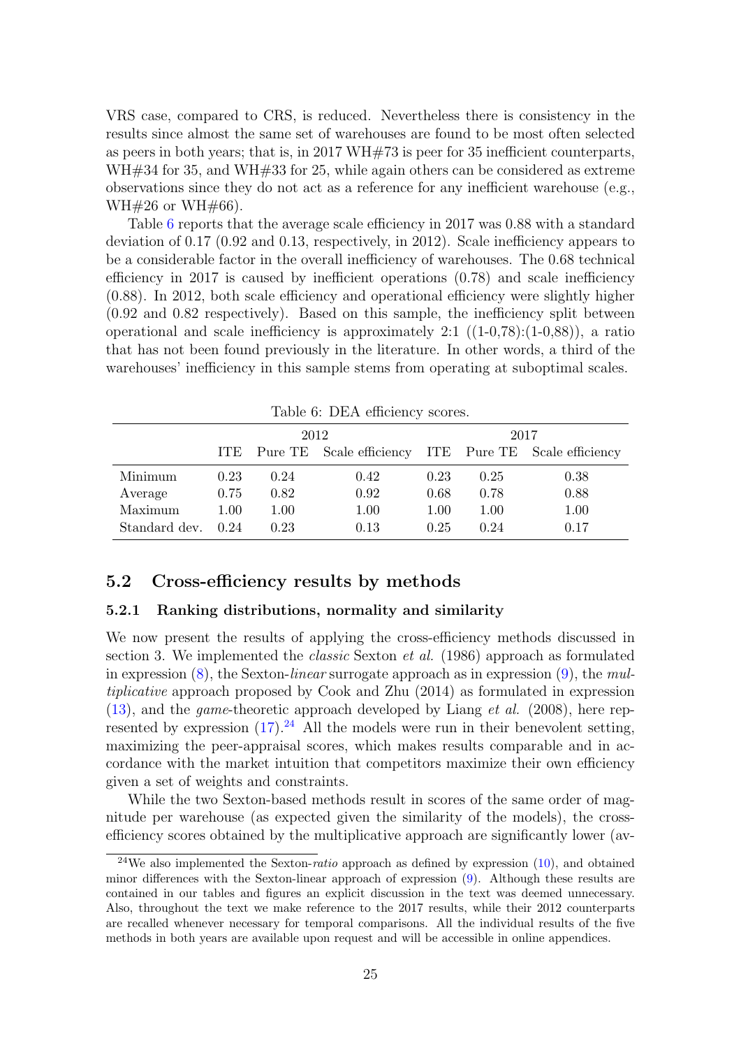VRS case, compared to CRS, is reduced. Nevertheless there is consistency in the results since almost the same set of warehouses are found to be most often selected as peers in both years; that is, in 2017 WH#73 is peer for 35 inefficient counterparts, WH#34 for 35, and WH#33 for 25, while again others can be considered as extreme observations since they do not act as a reference for any inefficient warehouse (e.g., WH#26 or WH#66).

Table 6 reports that the average scale efficiency in 2017 was 0.88 with a standard deviation of 0.17 (0.92 and 0.13, respectively, in 2012). Scale inefficiency appears to be a considerable factor in the overall inefficiency of warehouses. The 0.68 technical efficiency in 2017 is caused by inefficient operations (0.78) and scale inefficiency (0.88). In 2012, both scale efficiency and operational efficiency were slightly higher (0.92 and 0.82 respectively). Based on this sample, the inefficiency split between operational and scale inefficiency is approximately 2:1 ((1-0,78):(1-0,88)), a ratio that has not been found previously in the literature. In other words, a third of the warehouses' inefficiency in this sample stems from operating at suboptimal scales.

Table 6: DEA efficiency scores.

| | 2012 | | | 2017 | | |
|---|---|---|---|---|---|---|
| | ITE | Pure TE | Scale efficiency | ITE | Pure TE | Scale efficiency |
| Minimum | 0.23 | 0.24 | 0.42 | 0.23 | 0.25 | 0.38 |
| Average | 0.75 | 0.82 | 0.92 | 0.68 | 0.78 | 0.88 |
| Maximum | 1.00 | 1.00 | 1.00 | 1.00 | 1.00 | 1.00 |
| Standard dev. | 0.24 | 0.23 | 0.13 | 0.25 | 0.24 | 0.17 |

## 5.2 Cross-efficiency results by methods

### 5.2.1 Ranking distributions, normality and similarity

We now present the results of applying the cross-efficiency methods discussed in section 3. We implemented the *classic* Sexton *et al.* (1986) approach as formulated in expression (8), the Sexton-*linear* surrogate approach as in expression (9), the *multiplicative* approach proposed by Cook and Zhu (2014) as formulated in expression (13), and the *game*-theoretic approach developed by Liang *et al.* (2008), here represented by expression (17).[24] All the models were run in their benevolent setting, maximizing the peer-appraisal scores, which makes results comparable and in accordance with the market intuition that competitors maximize their own efficiency given a set of weights and constraints.

While the two Sexton-based methods result in scores of the same order of magnitude per warehouse (as expected given the similarity of the models), the cross-efficiency scores obtained by the multiplicative approach are significantly lower (av-

[24] We also implemented the Sexton-*ratio* approach as defined by expression (10), and obtained minor differences with the Sexton-linear approach of expression (9). Although these results are contained in our tables and figures an explicit discussion in the text was deemed unnecessary. Also, throughout the text we make reference to the 2017 results, while their 2012 counterparts are recalled whenever necessary for temporal comparisons. All the individual results of the five methods in both years are available upon request and will be accessible in online appendices.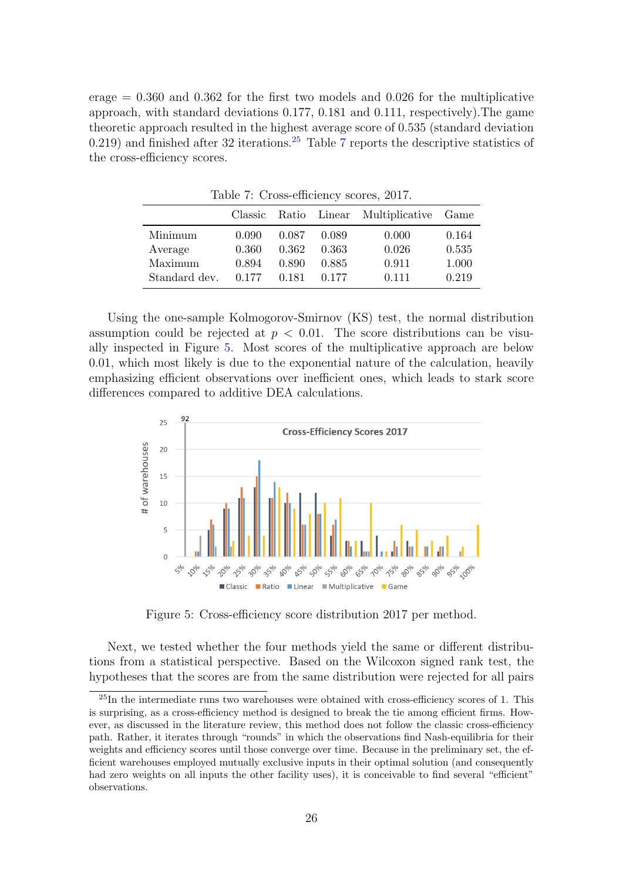erage = 0.360 and 0.362 for the first two models and 0.026 for the multiplicative approach, with standard deviations 0.177, 0.181 and 0.111, respectively).The game theoretic approach resulted in the highest average score of 0.535 (standard deviation 0.219) and finished after 32 iterations.[25] Table 7 reports the descriptive statistics of the cross-efficiency scores.

Table 7: Cross-efficiency scores, 2017.

|  | Classic | Ratio | Linear | Multiplicative | Game |
|---|---|---|---|---|---|
| Minimum | 0.090 | 0.087 | 0.089 | 0.000 | 0.164 |
| Average | 0.360 | 0.362 | 0.363 | 0.026 | 0.535 |
| Maximum | 0.894 | 0.890 | 0.885 | 0.911 | 1.000 |
| Standard dev. | 0.177 | 0.181 | 0.177 | 0.111 | 0.219 |

Using the one-sample Kolmogorov-Smirnov (KS) test, the normal distribution assumption could be rejected at $p < 0.01$. The score distributions can be visually inspected in Figure 5. Most scores of the multiplicative approach are below 0.01, which most likely is due to the exponential nature of the calculation, heavily emphasizing efficient observations over inefficient ones, which leads to stark score differences compared to additive DEA calculations.

Figure 5: Cross-efficiency score distribution 2017 per method.

Next, we tested whether the four methods yield the same or different distributions from a statistical perspective. Based on the Wilcoxon signed rank test, the hypotheses that the scores are from the same distribution were rejected for all pairs

[25] In the intermediate runs two warehouses were obtained with cross-efficiency scores of 1. This is surprising, as a cross-efficiency method is designed to break the tie among efficient firms. However, as discussed in the literature review, this method does not follow the classic cross-efficiency path. Rather, it iterates through "rounds" in which the observations find Nash-equilibria for their weights and efficiency scores until those converge over time. Because in the preliminary set, the efficient warehouses employed mutually exclusive inputs in their optimal solution (and consequently had zero weights on all inputs the other facility uses), it is conceivable to find several "efficient" observations.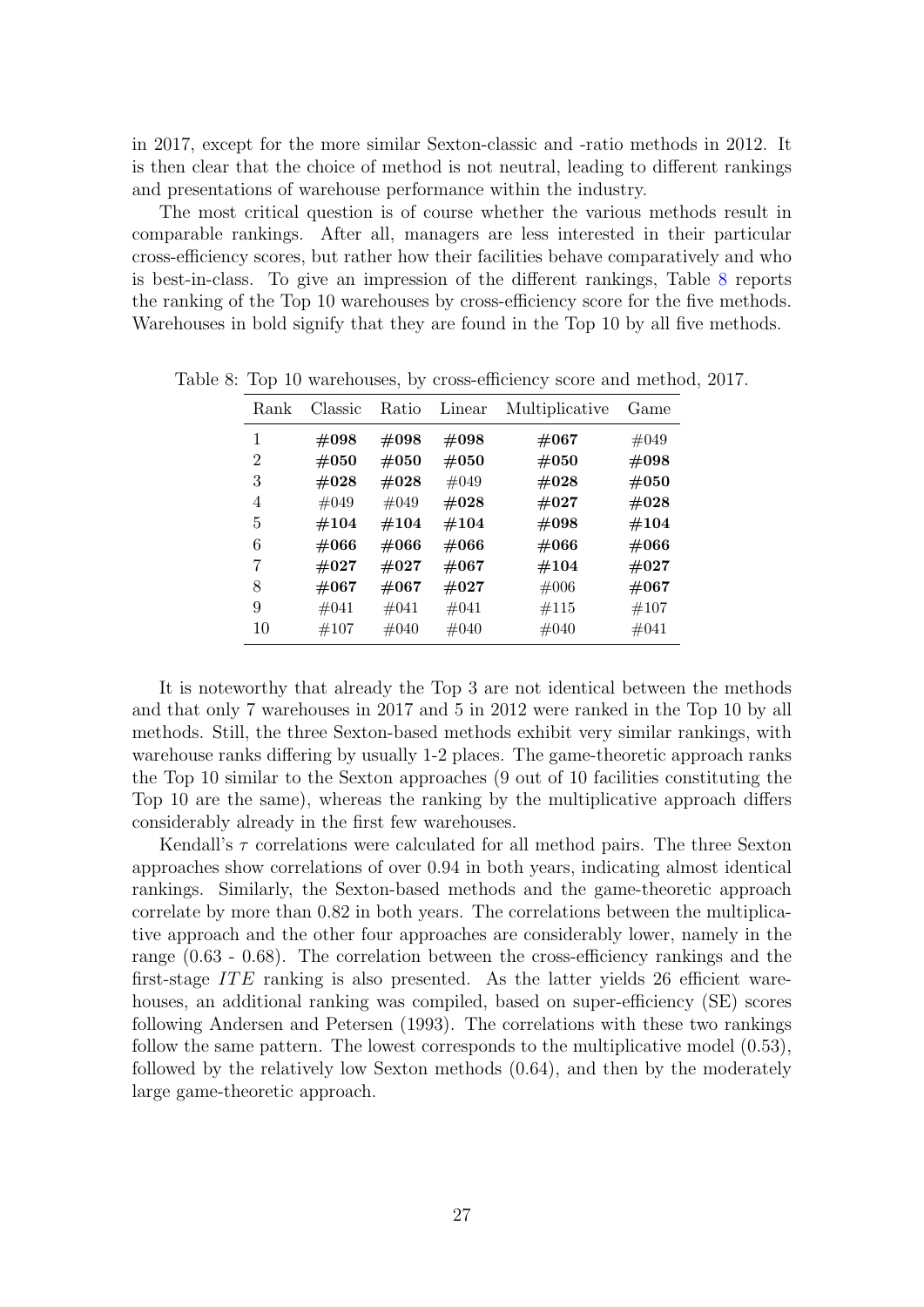in 2017, except for the more similar Sexton-classic and -ratio methods in 2012. It is then clear that the choice of method is not neutral, leading to different rankings and presentations of warehouse performance within the industry.

The most critical question is of course whether the various methods result in comparable rankings. After all, managers are less interested in their particular cross-efficiency scores, but rather how their facilities behave comparatively and who is best-in-class. To give an impression of the different rankings, Table 8 reports the ranking of the Top 10 warehouses by cross-efficiency score for the five methods. Warehouses in bold signify that they are found in the Top 10 by all five methods.

Table 8: Top 10 warehouses, by cross-efficiency score and method, 2017.

| Rank | Classic | Ratio | Linear | Multiplicative | Game |
|---|---|---|---|---|---|
| 1 | **#098** | **#098** | **#098** | **#067** | #049 |
| 2 | **#050** | **#050** | **#050** | **#050** | **#098** |
| 3 | **#028** | **#028** | #049 | **#028** | **#050** |
| 4 | #049 | #049 | **#028** | **#027** | **#028** |
| 5 | **#104** | **#104** | **#104** | **#098** | **#104** |
| 6 | **#066** | **#066** | **#066** | **#066** | **#066** |
| 7 | **#027** | **#027** | **#067** | **#104** | **#027** |
| 8 | **#067** | **#067** | **#027** | #006 | **#067** |
| 9 | #041 | #041 | #041 | #115 | #107 |
| 10 | #107 | #040 | #040 | #040 | #041 |

It is noteworthy that already the Top 3 are not identical between the methods and that only 7 warehouses in 2017 and 5 in 2012 were ranked in the Top 10 by all methods. Still, the three Sexton-based methods exhibit very similar rankings, with warehouse ranks differing by usually 1-2 places. The game-theoretic approach ranks the Top 10 similar to the Sexton approaches (9 out of 10 facilities constituting the Top 10 are the same), whereas the ranking by the multiplicative approach differs considerably already in the first few warehouses.

Kendall's $\tau$ correlations were calculated for all method pairs. The three Sexton approaches show correlations of over 0.94 in both years, indicating almost identical rankings. Similarly, the Sexton-based methods and the game-theoretic approach correlate by more than 0.82 in both years. The correlations between the multiplicative approach and the other four approaches are considerably lower, namely in the range (0.63 - 0.68). The correlation between the cross-efficiency rankings and the first-stage $ITE$ ranking is also presented. As the latter yields 26 efficient warehouses, an additional ranking was compiled, based on super-efficiency (SE) scores following Andersen and Petersen (1993). The correlations with these two rankings follow the same pattern. The lowest corresponds to the multiplicative model (0.53), followed by the relatively low Sexton methods (0.64), and then by the moderately large game-theoretic approach.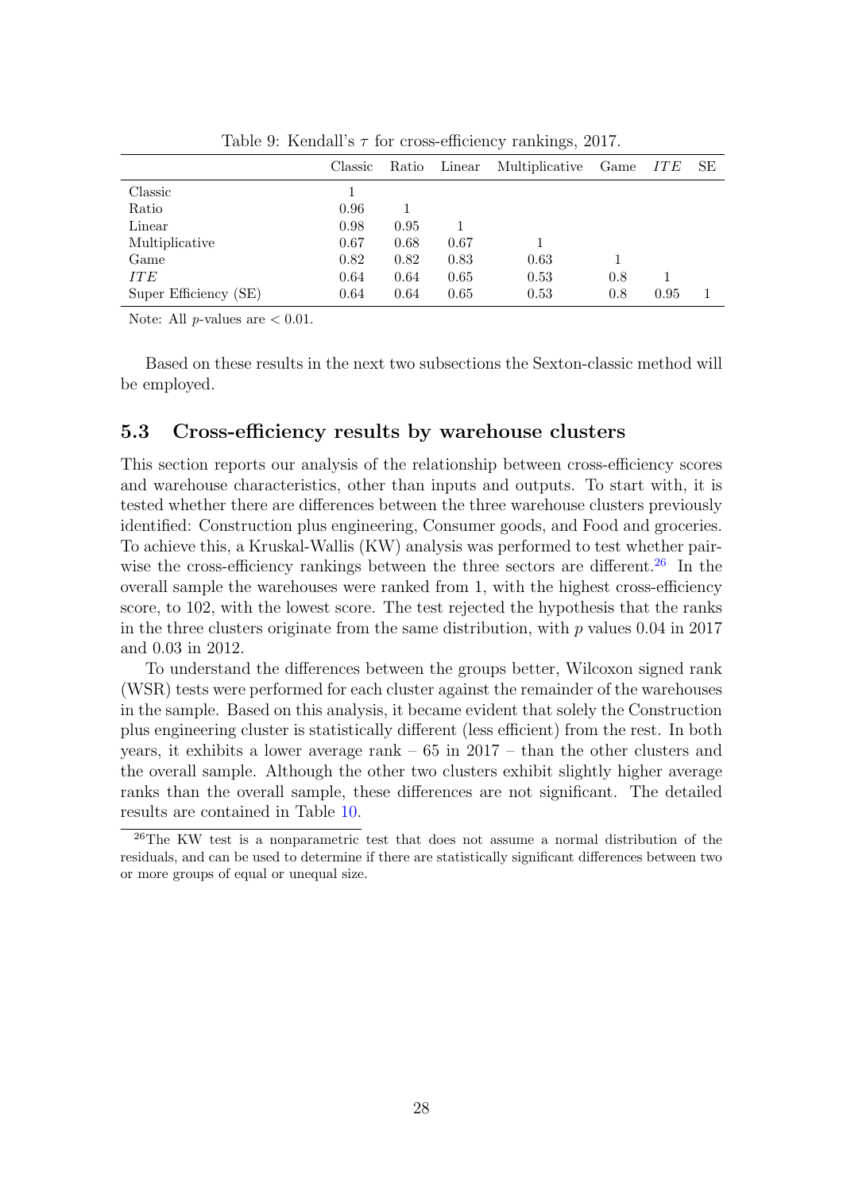Table 9: Kendall's $\tau$ for cross-efficiency rankings, 2017.

| | Classic | Ratio | Linear | Multiplicative | Game | *ITE* | SE |
|---|---|---|---|---|---|---|---|
| Classic | 1 | | | | | | |
| Ratio | 0.96 | 1 | | | | | |
| Linear | 0.98 | 0.95 | 1 | | | | |
| Multiplicative | 0.67 | 0.68 | 0.67 | 1 | | | |
| Game | 0.82 | 0.82 | 0.83 | 0.63 | 1 | | |
| *ITE* | 0.64 | 0.64 | 0.65 | 0.53 | 0.8 | 1 | |
| Super Efficiency (SE) | 0.64 | 0.64 | 0.65 | 0.53 | 0.8 | 0.95 | 1 |

Note: All $p$-values are $< 0.01$.

Based on these results in the next two subsections the Sexton-classic method will be employed.

### 5.3 Cross-efficiency results by warehouse clusters

This section reports our analysis of the relationship between cross-efficiency scores and warehouse characteristics, other than inputs and outputs. To start with, it is tested whether there are differences between the three warehouse clusters previously identified: Construction plus engineering, Consumer goods, and Food and groceries. To achieve this, a Kruskal-Wallis (KW) analysis was performed to test whether pairwise the cross-efficiency rankings between the three sectors are different.[26] In the overall sample the warehouses were ranked from 1, with the highest cross-efficiency score, to 102, with the lowest score. The test rejected the hypothesis that the ranks in the three clusters originate from the same distribution, with $p$ values 0.04 in 2017 and 0.03 in 2012.

To understand the differences between the groups better, Wilcoxon signed rank (WSR) tests were performed for each cluster against the remainder of the warehouses in the sample. Based on this analysis, it became evident that solely the Construction plus engineering cluster is statistically different (less efficient) from the rest. In both years, it exhibits a lower average rank – 65 in 2017 – than the other clusters and the overall sample. Although the other two clusters exhibit slightly higher average ranks than the overall sample, these differences are not significant. The detailed results are contained in Table 10.

[26]The KW test is a nonparametric test that does not assume a normal distribution of the residuals, and can be used to determine if there are statistically significant differences between two or more groups of equal or unequal size.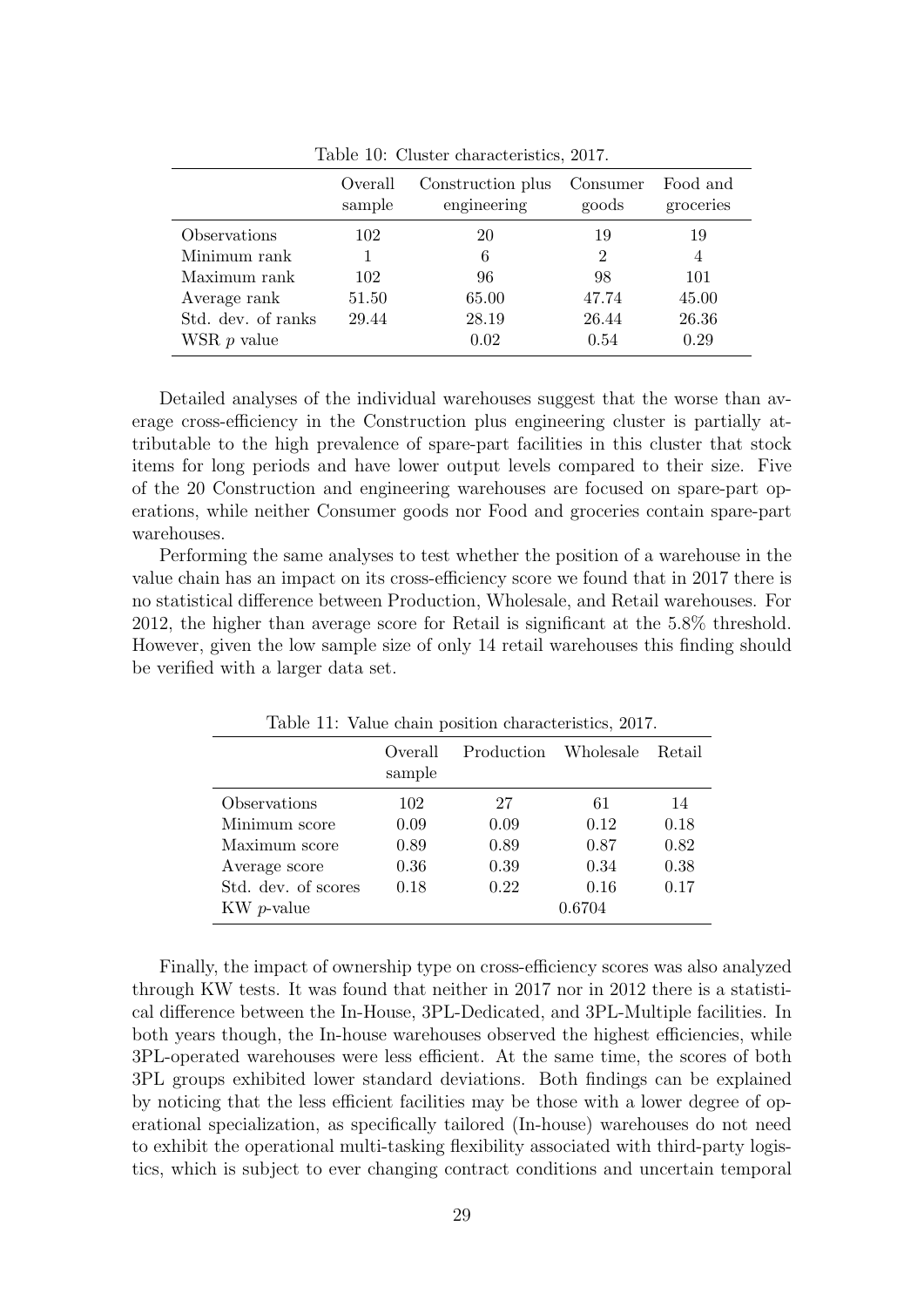Table 10: Cluster characteristics, 2017.

| | Overall sample | Construction plus engineering | Consumer goods | Food and groceries |
|---|---|---|---|---|
| Observations | 102 | 20 | 19 | 19 |
| Minimum rank | 1 | 6 | 2 | 4 |
| Maximum rank | 102 | 96 | 98 | 101 |
| Average rank | 51.50 | 65.00 | 47.74 | 45.00 |
| Std. dev. of ranks | 29.44 | 28.19 | 26.44 | 26.36 |
| WSR $p$ value | | 0.02 | 0.54 | 0.29 |

Detailed analyses of the individual warehouses suggest that the worse than average cross-efficiency in the Construction plus engineering cluster is partially attributable to the high prevalence of spare-part facilities in this cluster that stock items for long periods and have lower output levels compared to their size. Five of the 20 Construction and engineering warehouses are focused on spare-part operations, while neither Consumer goods nor Food and groceries contain spare-part warehouses.

Performing the same analyses to test whether the position of a warehouse in the value chain has an impact on its cross-efficiency score we found that in 2017 there is no statistical difference between Production, Wholesale, and Retail warehouses. For 2012, the higher than average score for Retail is significant at the 5.8% threshold. However, given the low sample size of only 14 retail warehouses this finding should be verified with a larger data set.

Table 11: Value chain position characteristics, 2017.

| | Overall sample | Production | Wholesale | Retail |
|---|---|---|---|---|
| Observations | 102 | 27 | 61 | 14 |
| Minimum score | 0.09 | 0.09 | 0.12 | 0.18 |
| Maximum score | 0.89 | 0.89 | 0.87 | 0.82 |
| Average score | 0.36 | 0.39 | 0.34 | 0.38 |
| Std. dev. of scores | 0.18 | 0.22 | 0.16 | 0.17 |
| KW $p$-value | | | 0.6704 | |

Finally, the impact of ownership type on cross-efficiency scores was also analyzed through KW tests. It was found that neither in 2017 nor in 2012 there is a statistical difference between the In-House, 3PL-Dedicated, and 3PL-Multiple facilities. In both years though, the In-house warehouses observed the highest efficiencies, while 3PL-operated warehouses were less efficient. At the same time, the scores of both 3PL groups exhibited lower standard deviations. Both findings can be explained by noticing that the less efficient facilities may be those with a lower degree of operational specialization, as specifically tailored (In-house) warehouses do not need to exhibit the operational multi-tasking flexibility associated with third-party logistics, which is subject to ever changing contract conditions and uncertain temporal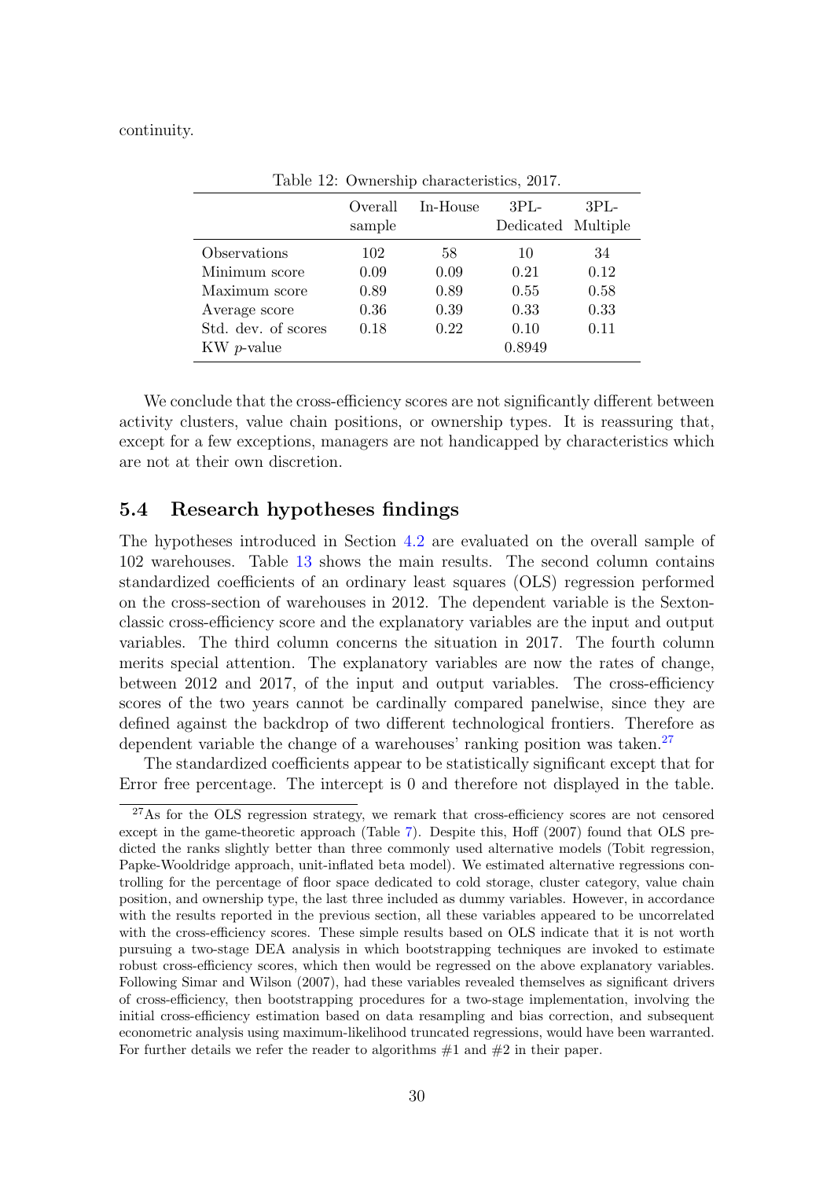continuity.

Table 12: Ownership characteristics, 2017.

| | Overall sample | In-House | 3PL-Dedicated | 3PL-Multiple |
|---|---|---|---|---|
| Observations | 102 | 58 | 10 | 34 |
| Minimum score | 0.09 | 0.09 | 0.21 | 0.12 |
| Maximum score | 0.89 | 0.89 | 0.55 | 0.58 |
| Average score | 0.36 | 0.39 | 0.33 | 0.33 |
| Std. dev. of scores | 0.18 | 0.22 | 0.10 | 0.11 |
| KW $p$-value | | | 0.8949 | |

We conclude that the cross-efficiency scores are not significantly different between activity clusters, value chain positions, or ownership types. It is reassuring that, except for a few exceptions, managers are not handicapped by characteristics which are not at their own discretion.

## 5.4 Research hypotheses findings

The hypotheses introduced in Section 4.2 are evaluated on the overall sample of 102 warehouses. Table 13 shows the main results. The second column contains standardized coefficients of an ordinary least squares (OLS) regression performed on the cross-section of warehouses in 2012. The dependent variable is the Sexton-classic cross-efficiency score and the explanatory variables are the input and output variables. The third column concerns the situation in 2017. The fourth column merits special attention. The explanatory variables are now the rates of change, between 2012 and 2017, of the input and output variables. The cross-efficiency scores of the two years cannot be cardinally compared panelwise, since they are defined against the backdrop of two different technological frontiers. Therefore as dependent variable the change of a warehouses' ranking position was taken.[27]

The standardized coefficients appear to be statistically significant except that for Error free percentage. The intercept is 0 and therefore not displayed in the table.

[27] As for the OLS regression strategy, we remark that cross-efficiency scores are not censored except in the game-theoretic approach (Table 7). Despite this, Hoff (2007) found that OLS predicted the ranks slightly better than three commonly used alternative models (Tobit regression, Papke-Wooldridge approach, unit-inflated beta model). We estimated alternative regressions controlling for the percentage of floor space dedicated to cold storage, cluster category, value chain position, and ownership type, the last three included as dummy variables. However, in accordance with the results reported in the previous section, all these variables appeared to be uncorrelated with the cross-efficiency scores. These simple results based on OLS indicate that it is not worth pursuing a two-stage DEA analysis in which bootstrapping techniques are invoked to estimate robust cross-efficiency scores, which then would be regressed on the above explanatory variables. Following Simar and Wilson (2007), had these variables revealed themselves as significant drivers of cross-efficiency, then bootstrapping procedures for a two-stage implementation, involving the initial cross-efficiency estimation based on data resampling and bias correction, and subsequent econometric analysis using maximum-likelihood truncated regressions, would have been warranted. For further details we refer the reader to algorithms #1 and #2 in their paper.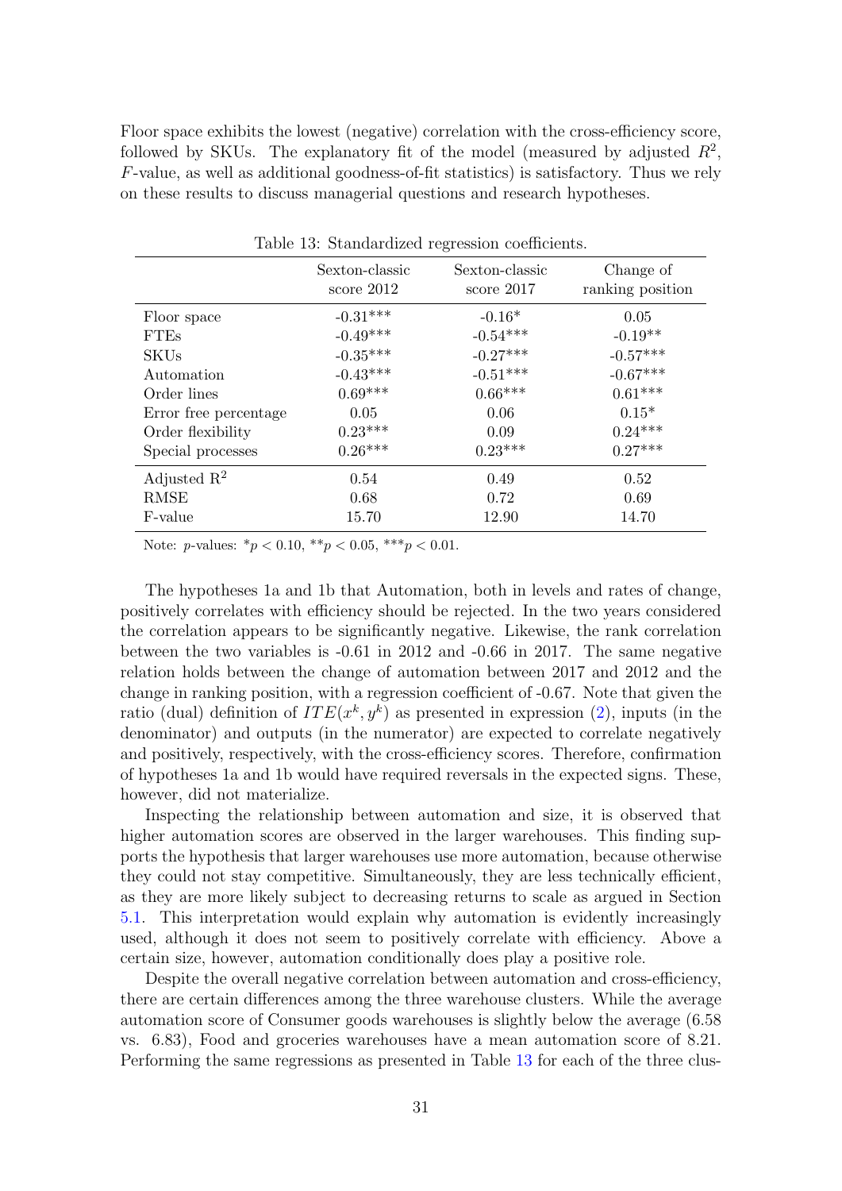Floor space exhibits the lowest (negative) correlation with the cross-efficiency score, followed by SKUs. The explanatory fit of the model (measured by adjusted $R^2$, $F$-value, as well as additional goodness-of-fit statistics) is satisfactory. Thus we rely on these results to discuss managerial questions and research hypotheses.

Table 13: Standardized regression coefficients.

| | Sexton-classic score 2012 | Sexton-classic score 2017 | Change of ranking position |
|---|---|---|---|
| Floor space | -0.31*** | -0.16* | 0.05 |
| FTEs | -0.49*** | -0.54*** | -0.19** |
| SKUs | -0.35*** | -0.27*** | -0.57*** |
| Automation | -0.43*** | -0.51*** | -0.67*** |
| Order lines | 0.69*** | 0.66*** | 0.61*** |
| Error free percentage | 0.05 | 0.06 | 0.15* |
| Order flexibility | 0.23*** | 0.09 | 0.24*** |
| Special processes | 0.26*** | 0.23*** | 0.27*** |
| Adjusted $R^2$ | 0.54 | 0.49 | 0.52 |
| RMSE | 0.68 | 0.72 | 0.69 |
| F-value | 15.70 | 12.90 | 14.70 |

Note: $p$-values: $^{*}p < 0.10$, $^{**}p < 0.05$, $^{***}p < 0.01$.

The hypotheses 1a and 1b that Automation, both in levels and rates of change, positively correlates with efficiency should be rejected. In the two years considered the correlation appears to be significantly negative. Likewise, the rank correlation between the two variables is -0.61 in 2012 and -0.66 in 2017. The same negative relation holds between the change of automation between 2017 and 2012 and the change in ranking position, with a regression coefficient of -0.67. Note that given the ratio (dual) definition of $ITE(x^k, y^k)$ as presented in expression (2), inputs (in the denominator) and outputs (in the numerator) are expected to correlate negatively and positively, respectively, with the cross-efficiency scores. Therefore, confirmation of hypotheses 1a and 1b would have required reversals in the expected signs. These, however, did not materialize.

Inspecting the relationship between automation and size, it is observed that higher automation scores are observed in the larger warehouses. This finding supports the hypothesis that larger warehouses use more automation, because otherwise they could not stay competitive. Simultaneously, they are less technically efficient, as they are more likely subject to decreasing returns to scale as argued in Section 5.1. This interpretation would explain why automation is evidently increasingly used, although it does not seem to positively correlate with efficiency. Above a certain size, however, automation conditionally does play a positive role.

Despite the overall negative correlation between automation and cross-efficiency, there are certain differences among the three warehouse clusters. While the average automation score of Consumer goods warehouses is slightly below the average (6.58 vs. 6.83), Food and groceries warehouses have a mean automation score of 8.21. Performing the same regressions as presented in Table 13 for each of the three clus-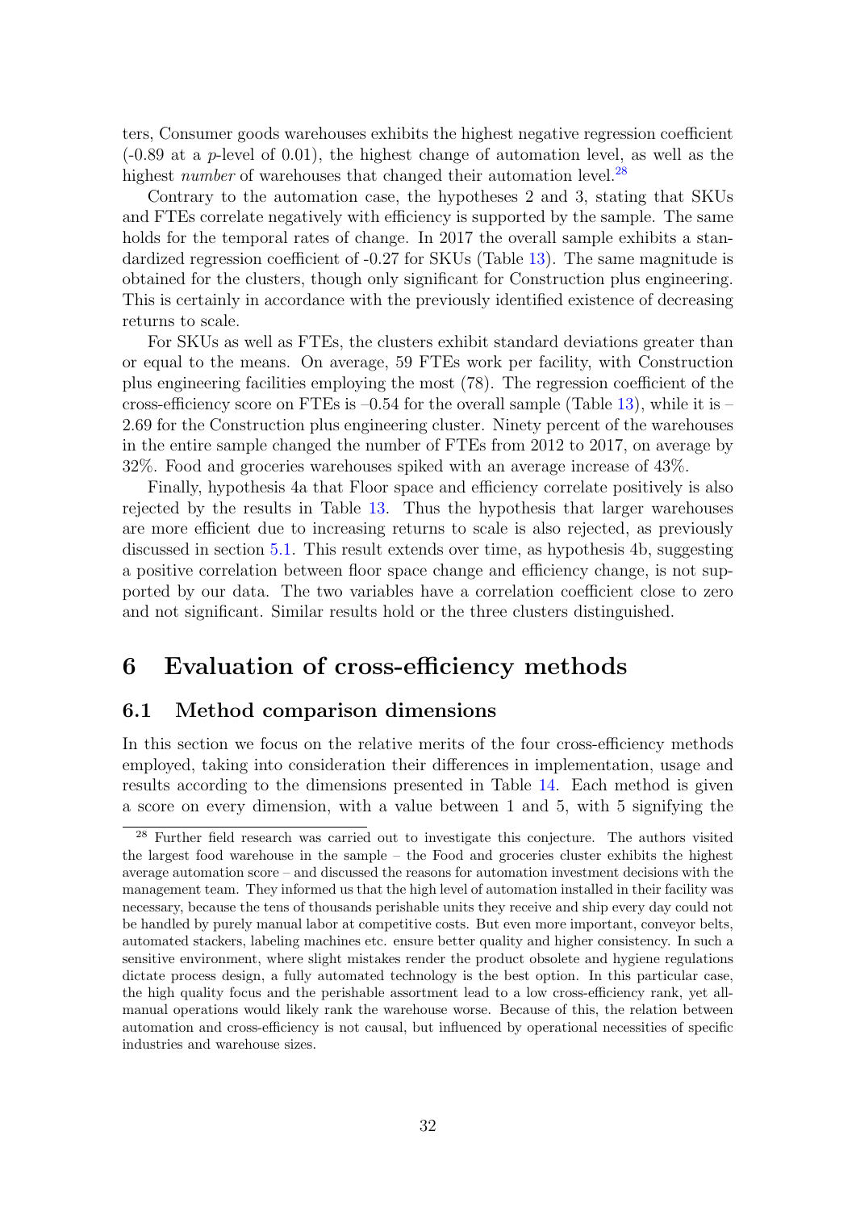ters, Consumer goods warehouses exhibits the highest negative regression coefficient (-0.89 at a $p$-level of 0.01), the highest change of automation level, as well as the highest *number* of warehouses that changed their automation level.[28]

Contrary to the automation case, the hypotheses 2 and 3, stating that SKUs and FTEs correlate negatively with efficiency is supported by the sample. The same holds for the temporal rates of change. In 2017 the overall sample exhibits a standardized regression coefficient of -0.27 for SKUs (Table 13). The same magnitude is obtained for the clusters, though only significant for Construction plus engineering. This is certainly in accordance with the previously identified existence of decreasing returns to scale.

For SKUs as well as FTEs, the clusters exhibit standard deviations greater than or equal to the means. On average, 59 FTEs work per facility, with Construction plus engineering facilities employing the most (78). The regression coefficient of the cross-efficiency score on FTEs is –0.54 for the overall sample (Table 13), while it is –2.69 for the Construction plus engineering cluster. Ninety percent of the warehouses in the entire sample changed the number of FTEs from 2012 to 2017, on average by 32%. Food and groceries warehouses spiked with an average increase of 43%.

Finally, hypothesis 4a that Floor space and efficiency correlate positively is also rejected by the results in Table 13. Thus the hypothesis that larger warehouses are more efficient due to increasing returns to scale is also rejected, as previously discussed in section 5.1. This result extends over time, as hypothesis 4b, suggesting a positive correlation between floor space change and efficiency change, is not supported by our data. The two variables have a correlation coefficient close to zero and not significant. Similar results hold or the three clusters distinguished.

# 6 Evaluation of cross-efficiency methods

## 6.1 Method comparison dimensions

In this section we focus on the relative merits of the four cross-efficiency methods employed, taking into consideration their differences in implementation, usage and results according to the dimensions presented in Table 14. Each method is given a score on every dimension, with a value between 1 and 5, with 5 signifying the

---

[28] Further field research was carried out to investigate this conjecture. The authors visited the largest food warehouse in the sample – the Food and groceries cluster exhibits the highest average automation score – and discussed the reasons for automation investment decisions with the management team. They informed us that the high level of automation installed in their facility was necessary, because the tens of thousands perishable units they receive and ship every day could not be handled by purely manual labor at competitive costs. But even more important, conveyor belts, automated stackers, labeling machines etc. ensure better quality and higher consistency. In such a sensitive environment, where slight mistakes render the product obsolete and hygiene regulations dictate process design, a fully automated technology is the best option. In this particular case, the high quality focus and the perishable assortment lead to a low cross-efficiency rank, yet all-manual operations would likely rank the warehouse worse. Because of this, the relation between automation and cross-efficiency is not causal, but influenced by operational necessities of specific industries and warehouse sizes.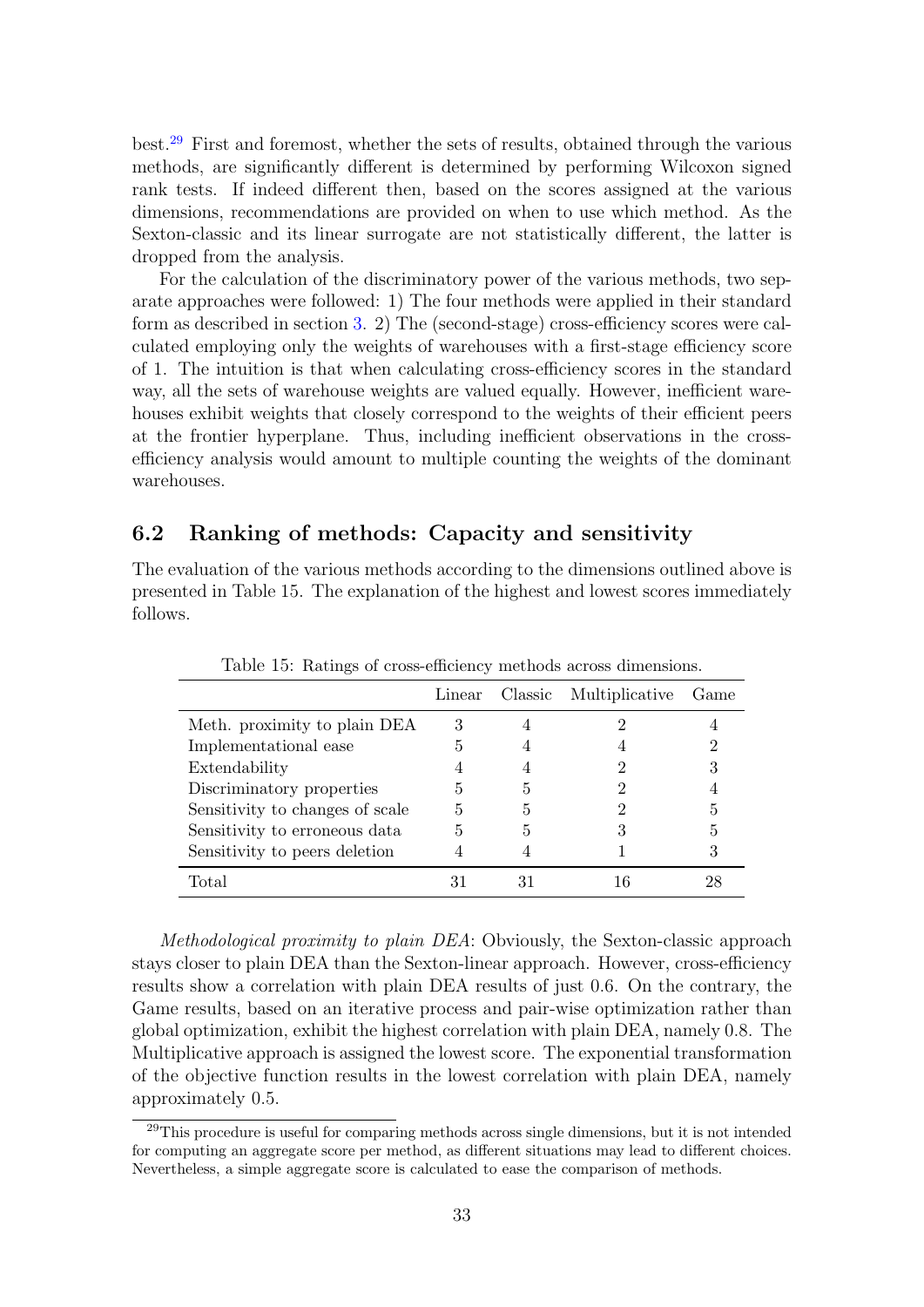best.[29] First and foremost, whether the sets of results, obtained through the various methods, are significantly different is determined by performing Wilcoxon signed rank tests. If indeed different then, based on the scores assigned at the various dimensions, recommendations are provided on when to use which method. As the Sexton-classic and its linear surrogate are not statistically different, the latter is dropped from the analysis.

For the calculation of the discriminatory power of the various methods, two separate approaches were followed: 1) The four methods were applied in their standard form as described in section 3. 2) The (second-stage) cross-efficiency scores were calculated employing only the weights of warehouses with a first-stage efficiency score of 1. The intuition is that when calculating cross-efficiency scores in the standard way, all the sets of warehouse weights are valued equally. However, inefficient warehouses exhibit weights that closely correspond to the weights of their efficient peers at the frontier hyperplane. Thus, including inefficient observations in the cross-efficiency analysis would amount to multiple counting the weights of the dominant warehouses.

## 6.2 Ranking of methods: Capacity and sensitivity

The evaluation of the various methods according to the dimensions outlined above is presented in Table 15. The explanation of the highest and lowest scores immediately follows.

Table 15: Ratings of cross-efficiency methods across dimensions.

| | Linear | Classic | Multiplicative | Game |
|---|---|---|---|---|
| Meth. proximity to plain DEA | 3 | 4 | 2 | 4 |
| Implementational ease | 5 | 4 | 4 | 2 |
| Extendability | 4 | 4 | 2 | 3 |
| Discriminatory properties | 5 | 5 | 2 | 4 |
| Sensitivity to changes of scale | 5 | 5 | 2 | 5 |
| Sensitivity to erroneous data | 5 | 5 | 3 | 5 |
| Sensitivity to peers deletion | 4 | 4 | 1 | 3 |
| Total | 31 | 31 | 16 | 28 |

*Methodological proximity to plain DEA*: Obviously, the Sexton-classic approach stays closer to plain DEA than the Sexton-linear approach. However, cross-efficiency results show a correlation with plain DEA results of just 0.6. On the contrary, the Game results, based on an iterative process and pair-wise optimization rather than global optimization, exhibit the highest correlation with plain DEA, namely 0.8. The Multiplicative approach is assigned the lowest score. The exponential transformation of the objective function results in the lowest correlation with plain DEA, namely approximately 0.5.

[29] This procedure is useful for comparing methods across single dimensions, but it is not intended for computing an aggregate score per method, as different situations may lead to different choices. Nevertheless, a simple aggregate score is calculated to ease the comparison of methods.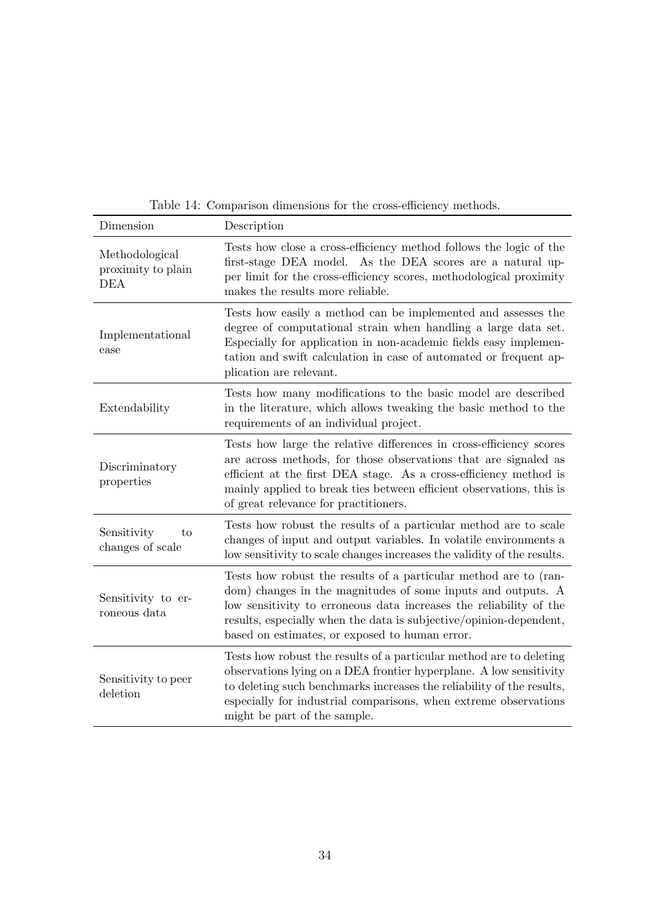Table 14: Comparison dimensions for the cross-efficiency methods.

| Dimension | Description |
|---|---|
| Methodological proximity to plain DEA | Tests how close a cross-efficiency method follows the logic of the first-stage DEA model. As the DEA scores are a natural upper limit for the cross-efficiency scores, methodological proximity makes the results more reliable. |
| Implementational ease | Tests how easily a method can be implemented and assesses the degree of computational strain when handling a large data set. Especially for application in non-academic fields easy implementation and swift calculation in case of automated or frequent application are relevant. |
| Extendability | Tests how many modifications to the basic model are described in the literature, which allows tweaking the basic method to the requirements of an individual project. |
| Discriminatory properties | Tests how large the relative differences in cross-efficiency scores are across methods, for those observations that are signaled as efficient at the first DEA stage. As a cross-efficiency method is mainly applied to break ties between efficient observations, this is of great relevance for practitioners. |
| Sensitivity to changes of scale | Tests how robust the results of a particular method are to scale changes of input and output variables. In volatile environments a low sensitivity to scale changes increases the validity of the results. |
| Sensitivity to erroneous data | Tests how robust the results of a particular method are to (random) changes in the magnitudes of some inputs and outputs. A low sensitivity to erroneous data increases the reliability of the results, especially when the data is subjective/opinion-dependent, based on estimates, or exposed to human error. |
| Sensitivity to peer deletion | Tests how robust the results of a particular method are to deleting observations lying on a DEA frontier hyperplane. A low sensitivity to deleting such benchmarks increases the reliability of the results, especially for industrial comparisons, when extreme observations might be part of the sample. |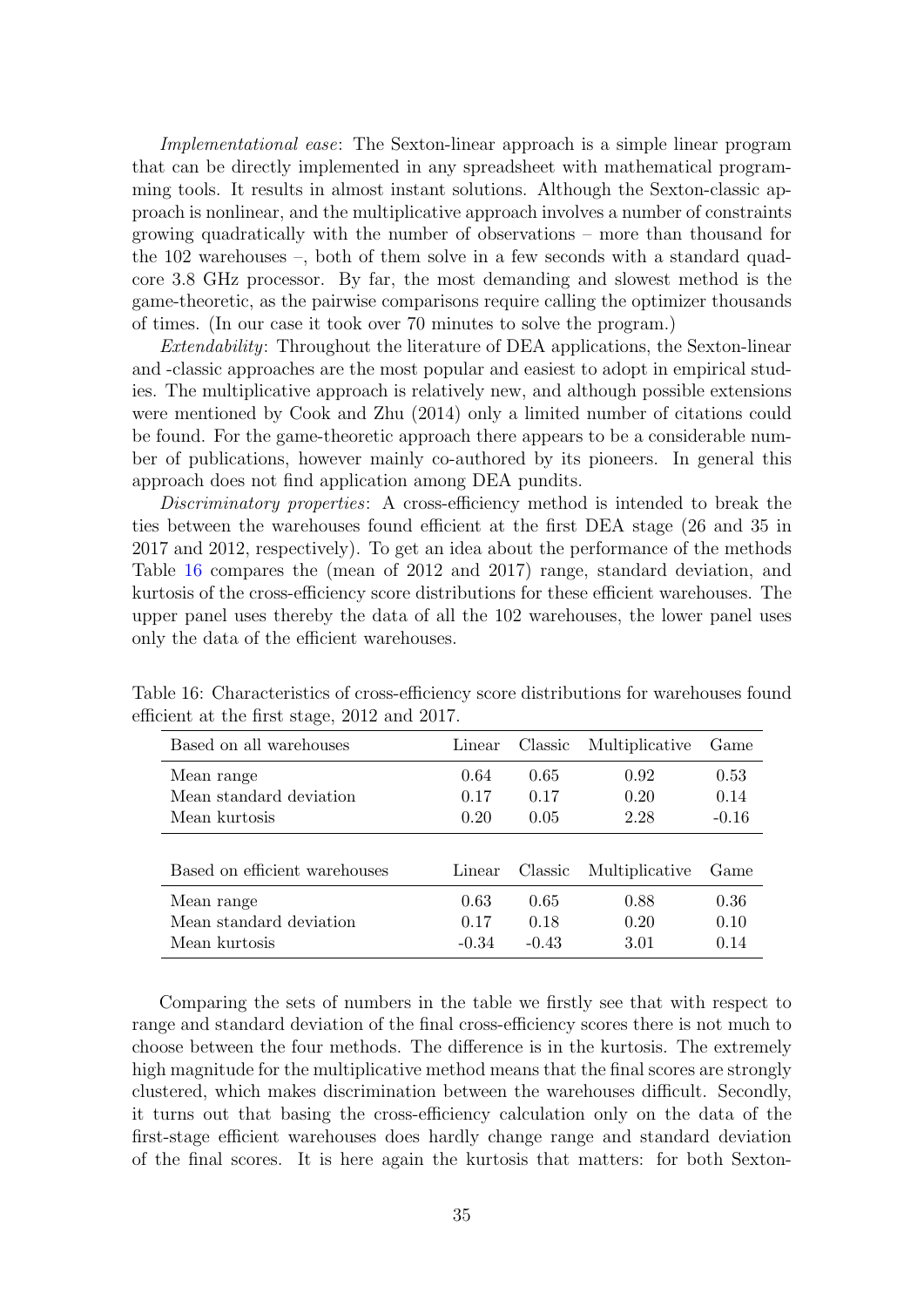*Implementational ease*: The Sexton-linear approach is a simple linear program that can be directly implemented in any spreadsheet with mathematical programming tools. It results in almost instant solutions. Although the Sexton-classic approach is nonlinear, and the multiplicative approach involves a number of constraints growing quadratically with the number of observations – more than thousand for the 102 warehouses –, both of them solve in a few seconds with a standard quad-core 3.8 GHz processor. By far, the most demanding and slowest method is the game-theoretic, as the pairwise comparisons require calling the optimizer thousands of times. (In our case it took over 70 minutes to solve the program.)

*Extendability*: Throughout the literature of DEA applications, the Sexton-linear and -classic approaches are the most popular and easiest to adopt in empirical studies. The multiplicative approach is relatively new, and although possible extensions were mentioned by Cook and Zhu (2014) only a limited number of citations could be found. For the game-theoretic approach there appears to be a considerable number of publications, however mainly co-authored by its pioneers. In general this approach does not find application among DEA pundits.

*Discriminatory properties*: A cross-efficiency method is intended to break the ties between the warehouses found efficient at the first DEA stage (26 and 35 in 2017 and 2012, respectively). To get an idea about the performance of the methods Table 16 compares the (mean of 2012 and 2017) range, standard deviation, and kurtosis of the cross-efficiency score distributions for these efficient warehouses. The upper panel uses thereby the data of all the 102 warehouses, the lower panel uses only the data of the efficient warehouses.

Table 16: Characteristics of cross-efficiency score distributions for warehouses found efficient at the first stage, 2012 and 2017.

| Based on all warehouses | Linear | Classic | Multiplicative | Game |
|---|---|---|---|---|
| Mean range | 0.64 | 0.65 | 0.92 | 0.53 |
| Mean standard deviation | 0.17 | 0.17 | 0.20 | 0.14 |
| Mean kurtosis | 0.20 | 0.05 | 2.28 | -0.16 |
| **Based on efficient warehouses** | **Linear** | **Classic** | **Multiplicative** | **Game** |
| Mean range | 0.63 | 0.65 | 0.88 | 0.36 |
| Mean standard deviation | 0.17 | 0.18 | 0.20 | 0.10 |
| Mean kurtosis | -0.34 | -0.43 | 3.01 | 0.14 |

Comparing the sets of numbers in the table we firstly see that with respect to range and standard deviation of the final cross-efficiency scores there is not much to choose between the four methods. The difference is in the kurtosis. The extremely high magnitude for the multiplicative method means that the final scores are strongly clustered, which makes discrimination between the warehouses difficult. Secondly, it turns out that basing the cross-efficiency calculation only on the data of the first-stage efficient warehouses does hardly change range and standard deviation of the final scores. It is here again the kurtosis that matters: for both Sexton-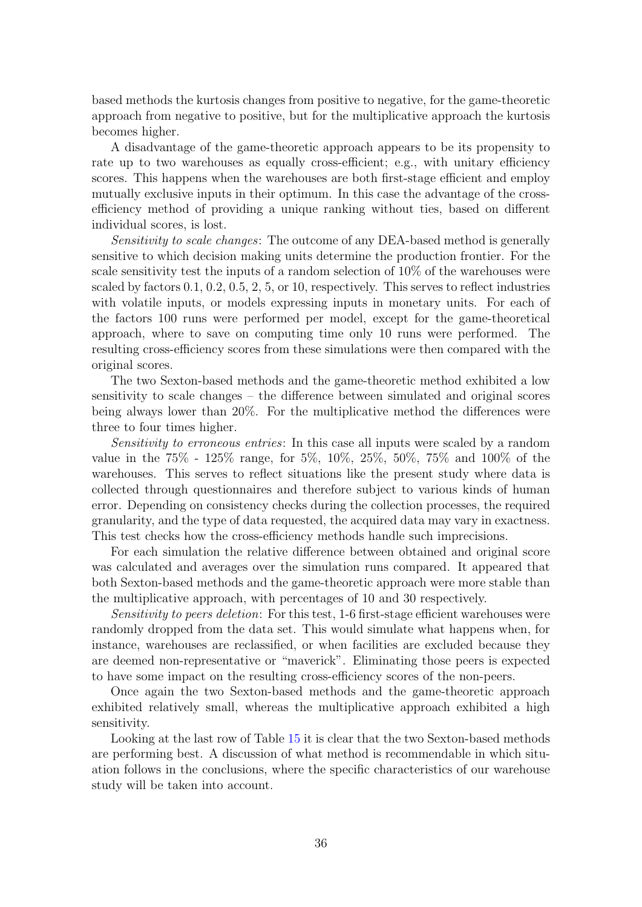based methods the kurtosis changes from positive to negative, for the game-theoretic approach from negative to positive, but for the multiplicative approach the kurtosis becomes higher.

A disadvantage of the game-theoretic approach appears to be its propensity to rate up to two warehouses as equally cross-efficient; e.g., with unitary efficiency scores. This happens when the warehouses are both first-stage efficient and employ mutually exclusive inputs in their optimum. In this case the advantage of the cross-efficiency method of providing a unique ranking without ties, based on different individual scores, is lost.

*Sensitivity to scale changes*: The outcome of any DEA-based method is generally sensitive to which decision making units determine the production frontier. For the scale sensitivity test the inputs of a random selection of 10% of the warehouses were scaled by factors 0.1, 0.2, 0.5, 2, 5, or 10, respectively. This serves to reflect industries with volatile inputs, or models expressing inputs in monetary units. For each of the factors 100 runs were performed per model, except for the game-theoretical approach, where to save on computing time only 10 runs were performed. The resulting cross-efficiency scores from these simulations were then compared with the original scores.

The two Sexton-based methods and the game-theoretic method exhibited a low sensitivity to scale changes – the difference between simulated and original scores being always lower than 20%. For the multiplicative method the differences were three to four times higher.

*Sensitivity to erroneous entries*: In this case all inputs were scaled by a random value in the 75% - 125% range, for 5%, 10%, 25%, 50%, 75% and 100% of the warehouses. This serves to reflect situations like the present study where data is collected through questionnaires and therefore subject to various kinds of human error. Depending on consistency checks during the collection processes, the required granularity, and the type of data requested, the acquired data may vary in exactness. This test checks how the cross-efficiency methods handle such imprecisions.

For each simulation the relative difference between obtained and original score was calculated and averages over the simulation runs compared. It appeared that both Sexton-based methods and the game-theoretic approach were more stable than the multiplicative approach, with percentages of 10 and 30 respectively.

*Sensitivity to peers deletion*: For this test, 1-6 first-stage efficient warehouses were randomly dropped from the data set. This would simulate what happens when, for instance, warehouses are reclassified, or when facilities are excluded because they are deemed non-representative or "maverick". Eliminating those peers is expected to have some impact on the resulting cross-efficiency scores of the non-peers.

Once again the two Sexton-based methods and the game-theoretic approach exhibited relatively small, whereas the multiplicative approach exhibited a high sensitivity.

Looking at the last row of Table 15 it is clear that the two Sexton-based methods are performing best. A discussion of what method is recommendable in which situation follows in the conclusions, where the specific characteristics of our warehouse study will be taken into account.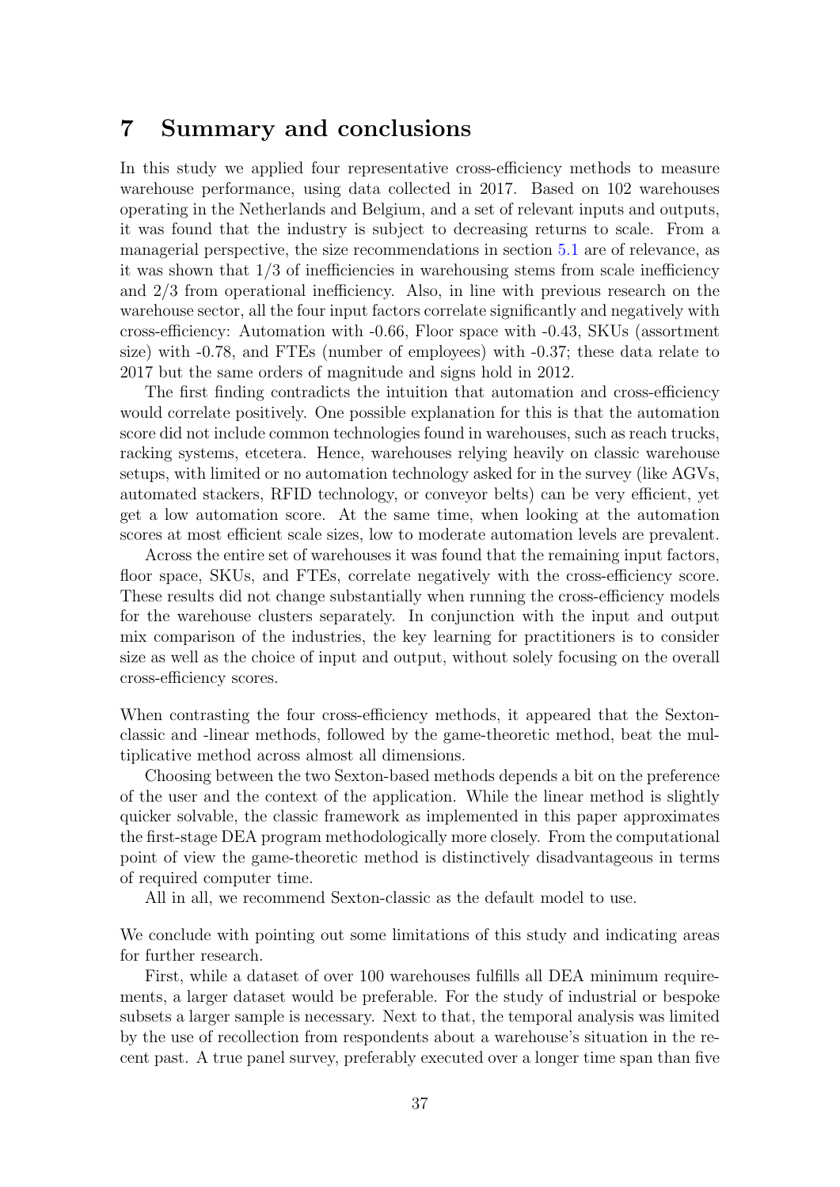# 7 Summary and conclusions

In this study we applied four representative cross-efficiency methods to measure warehouse performance, using data collected in 2017. Based on 102 warehouses operating in the Netherlands and Belgium, and a set of relevant inputs and outputs, it was found that the industry is subject to decreasing returns to scale. From a managerial perspective, the size recommendations in section 5.1 are of relevance, as it was shown that 1/3 of inefficiencies in warehousing stems from scale inefficiency and 2/3 from operational inefficiency. Also, in line with previous research on the warehouse sector, all the four input factors correlate significantly and negatively with cross-efficiency: Automation with -0.66, Floor space with -0.43, SKUs (assortment size) with -0.78, and FTEs (number of employees) with -0.37; these data relate to 2017 but the same orders of magnitude and signs hold in 2012.

The first finding contradicts the intuition that automation and cross-efficiency would correlate positively. One possible explanation for this is that the automation score did not include common technologies found in warehouses, such as reach trucks, racking systems, etcetera. Hence, warehouses relying heavily on classic warehouse setups, with limited or no automation technology asked for in the survey (like AGVs, automated stackers, RFID technology, or conveyor belts) can be very efficient, yet get a low automation score. At the same time, when looking at the automation scores at most efficient scale sizes, low to moderate automation levels are prevalent.

Across the entire set of warehouses it was found that the remaining input factors, floor space, SKUs, and FTEs, correlate negatively with the cross-efficiency score. These results did not change substantially when running the cross-efficiency models for the warehouse clusters separately. In conjunction with the input and output mix comparison of the industries, the key learning for practitioners is to consider size as well as the choice of input and output, without solely focusing on the overall cross-efficiency scores.

When contrasting the four cross-efficiency methods, it appeared that the Sexton-classic and -linear methods, followed by the game-theoretic method, beat the multiplicative method across almost all dimensions.

Choosing between the two Sexton-based methods depends a bit on the preference of the user and the context of the application. While the linear method is slightly quicker solvable, the classic framework as implemented in this paper approximates the first-stage DEA program methodologically more closely. From the computational point of view the game-theoretic method is distinctively disadvantageous in terms of required computer time.

All in all, we recommend Sexton-classic as the default model to use.

We conclude with pointing out some limitations of this study and indicating areas for further research.

First, while a dataset of over 100 warehouses fulfills all DEA minimum requirements, a larger dataset would be preferable. For the study of industrial or bespoke subsets a larger sample is necessary. Next to that, the temporal analysis was limited by the use of recollection from respondents about a warehouse's situation in the recent past. A true panel survey, preferably executed over a longer time span than five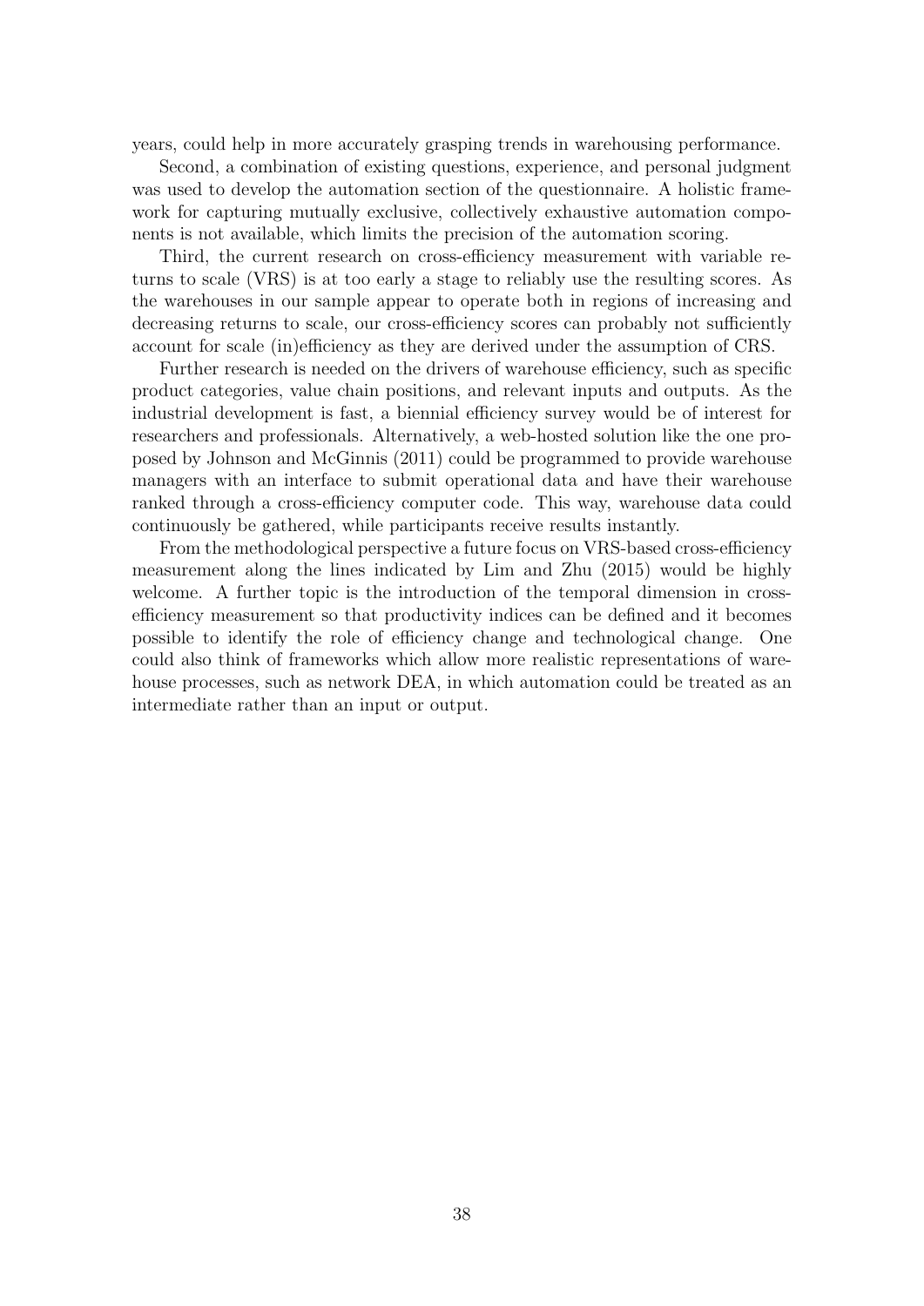years, could help in more accurately grasping trends in warehousing performance.

Second, a combination of existing questions, experience, and personal judgment was used to develop the automation section of the questionnaire. A holistic framework for capturing mutually exclusive, collectively exhaustive automation components is not available, which limits the precision of the automation scoring.

Third, the current research on cross-efficiency measurement with variable returns to scale (VRS) is at too early a stage to reliably use the resulting scores. As the warehouses in our sample appear to operate both in regions of increasing and decreasing returns to scale, our cross-efficiency scores can probably not sufficiently account for scale (in)efficiency as they are derived under the assumption of CRS.

Further research is needed on the drivers of warehouse efficiency, such as specific product categories, value chain positions, and relevant inputs and outputs. As the industrial development is fast, a biennial efficiency survey would be of interest for researchers and professionals. Alternatively, a web-hosted solution like the one proposed by Johnson and McGinnis (2011) could be programmed to provide warehouse managers with an interface to submit operational data and have their warehouse ranked through a cross-efficiency computer code. This way, warehouse data could continuously be gathered, while participants receive results instantly.

From the methodological perspective a future focus on VRS-based cross-efficiency measurement along the lines indicated by Lim and Zhu (2015) would be highly welcome. A further topic is the introduction of the temporal dimension in cross-efficiency measurement so that productivity indices can be defined and it becomes possible to identify the role of efficiency change and technological change. One could also think of frameworks which allow more realistic representations of warehouse processes, such as network DEA, in which automation could be treated as an intermediate rather than an input or output.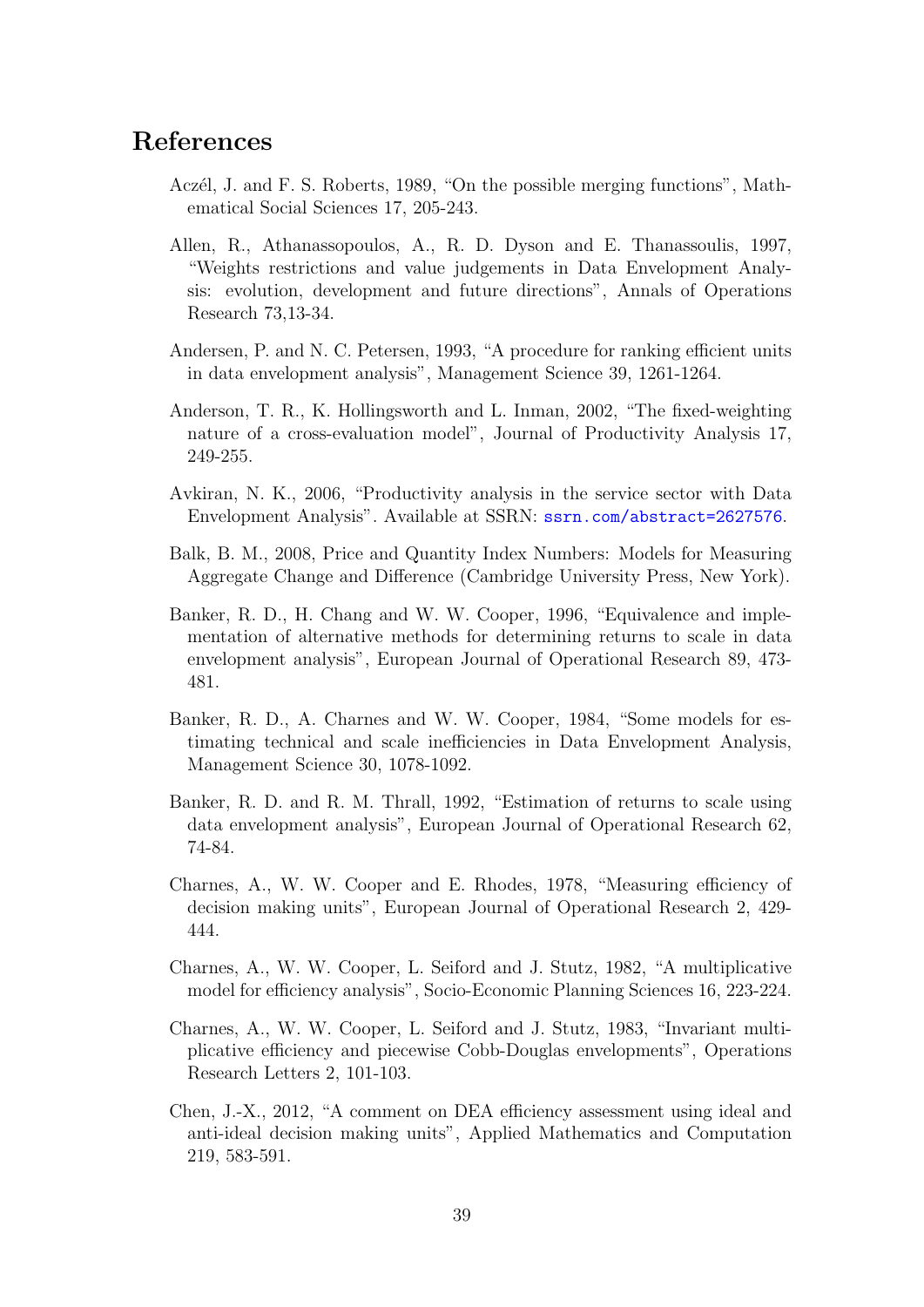# References

Aczél, J. and F. S. Roberts, 1989, "On the possible merging functions", Mathematical Social Sciences 17, 205-243.

Allen, R., Athanassopoulos, A., R. D. Dyson and E. Thanassoulis, 1997, "Weights restrictions and value judgements in Data Envelopment Analysis: evolution, development and future directions", Annals of Operations Research 73,13-34.

Andersen, P. and N. C. Petersen, 1993, "A procedure for ranking efficient units in data envelopment analysis", Management Science 39, 1261-1264.

Anderson, T. R., K. Hollingsworth and L. Inman, 2002, "The fixed-weighting nature of a cross-evaluation model", Journal of Productivity Analysis 17, 249-255.

Avkiran, N. K., 2006, "Productivity analysis in the service sector with Data Envelopment Analysis". Available at SSRN: ssrn.com/abstract=2627576.

Balk, B. M., 2008, Price and Quantity Index Numbers: Models for Measuring Aggregate Change and Difference (Cambridge University Press, New York).

Banker, R. D., H. Chang and W. W. Cooper, 1996, "Equivalence and implementation of alternative methods for determining returns to scale in data envelopment analysis", European Journal of Operational Research 89, 473-481.

Banker, R. D., A. Charnes and W. W. Cooper, 1984, "Some models for estimating technical and scale inefficiencies in Data Envelopment Analysis, Management Science 30, 1078-1092.

Banker, R. D. and R. M. Thrall, 1992, "Estimation of returns to scale using data envelopment analysis", European Journal of Operational Research 62, 74-84.

Charnes, A., W. W. Cooper and E. Rhodes, 1978, "Measuring efficiency of decision making units", European Journal of Operational Research 2, 429-444.

Charnes, A., W. W. Cooper, L. Seiford and J. Stutz, 1982, "A multiplicative model for efficiency analysis", Socio-Economic Planning Sciences 16, 223-224.

Charnes, A., W. W. Cooper, L. Seiford and J. Stutz, 1983, "Invariant multiplicative efficiency and piecewise Cobb-Douglas envelopments", Operations Research Letters 2, 101-103.

Chen, J.-X., 2012, "A comment on DEA efficiency assessment using ideal and anti-ideal decision making units", Applied Mathematics and Computation 219, 583-591.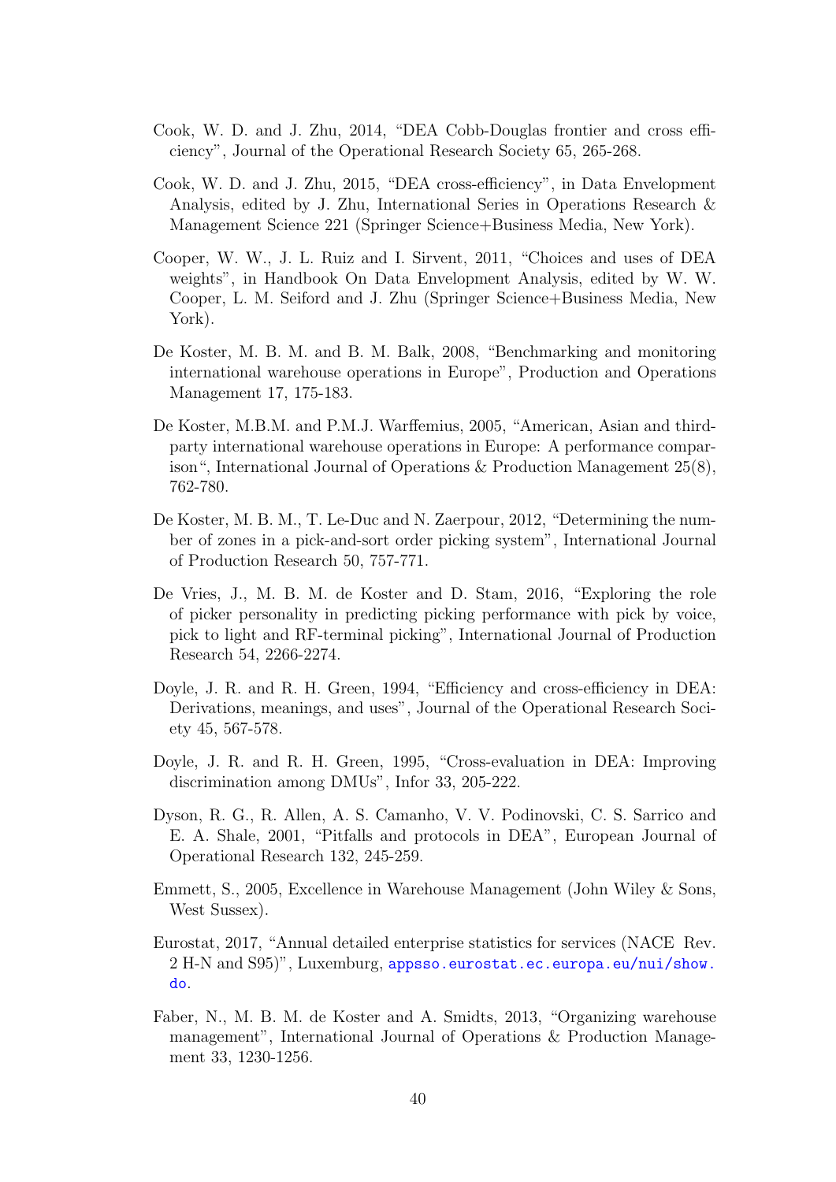Cook, W. D. and J. Zhu, 2014, “DEA Cobb-Douglas frontier and cross efficiency”, Journal of the Operational Research Society 65, 265-268.

Cook, W. D. and J. Zhu, 2015, “DEA cross-efficiency”, in Data Envelopment Analysis, edited by J. Zhu, International Series in Operations Research & Management Science 221 (Springer Science+Business Media, New York).

Cooper, W. W., J. L. Ruiz and I. Sirvent, 2011, “Choices and uses of DEA weights”, in Handbook On Data Envelopment Analysis, edited by W. W. Cooper, L. M. Seiford and J. Zhu (Springer Science+Business Media, New York).

De Koster, M. B. M. and B. M. Balk, 2008, “Benchmarking and monitoring international warehouse operations in Europe”, Production and Operations Management 17, 175-183.

De Koster, M.B.M. and P.M.J. Warffemius, 2005, “American, Asian and third-party international warehouse operations in Europe: A performance comparison“, International Journal of Operations & Production Management 25(8), 762-780.

De Koster, M. B. M., T. Le-Duc and N. Zaerpour, 2012, “Determining the number of zones in a pick-and-sort order picking system”, International Journal of Production Research 50, 757-771.

De Vries, J., M. B. M. de Koster and D. Stam, 2016, “Exploring the role of picker personality in predicting picking performance with pick by voice, pick to light and RF-terminal picking”, International Journal of Production Research 54, 2266-2274.

Doyle, J. R. and R. H. Green, 1994, “Efficiency and cross-efficiency in DEA: Derivations, meanings, and uses”, Journal of the Operational Research Society 45, 567-578.

Doyle, J. R. and R. H. Green, 1995, “Cross-evaluation in DEA: Improving discrimination among DMUs”, Infor 33, 205-222.

Dyson, R. G., R. Allen, A. S. Camanho, V. V. Podinovski, C. S. Sarrico and E. A. Shale, 2001, “Pitfalls and protocols in DEA”, European Journal of Operational Research 132, 245-259.

Emmett, S., 2005, Excellence in Warehouse Management (John Wiley & Sons, West Sussex).

Eurostat, 2017, “Annual detailed enterprise statistics for services (NACE Rev. 2 H-N and S95)”, Luxemburg, appsso.eurostat.ec.europa.eu/nui/show.do.

Faber, N., M. B. M. de Koster and A. Smidts, 2013, “Organizing warehouse management”, International Journal of Operations & Production Management 33, 1230-1256.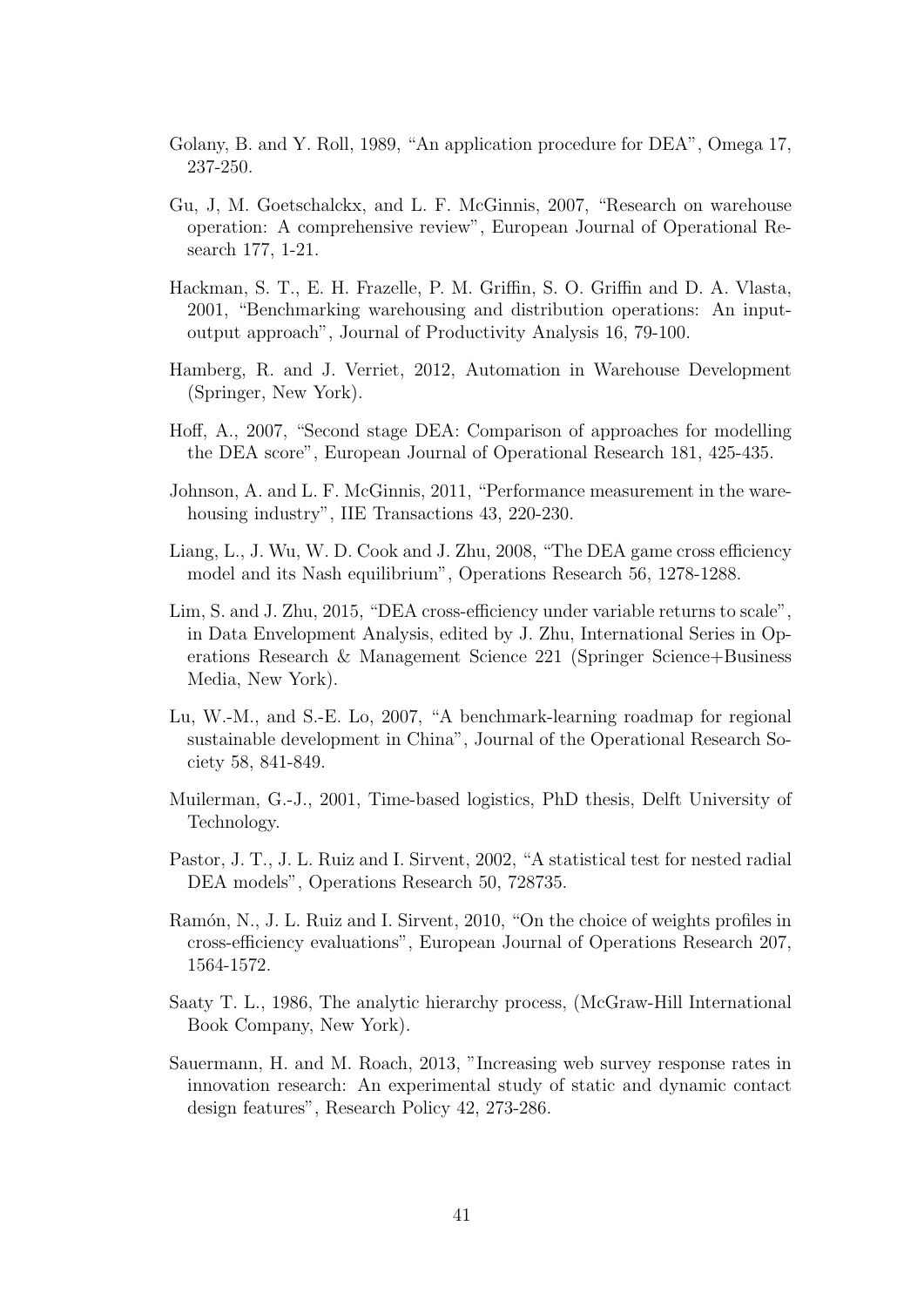Golany, B. and Y. Roll, 1989, "An application procedure for DEA", Omega 17, 237-250.

Gu, J, M. Goetschalckx, and L. F. McGinnis, 2007, "Research on warehouse operation: A comprehensive review", European Journal of Operational Research 177, 1-21.

Hackman, S. T., E. H. Frazelle, P. M. Griffin, S. O. Griffin and D. A. Vlasta, 2001, "Benchmarking warehousing and distribution operations: An input-output approach", Journal of Productivity Analysis 16, 79-100.

Hamberg, R. and J. Verriet, 2012, Automation in Warehouse Development (Springer, New York).

Hoff, A., 2007, "Second stage DEA: Comparison of approaches for modelling the DEA score", European Journal of Operational Research 181, 425-435.

Johnson, A. and L. F. McGinnis, 2011, "Performance measurement in the warehousing industry", IIE Transactions 43, 220-230.

Liang, L., J. Wu, W. D. Cook and J. Zhu, 2008, "The DEA game cross efficiency model and its Nash equilibrium", Operations Research 56, 1278-1288.

Lim, S. and J. Zhu, 2015, "DEA cross-efficiency under variable returns to scale", in Data Envelopment Analysis, edited by J. Zhu, International Series in Operations Research & Management Science 221 (Springer Science+Business Media, New York).

Lu, W.-M., and S.-E. Lo, 2007, "A benchmark-learning roadmap for regional sustainable development in China", Journal of the Operational Research Society 58, 841-849.

Muilerman, G.-J., 2001, Time-based logistics, PhD thesis, Delft University of Technology.

Pastor, J. T., J. L. Ruiz and I. Sirvent, 2002, "A statistical test for nested radial DEA models", Operations Research 50, 728735.

Ramón, N., J. L. Ruiz and I. Sirvent, 2010, "On the choice of weights profiles in cross-efficiency evaluations", European Journal of Operations Research 207, 1564-1572.

Saaty T. L., 1986, The analytic hierarchy process, (McGraw-Hill International Book Company, New York).

Sauermann, H. and M. Roach, 2013, "Increasing web survey response rates in innovation research: An experimental study of static and dynamic contact design features", Research Policy 42, 273-286.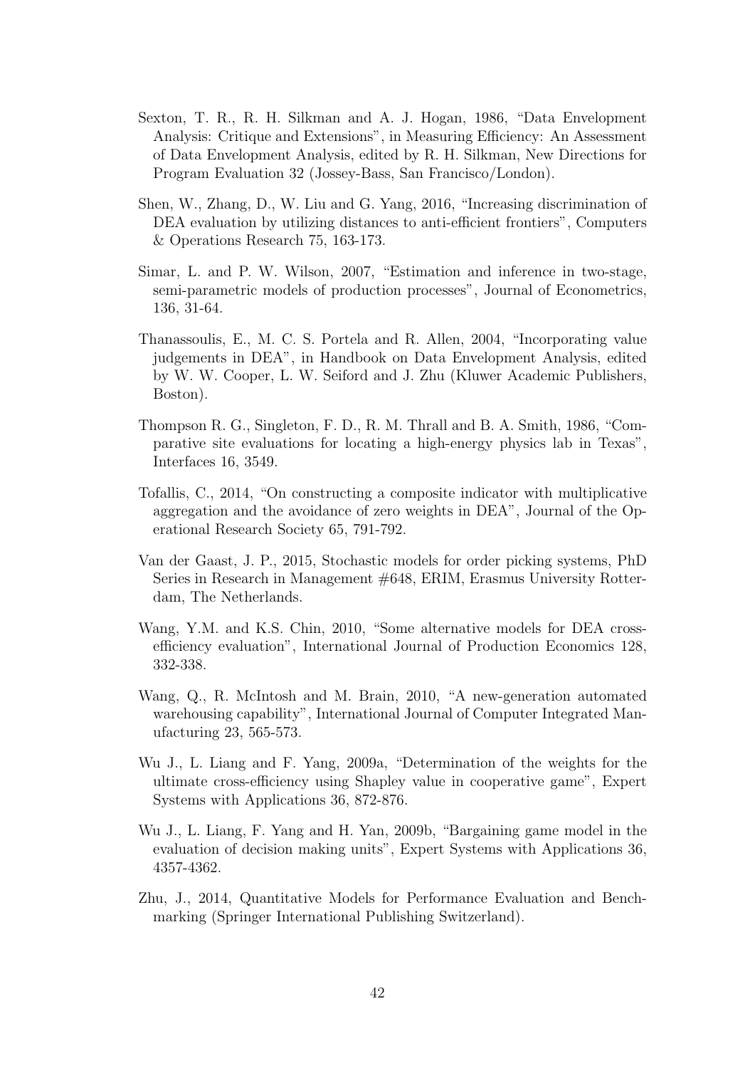Sexton, T. R., R. H. Silkman and A. J. Hogan, 1986, "Data Envelopment Analysis: Critique and Extensions", in Measuring Efficiency: An Assessment of Data Envelopment Analysis, edited by R. H. Silkman, New Directions for Program Evaluation 32 (Jossey-Bass, San Francisco/London).

Shen, W., Zhang, D., W. Liu and G. Yang, 2016, "Increasing discrimination of DEA evaluation by utilizing distances to anti-efficient frontiers", Computers & Operations Research 75, 163-173.

Simar, L. and P. W. Wilson, 2007, "Estimation and inference in two-stage, semi-parametric models of production processes", Journal of Econometrics, 136, 31-64.

Thanassoulis, E., M. C. S. Portela and R. Allen, 2004, "Incorporating value judgements in DEA", in Handbook on Data Envelopment Analysis, edited by W. W. Cooper, L. W. Seiford and J. Zhu (Kluwer Academic Publishers, Boston).

Thompson R. G., Singleton, F. D., R. M. Thrall and B. A. Smith, 1986, "Comparative site evaluations for locating a high-energy physics lab in Texas", Interfaces 16, 3549.

Tofallis, C., 2014, "On constructing a composite indicator with multiplicative aggregation and the avoidance of zero weights in DEA", Journal of the Operational Research Society 65, 791-792.

Van der Gaast, J. P., 2015, Stochastic models for order picking systems, PhD Series in Research in Management #648, ERIM, Erasmus University Rotterdam, The Netherlands.

Wang, Y.M. and K.S. Chin, 2010, "Some alternative models for DEA cross-efficiency evaluation", International Journal of Production Economics 128, 332-338.

Wang, Q., R. McIntosh and M. Brain, 2010, "A new-generation automated warehousing capability", International Journal of Computer Integrated Manufacturing 23, 565-573.

Wu J., L. Liang and F. Yang, 2009a, "Determination of the weights for the ultimate cross-efficiency using Shapley value in cooperative game", Expert Systems with Applications 36, 872-876.

Wu J., L. Liang, F. Yang and H. Yan, 2009b, "Bargaining game model in the evaluation of decision making units", Expert Systems with Applications 36, 4357-4362.

Zhu, J., 2014, Quantitative Models for Performance Evaluation and Benchmarking (Springer International Publishing Switzerland).